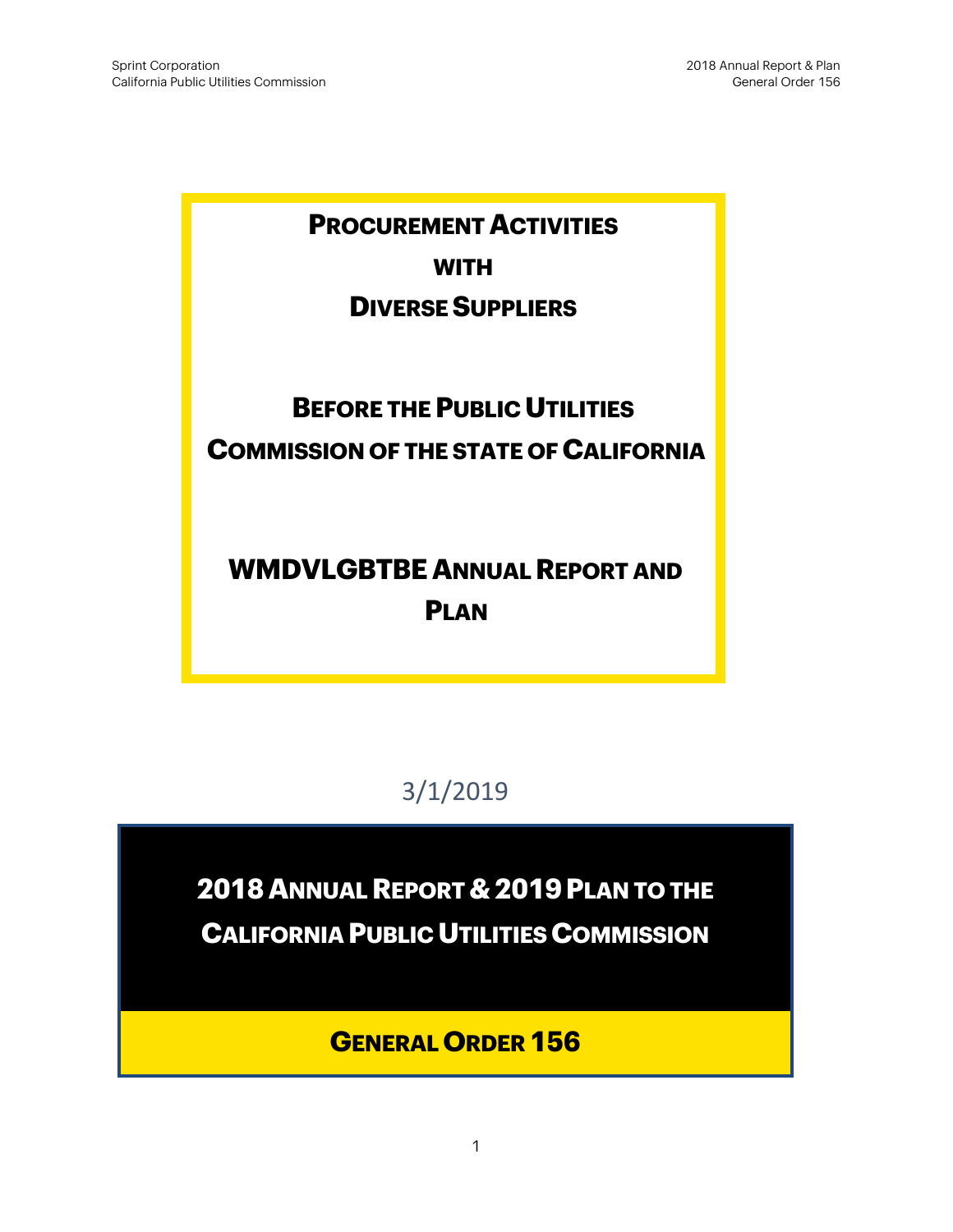# Procurement Activities with Diverse Suppliers

## Before the Public Utilities Commission of the state of California

## WMDVLGBTBE Annual Report and Plan

3/1/2019

## 2018 Annual Report & 2019 Plan to the California Public Utilities Commission

## General Order 156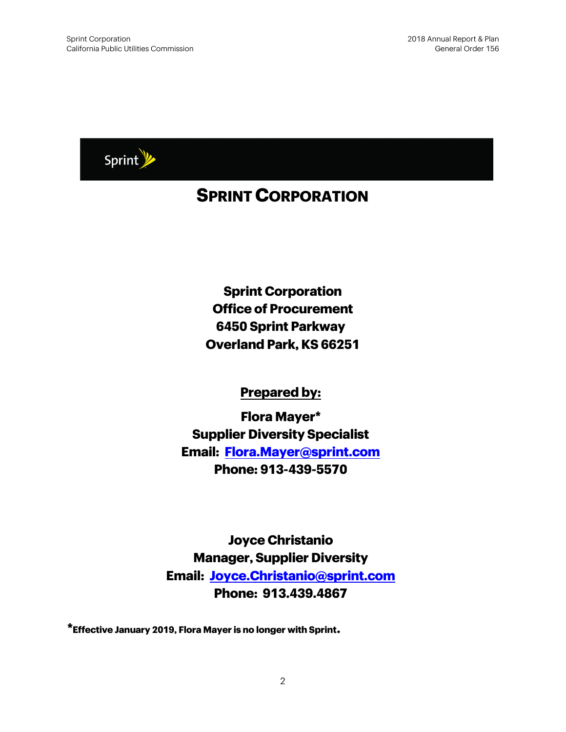Sprint

# SPRINT CORPORATION

**Sprint Corporation**
**Office of Procurement**
**6450 Sprint Parkway**
**Overland Park, KS 66251**

**Prepared by:**

**Flora Mayer***
**Supplier Diversity Specialist**
**Email: Flora.Mayer@sprint.com**
**Phone: 913-439-5570**

**Joyce Christanio**
**Manager, Supplier Diversity**
**Email: Joyce.Christanio@sprint.com**
**Phone: 913.439.4867**

***Effective January 2019, Flora Mayer is no longer with Sprint.**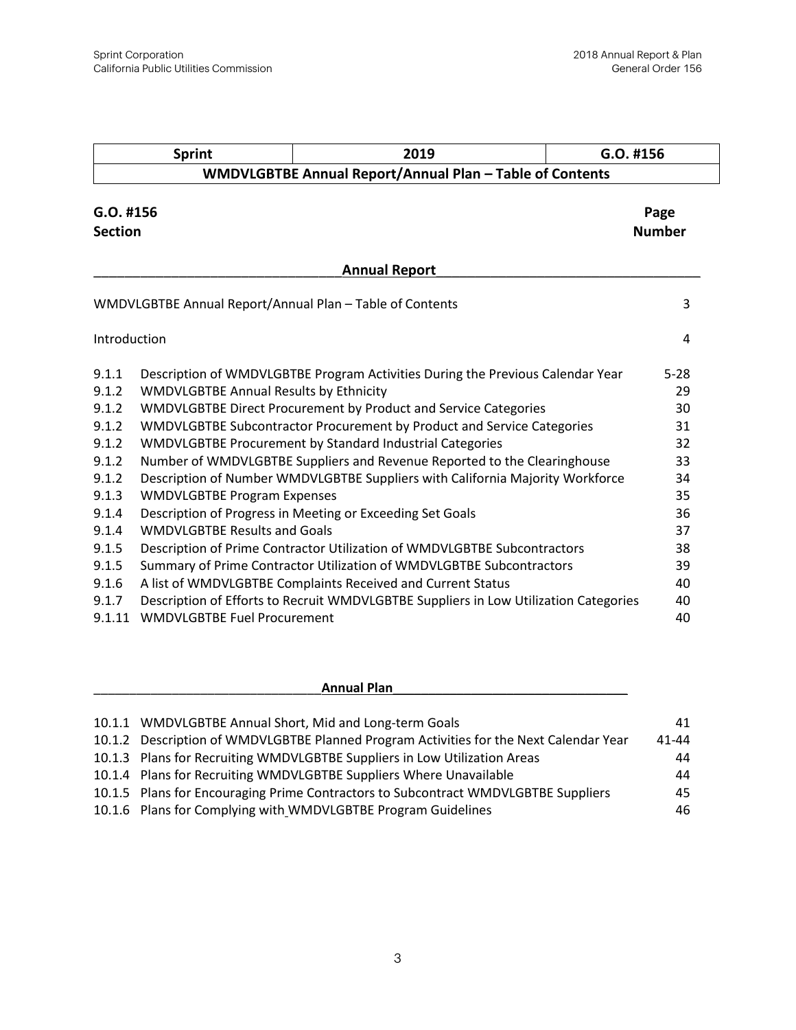| Sprint | 2019 | G.O. #156 |
|---|---|---|
| **WMDVLGBTBE Annual Report/Annual Plan – Table of Contents** | | |

| G.O. #156 Section | | Page Number |
|---|---|---|
| | **Annual Report** | |
| | WMDVLGBTBE Annual Report/Annual Plan – Table of Contents | 3 |
| | Introduction | 4 |
| 9.1.1 | Description of WMDVLGBTBE Program Activities During the Previous Calendar Year | 5-28 |
| 9.1.2 | WMDVLGBTBE Annual Results by Ethnicity | 29 |
| 9.1.2 | WMDVLGBTBE Direct Procurement by Product and Service Categories | 30 |
| 9.1.2 | WMDVLGBTBE Subcontractor Procurement by Product and Service Categories | 31 |
| 9.1.2 | WMDVLGBTBE Procurement by Standard Industrial Categories | 32 |
| 9.1.2 | Number of WMDVLGBTBE Suppliers and Revenue Reported to the Clearinghouse | 33 |
| 9.1.2 | Description of Number WMDVLGBTBE Suppliers with California Majority Workforce | 34 |
| 9.1.3 | WMDVLGBTBE Program Expenses | 35 |
| 9.1.4 | Description of Progress in Meeting or Exceeding Set Goals | 36 |
| 9.1.4 | WMDVLGBTBE Results and Goals | 37 |
| 9.1.5 | Description of Prime Contractor Utilization of WMDVLGBTBE Subcontractors | 38 |
| 9.1.5 | Summary of Prime Contractor Utilization of WMDVLGBTBE Subcontractors | 39 |
| 9.1.6 | A list of WMDVLGBTBE Complaints Received and Current Status | 40 |
| 9.1.7 | Description of Efforts to Recruit WMDVLGBTBE Suppliers in Low Utilization Categories | 40 |
| 9.1.11 | WMDVLGBTBE Fuel Procurement | 40 |
| | **Annual Plan** | |
| 10.1.1 | WMDVLGBTBE Annual Short, Mid and Long-term Goals | 41 |
| 10.1.2 | Description of WMDVLGBTBE Planned Program Activities for the Next Calendar Year | 41-44 |
| 10.1.3 | Plans for Recruiting WMDVLGBTBE Suppliers in Low Utilization Areas | 44 |
| 10.1.4 | Plans for Recruiting WMDVLGBTBE Suppliers Where Unavailable | 44 |
| 10.1.5 | Plans for Encouraging Prime Contractors to Subcontract WMDVLGBTBE Suppliers | 45 |
| 10.1.6 | Plans for Complying with WMDVLGBTBE Program Guidelines | 46 |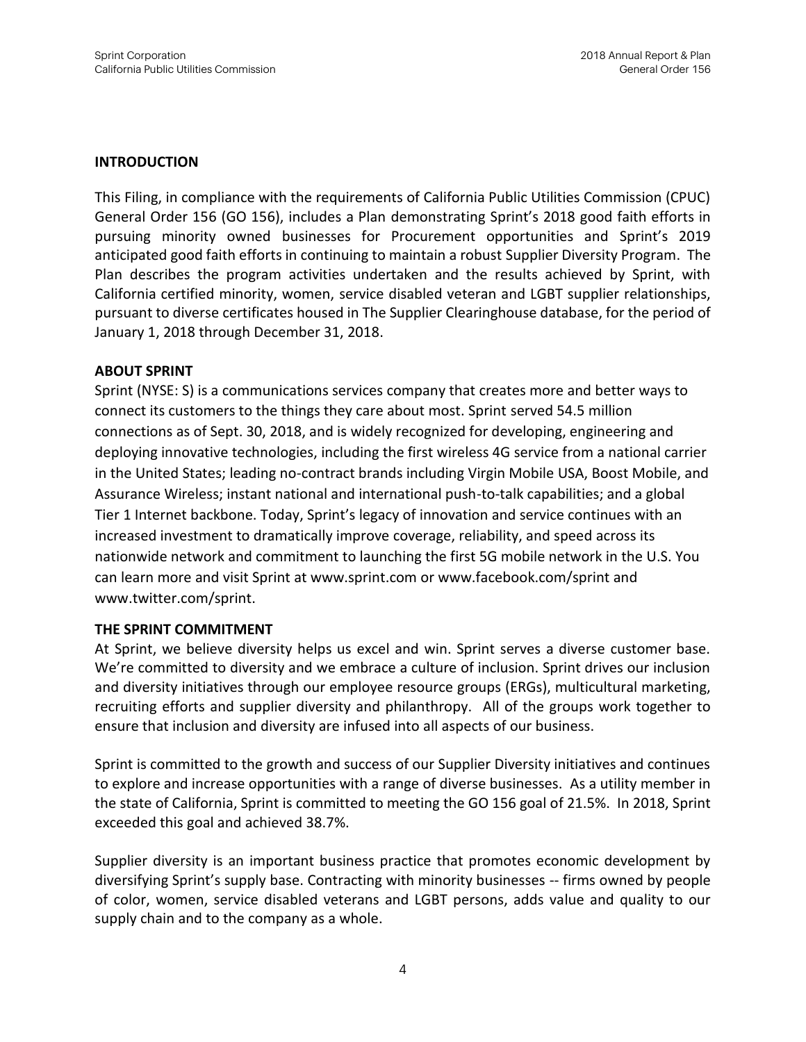## INTRODUCTION

This Filing, in compliance with the requirements of California Public Utilities Commission (CPUC) General Order 156 (GO 156), includes a Plan demonstrating Sprint's 2018 good faith efforts in pursuing minority owned businesses for Procurement opportunities and Sprint's 2019 anticipated good faith efforts in continuing to maintain a robust Supplier Diversity Program. The Plan describes the program activities undertaken and the results achieved by Sprint, with California certified minority, women, service disabled veteran and LGBT supplier relationships, pursuant to diverse certificates housed in The Supplier Clearinghouse database, for the period of January 1, 2018 through December 31, 2018.

## ABOUT SPRINT

Sprint (NYSE: S) is a communications services company that creates more and better ways to connect its customers to the things they care about most. Sprint served 54.5 million connections as of Sept. 30, 2018, and is widely recognized for developing, engineering and deploying innovative technologies, including the first wireless 4G service from a national carrier in the United States; leading no-contract brands including Virgin Mobile USA, Boost Mobile, and Assurance Wireless; instant national and international push-to-talk capabilities; and a global Tier 1 Internet backbone. Today, Sprint's legacy of innovation and service continues with an increased investment to dramatically improve coverage, reliability, and speed across its nationwide network and commitment to launching the first 5G mobile network in the U.S. You can learn more and visit Sprint at www.sprint.com or www.facebook.com/sprint and www.twitter.com/sprint.

## THE SPRINT COMMITMENT

At Sprint, we believe diversity helps us excel and win. Sprint serves a diverse customer base. We're committed to diversity and we embrace a culture of inclusion. Sprint drives our inclusion and diversity initiatives through our employee resource groups (ERGs), multicultural marketing, recruiting efforts and supplier diversity and philanthropy. All of the groups work together to ensure that inclusion and diversity are infused into all aspects of our business.

Sprint is committed to the growth and success of our Supplier Diversity initiatives and continues to explore and increase opportunities with a range of diverse businesses. As a utility member in the state of California, Sprint is committed to meeting the GO 156 goal of 21.5%. In 2018, Sprint exceeded this goal and achieved 38.7%.

Supplier diversity is an important business practice that promotes economic development by diversifying Sprint's supply base. Contracting with minority businesses -- firms owned by people of color, women, service disabled veterans and LGBT persons, adds value and quality to our supply chain and to the company as a whole.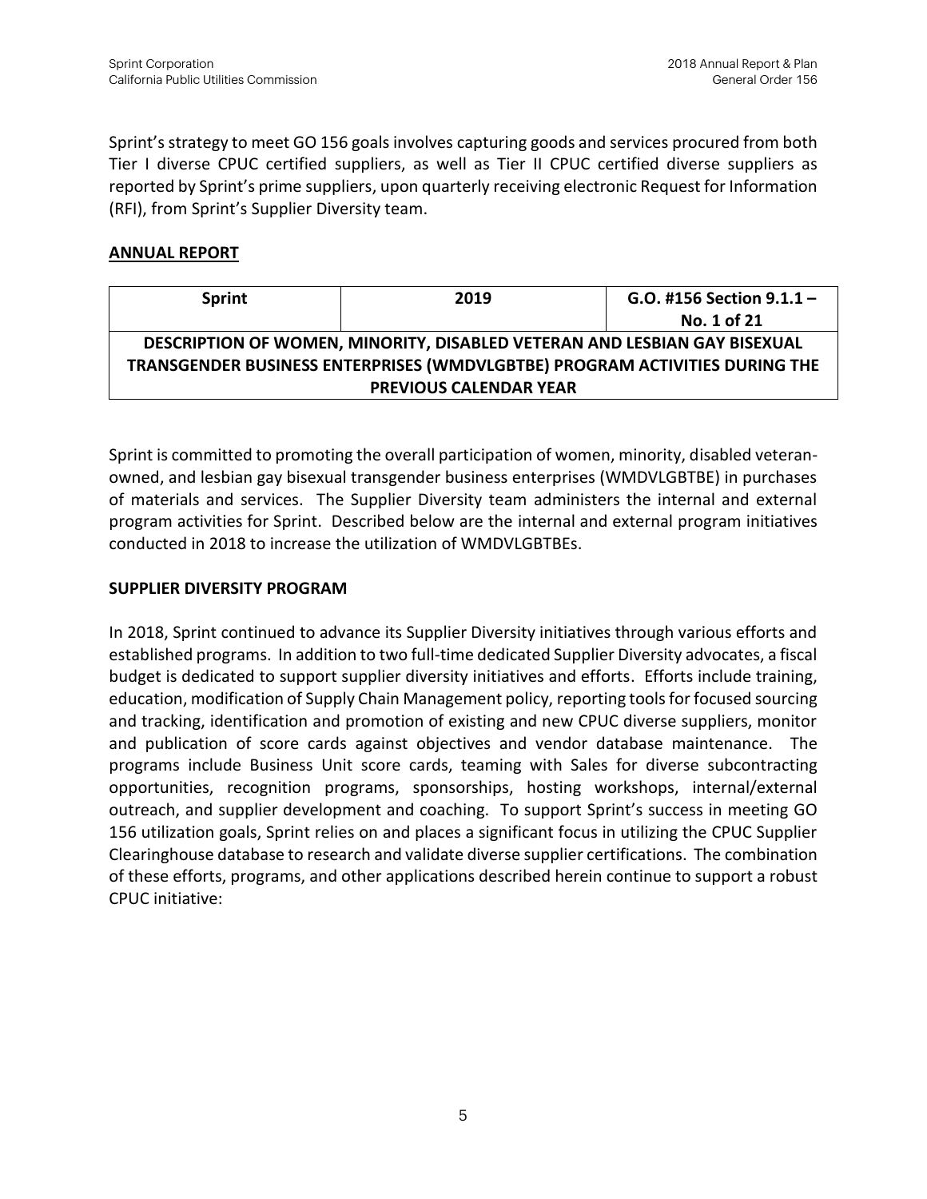Sprint's strategy to meet GO 156 goals involves capturing goods and services procured from both Tier I diverse CPUC certified suppliers, as well as Tier II CPUC certified diverse suppliers as reported by Sprint's prime suppliers, upon quarterly receiving electronic Request for Information (RFI), from Sprint's Supplier Diversity team.

## ANNUAL REPORT

| **Sprint** | **2019** | **G.O. #156 Section 9.1.1 – No. 1 of 21** |
|---|---|---|
| **DESCRIPTION OF WOMEN, MINORITY, DISABLED VETERAN AND LESBIAN GAY BISEXUAL TRANSGENDER BUSINESS ENTERPRISES (WMDVLGBTBE) PROGRAM ACTIVITIES DURING THE PREVIOUS CALENDAR YEAR** | | |

Sprint is committed to promoting the overall participation of women, minority, disabled veteran-owned, and lesbian gay bisexual transgender business enterprises (WMDVLGBTBE) in purchases of materials and services. The Supplier Diversity team administers the internal and external program activities for Sprint. Described below are the internal and external program initiatives conducted in 2018 to increase the utilization of WMDVLGBTBEs.

### SUPPLIER DIVERSITY PROGRAM

In 2018, Sprint continued to advance its Supplier Diversity initiatives through various efforts and established programs. In addition to two full-time dedicated Supplier Diversity advocates, a fiscal budget is dedicated to support supplier diversity initiatives and efforts. Efforts include training, education, modification of Supply Chain Management policy, reporting tools for focused sourcing and tracking, identification and promotion of existing and new CPUC diverse suppliers, monitor and publication of score cards against objectives and vendor database maintenance. The programs include Business Unit score cards, teaming with Sales for diverse subcontracting opportunities, recognition programs, sponsorships, hosting workshops, internal/external outreach, and supplier development and coaching. To support Sprint's success in meeting GO 156 utilization goals, Sprint relies on and places a significant focus in utilizing the CPUC Supplier Clearinghouse database to research and validate diverse supplier certifications. The combination of these efforts, programs, and other applications described herein continue to support a robust CPUC initiative: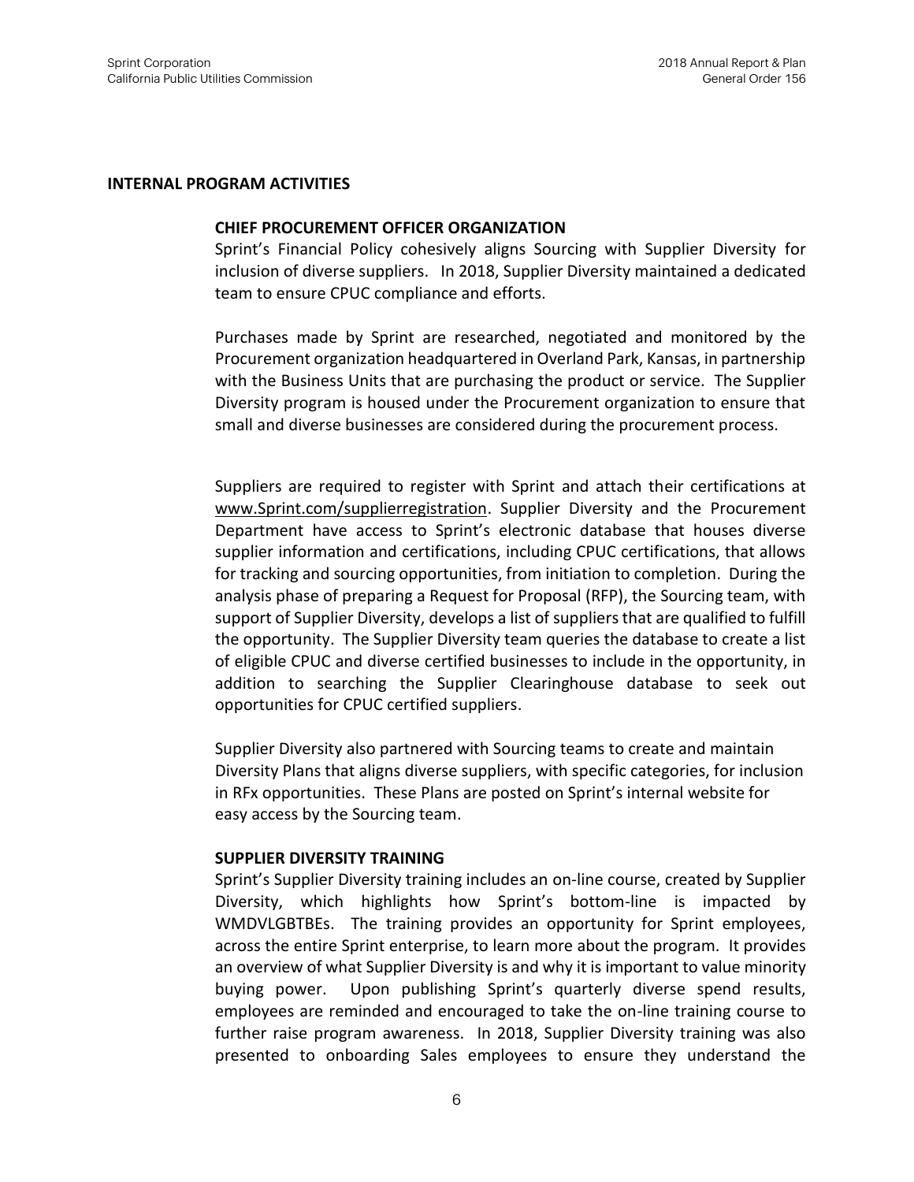## INTERNAL PROGRAM ACTIVITIES

### CHIEF PROCUREMENT OFFICER ORGANIZATION

Sprint's Financial Policy cohesively aligns Sourcing with Supplier Diversity for inclusion of diverse suppliers. In 2018, Supplier Diversity maintained a dedicated team to ensure CPUC compliance and efforts.

Purchases made by Sprint are researched, negotiated and monitored by the Procurement organization headquartered in Overland Park, Kansas, in partnership with the Business Units that are purchasing the product or service. The Supplier Diversity program is housed under the Procurement organization to ensure that small and diverse businesses are considered during the procurement process.

Suppliers are required to register with Sprint and attach their certifications at www.Sprint.com/supplierregistration. Supplier Diversity and the Procurement Department have access to Sprint's electronic database that houses diverse supplier information and certifications, including CPUC certifications, that allows for tracking and sourcing opportunities, from initiation to completion. During the analysis phase of preparing a Request for Proposal (RFP), the Sourcing team, with support of Supplier Diversity, develops a list of suppliers that are qualified to fulfill the opportunity. The Supplier Diversity team queries the database to create a list of eligible CPUC and diverse certified businesses to include in the opportunity, in addition to searching the Supplier Clearinghouse database to seek out opportunities for CPUC certified suppliers.

Supplier Diversity also partnered with Sourcing teams to create and maintain Diversity Plans that aligns diverse suppliers, with specific categories, for inclusion in RFx opportunities. These Plans are posted on Sprint's internal website for easy access by the Sourcing team.

### SUPPLIER DIVERSITY TRAINING

Sprint's Supplier Diversity training includes an on-line course, created by Supplier Diversity, which highlights how Sprint's bottom-line is impacted by WMDVLGBTBEs. The training provides an opportunity for Sprint employees, across the entire Sprint enterprise, to learn more about the program. It provides an overview of what Supplier Diversity is and why it is important to value minority buying power. Upon publishing Sprint's quarterly diverse spend results, employees are reminded and encouraged to take the on-line training course to further raise program awareness. In 2018, Supplier Diversity training was also presented to onboarding Sales employees to ensure they understand the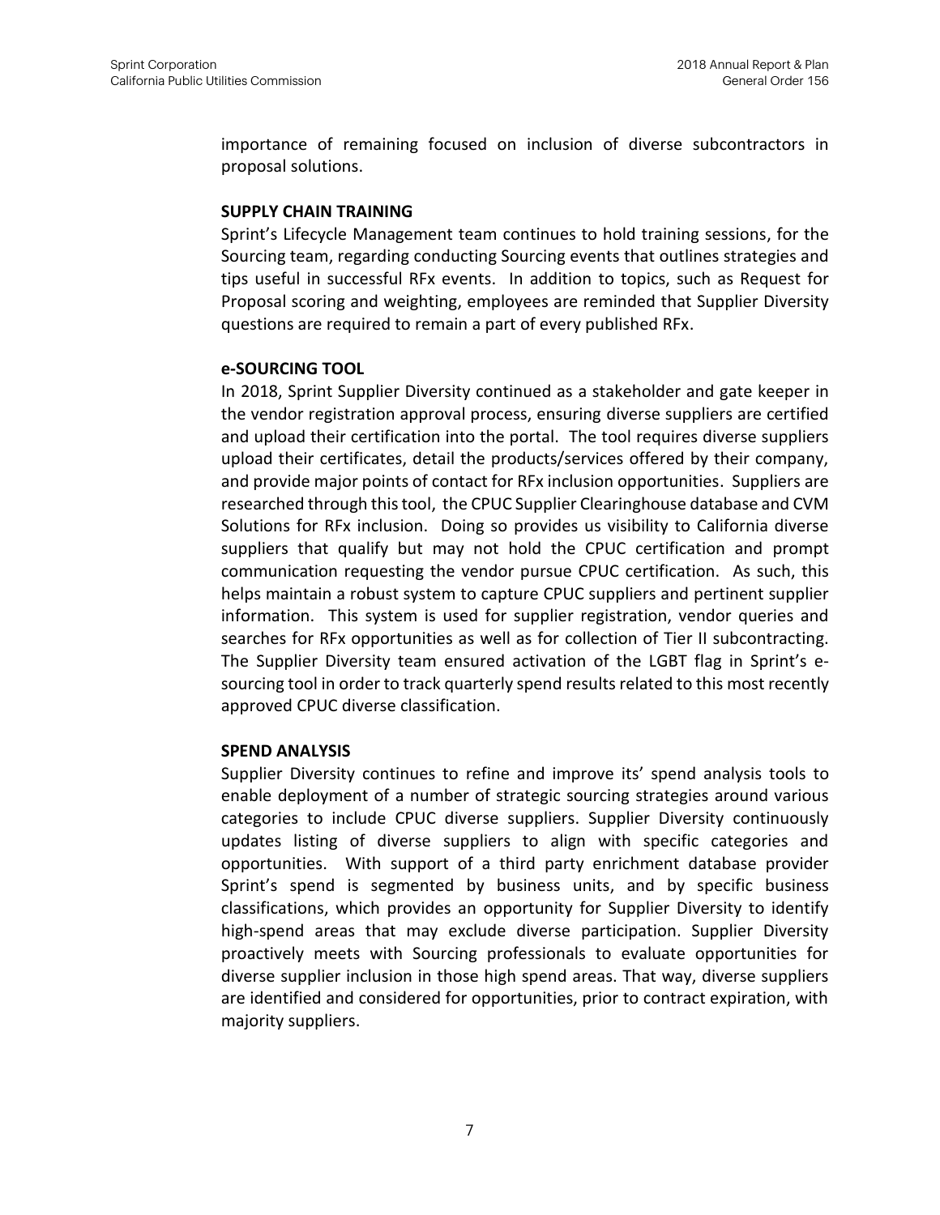importance of remaining focused on inclusion of diverse subcontractors in proposal solutions.

**SUPPLY CHAIN TRAINING**

Sprint's Lifecycle Management team continues to hold training sessions, for the Sourcing team, regarding conducting Sourcing events that outlines strategies and tips useful in successful RFx events. In addition to topics, such as Request for Proposal scoring and weighting, employees are reminded that Supplier Diversity questions are required to remain a part of every published RFx.

**e-SOURCING TOOL**

In 2018, Sprint Supplier Diversity continued as a stakeholder and gate keeper in the vendor registration approval process, ensuring diverse suppliers are certified and upload their certification into the portal. The tool requires diverse suppliers upload their certificates, detail the products/services offered by their company, and provide major points of contact for RFx inclusion opportunities. Suppliers are researched through this tool, the CPUC Supplier Clearinghouse database and CVM Solutions for RFx inclusion. Doing so provides us visibility to California diverse suppliers that qualify but may not hold the CPUC certification and prompt communication requesting the vendor pursue CPUC certification. As such, this helps maintain a robust system to capture CPUC suppliers and pertinent supplier information. This system is used for supplier registration, vendor queries and searches for RFx opportunities as well as for collection of Tier II subcontracting. The Supplier Diversity team ensured activation of the LGBT flag in Sprint's e-sourcing tool in order to track quarterly spend results related to this most recently approved CPUC diverse classification.

**SPEND ANALYSIS**

Supplier Diversity continues to refine and improve its' spend analysis tools to enable deployment of a number of strategic sourcing strategies around various categories to include CPUC diverse suppliers. Supplier Diversity continuously updates listing of diverse suppliers to align with specific categories and opportunities. With support of a third party enrichment database provider Sprint's spend is segmented by business units, and by specific business classifications, which provides an opportunity for Supplier Diversity to identify high-spend areas that may exclude diverse participation. Supplier Diversity proactively meets with Sourcing professionals to evaluate opportunities for diverse supplier inclusion in those high spend areas. That way, diverse suppliers are identified and considered for opportunities, prior to contract expiration, with majority suppliers.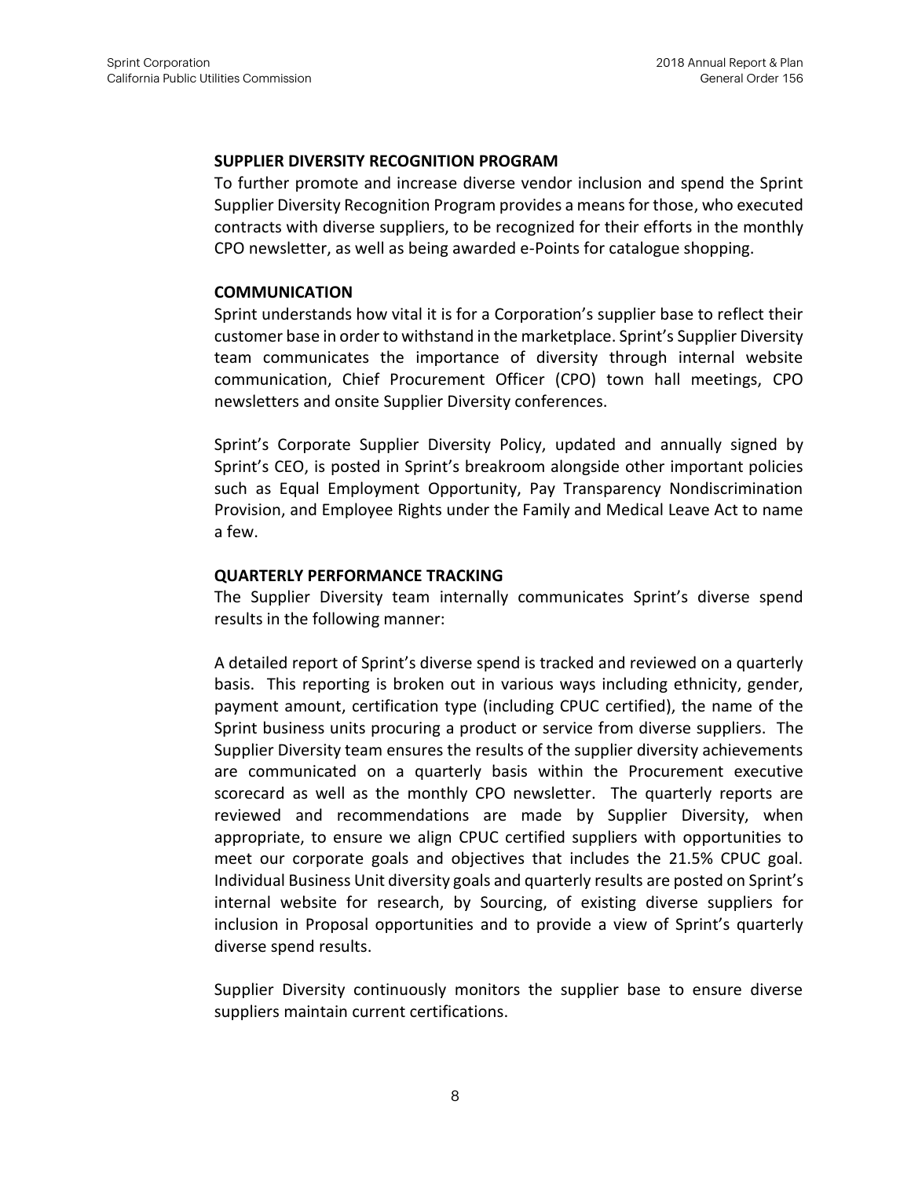## SUPPLIER DIVERSITY RECOGNITION PROGRAM

To further promote and increase diverse vendor inclusion and spend the Sprint Supplier Diversity Recognition Program provides a means for those, who executed contracts with diverse suppliers, to be recognized for their efforts in the monthly CPO newsletter, as well as being awarded e-Points for catalogue shopping.

## COMMUNICATION

Sprint understands how vital it is for a Corporation's supplier base to reflect their customer base in order to withstand in the marketplace. Sprint's Supplier Diversity team communicates the importance of diversity through internal website communication, Chief Procurement Officer (CPO) town hall meetings, CPO newsletters and onsite Supplier Diversity conferences.

Sprint's Corporate Supplier Diversity Policy, updated and annually signed by Sprint's CEO, is posted in Sprint's breakroom alongside other important policies such as Equal Employment Opportunity, Pay Transparency Nondiscrimination Provision, and Employee Rights under the Family and Medical Leave Act to name a few.

## QUARTERLY PERFORMANCE TRACKING

The Supplier Diversity team internally communicates Sprint's diverse spend results in the following manner:

A detailed report of Sprint's diverse spend is tracked and reviewed on a quarterly basis. This reporting is broken out in various ways including ethnicity, gender, payment amount, certification type (including CPUC certified), the name of the Sprint business units procuring a product or service from diverse suppliers. The Supplier Diversity team ensures the results of the supplier diversity achievements are communicated on a quarterly basis within the Procurement executive scorecard as well as the monthly CPO newsletter. The quarterly reports are reviewed and recommendations are made by Supplier Diversity, when appropriate, to ensure we align CPUC certified suppliers with opportunities to meet our corporate goals and objectives that includes the 21.5% CPUC goal. Individual Business Unit diversity goals and quarterly results are posted on Sprint's internal website for research, by Sourcing, of existing diverse suppliers for inclusion in Proposal opportunities and to provide a view of Sprint's quarterly diverse spend results.

Supplier Diversity continuously monitors the supplier base to ensure diverse suppliers maintain current certifications.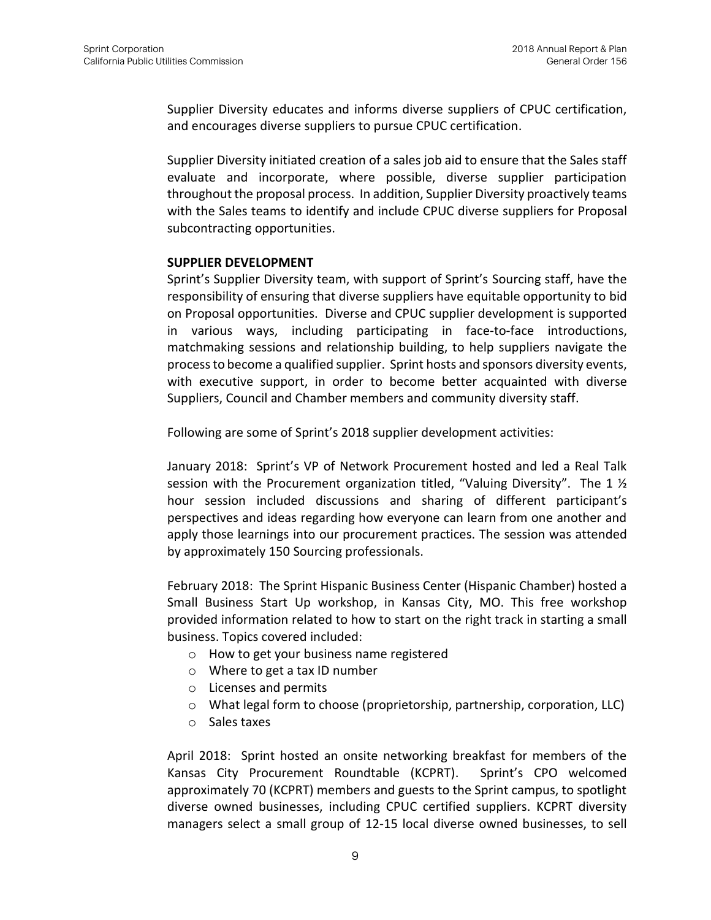Supplier Diversity educates and informs diverse suppliers of CPUC certification, and encourages diverse suppliers to pursue CPUC certification.

Supplier Diversity initiated creation of a sales job aid to ensure that the Sales staff evaluate and incorporate, where possible, diverse supplier participation throughout the proposal process. In addition, Supplier Diversity proactively teams with the Sales teams to identify and include CPUC diverse suppliers for Proposal subcontracting opportunities.

**SUPPLIER DEVELOPMENT**

Sprint's Supplier Diversity team, with support of Sprint's Sourcing staff, have the responsibility of ensuring that diverse suppliers have equitable opportunity to bid on Proposal opportunities. Diverse and CPUC supplier development is supported in various ways, including participating in face-to-face introductions, matchmaking sessions and relationship building, to help suppliers navigate the process to become a qualified supplier. Sprint hosts and sponsors diversity events, with executive support, in order to become better acquainted with diverse Suppliers, Council and Chamber members and community diversity staff.

Following are some of Sprint's 2018 supplier development activities:

January 2018: Sprint's VP of Network Procurement hosted and led a Real Talk session with the Procurement organization titled, "Valuing Diversity". The 1 ½ hour session included discussions and sharing of different participant's perspectives and ideas regarding how everyone can learn from one another and apply those learnings into our procurement practices. The session was attended by approximately 150 Sourcing professionals.

February 2018: The Sprint Hispanic Business Center (Hispanic Chamber) hosted a Small Business Start Up workshop, in Kansas City, MO. This free workshop provided information related to how to start on the right track in starting a small business. Topics covered included:

- How to get your business name registered
- Where to get a tax ID number
- Licenses and permits
- What legal form to choose (proprietorship, partnership, corporation, LLC)
- Sales taxes

April 2018: Sprint hosted an onsite networking breakfast for members of the Kansas City Procurement Roundtable (KCPRT). Sprint's CPO welcomed approximately 70 (KCPRT) members and guests to the Sprint campus, to spotlight diverse owned businesses, including CPUC certified suppliers. KCPRT diversity managers select a small group of 12-15 local diverse owned businesses, to sell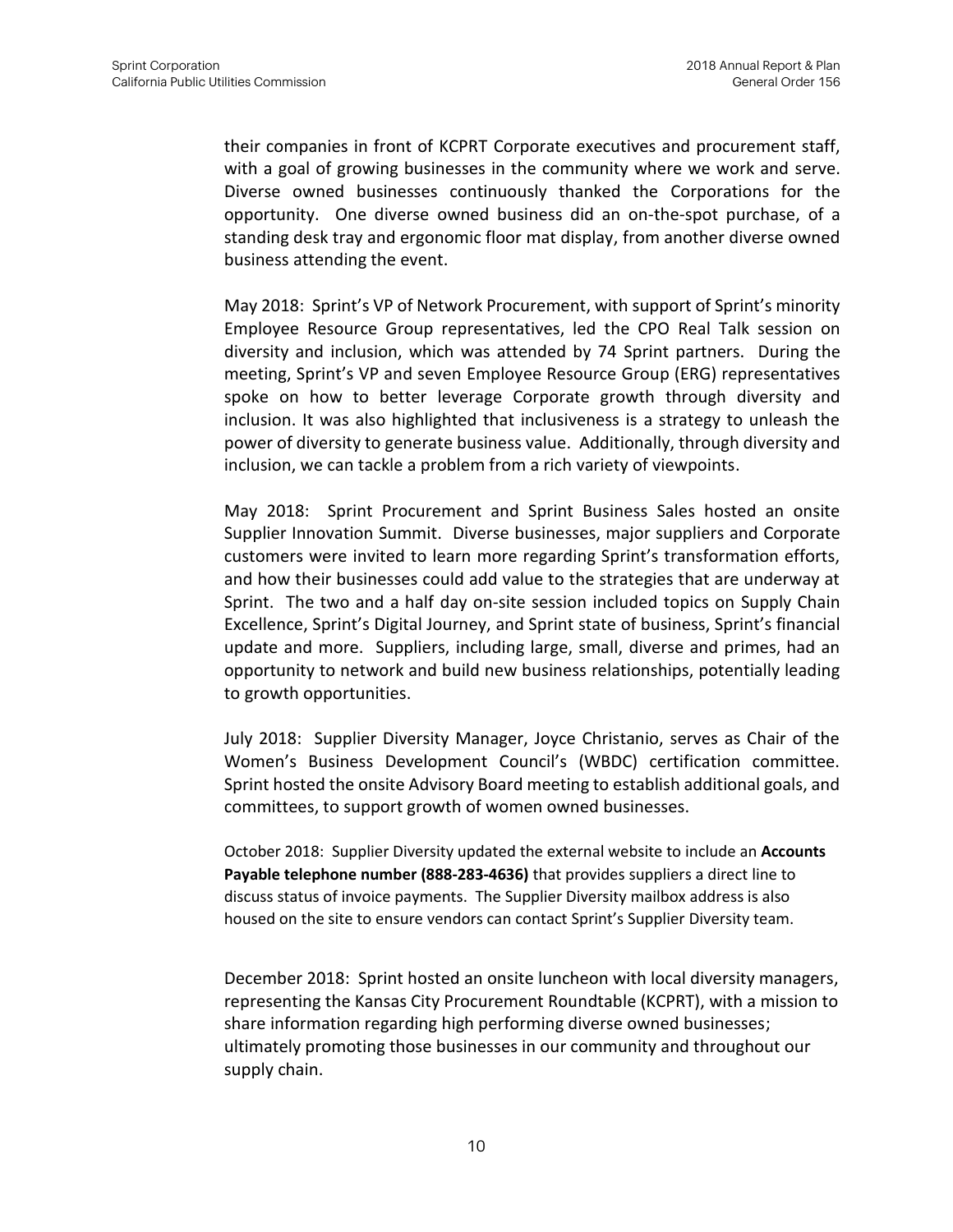their companies in front of KCPRT Corporate executives and procurement staff, with a goal of growing businesses in the community where we work and serve. Diverse owned businesses continuously thanked the Corporations for the opportunity. One diverse owned business did an on-the-spot purchase, of a standing desk tray and ergonomic floor mat display, from another diverse owned business attending the event.

May 2018: Sprint's VP of Network Procurement, with support of Sprint's minority Employee Resource Group representatives, led the CPO Real Talk session on diversity and inclusion, which was attended by 74 Sprint partners. During the meeting, Sprint's VP and seven Employee Resource Group (ERG) representatives spoke on how to better leverage Corporate growth through diversity and inclusion. It was also highlighted that inclusiveness is a strategy to unleash the power of diversity to generate business value. Additionally, through diversity and inclusion, we can tackle a problem from a rich variety of viewpoints.

May 2018: Sprint Procurement and Sprint Business Sales hosted an onsite Supplier Innovation Summit. Diverse businesses, major suppliers and Corporate customers were invited to learn more regarding Sprint's transformation efforts, and how their businesses could add value to the strategies that are underway at Sprint. The two and a half day on-site session included topics on Supply Chain Excellence, Sprint's Digital Journey, and Sprint state of business, Sprint's financial update and more. Suppliers, including large, small, diverse and primes, had an opportunity to network and build new business relationships, potentially leading to growth opportunities.

July 2018: Supplier Diversity Manager, Joyce Christanio, serves as Chair of the Women's Business Development Council's (WBDC) certification committee. Sprint hosted the onsite Advisory Board meeting to establish additional goals, and committees, to support growth of women owned businesses.

October 2018: Supplier Diversity updated the external website to include an **Accounts Payable telephone number (888-283-4636)** that provides suppliers a direct line to discuss status of invoice payments. The Supplier Diversity mailbox address is also housed on the site to ensure vendors can contact Sprint's Supplier Diversity team.

December 2018: Sprint hosted an onsite luncheon with local diversity managers, representing the Kansas City Procurement Roundtable (KCPRT), with a mission to share information regarding high performing diverse owned businesses; ultimately promoting those businesses in our community and throughout our supply chain.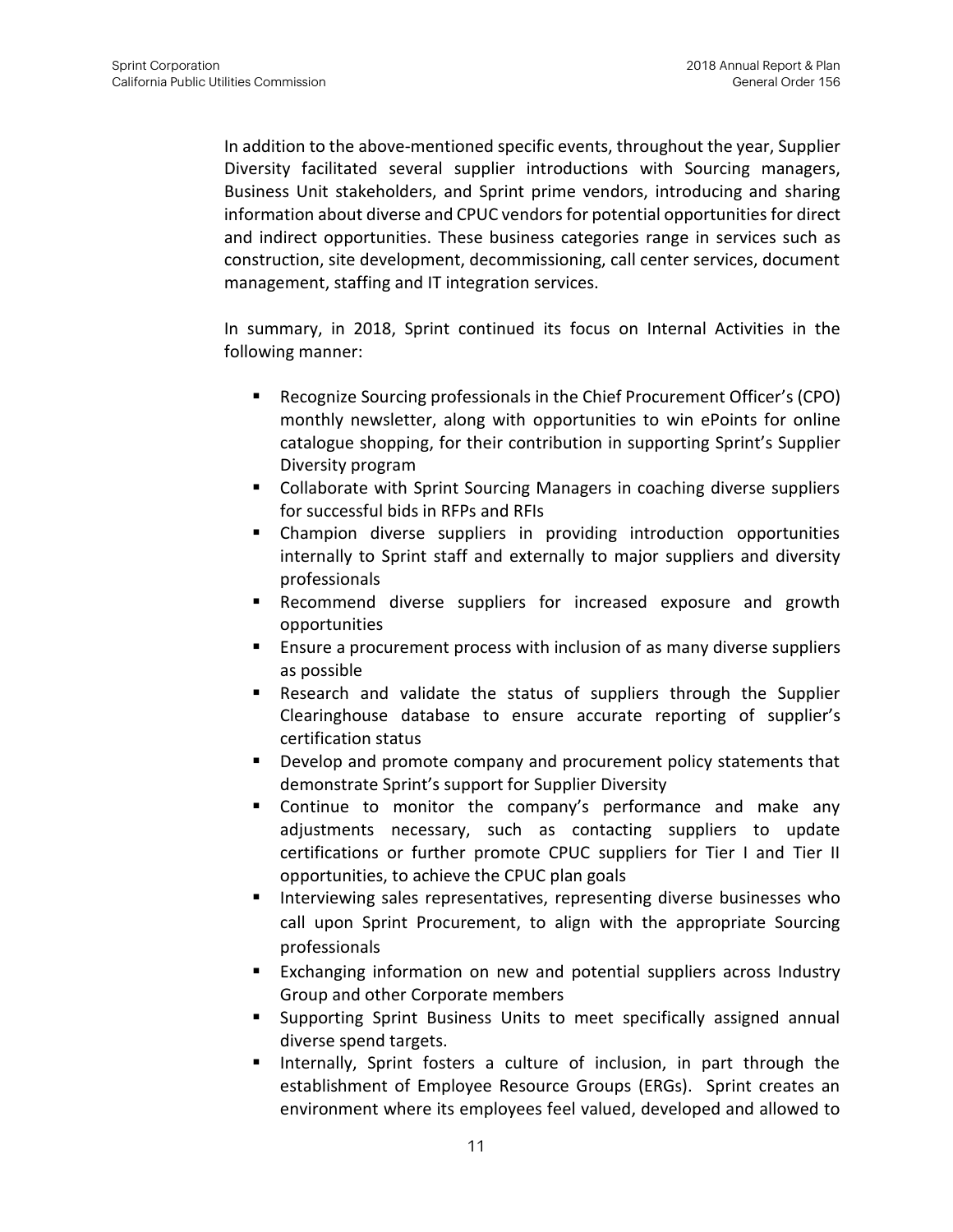In addition to the above-mentioned specific events, throughout the year, Supplier Diversity facilitated several supplier introductions with Sourcing managers, Business Unit stakeholders, and Sprint prime vendors, introducing and sharing information about diverse and CPUC vendors for potential opportunities for direct and indirect opportunities. These business categories range in services such as construction, site development, decommissioning, call center services, document management, staffing and IT integration services.

In summary, in 2018, Sprint continued its focus on Internal Activities in the following manner:

- Recognize Sourcing professionals in the Chief Procurement Officer's (CPO) monthly newsletter, along with opportunities to win ePoints for online catalogue shopping, for their contribution in supporting Sprint's Supplier Diversity program
- Collaborate with Sprint Sourcing Managers in coaching diverse suppliers for successful bids in RFPs and RFIs
- Champion diverse suppliers in providing introduction opportunities internally to Sprint staff and externally to major suppliers and diversity professionals
- Recommend diverse suppliers for increased exposure and growth opportunities
- Ensure a procurement process with inclusion of as many diverse suppliers as possible
- Research and validate the status of suppliers through the Supplier Clearinghouse database to ensure accurate reporting of supplier's certification status
- Develop and promote company and procurement policy statements that demonstrate Sprint's support for Supplier Diversity
- Continue to monitor the company's performance and make any adjustments necessary, such as contacting suppliers to update certifications or further promote CPUC suppliers for Tier I and Tier II opportunities, to achieve the CPUC plan goals
- Interviewing sales representatives, representing diverse businesses who call upon Sprint Procurement, to align with the appropriate Sourcing professionals
- Exchanging information on new and potential suppliers across Industry Group and other Corporate members
- Supporting Sprint Business Units to meet specifically assigned annual diverse spend targets.
- Internally, Sprint fosters a culture of inclusion, in part through the establishment of Employee Resource Groups (ERGs). Sprint creates an environment where its employees feel valued, developed and allowed to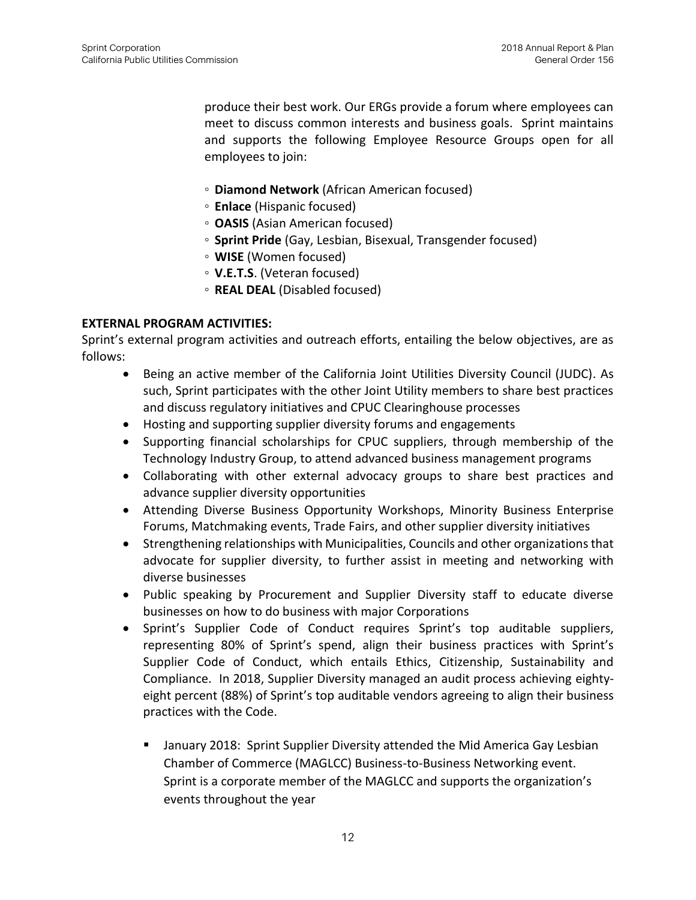produce their best work. Our ERGs provide a forum where employees can meet to discuss common interests and business goals. Sprint maintains and supports the following Employee Resource Groups open for all employees to join:

- **Diamond Network** (African American focused)
- **Enlace** (Hispanic focused)
- **OASIS** (Asian American focused)
- **Sprint Pride** (Gay, Lesbian, Bisexual, Transgender focused)
- **WISE** (Women focused)
- **V.E.T.S**. (Veteran focused)
- **REAL DEAL** (Disabled focused)

**EXTERNAL PROGRAM ACTIVITIES:**

Sprint's external program activities and outreach efforts, entailing the below objectives, are as follows:

- Being an active member of the California Joint Utilities Diversity Council (JUDC). As such, Sprint participates with the other Joint Utility members to share best practices and discuss regulatory initiatives and CPUC Clearinghouse processes
- Hosting and supporting supplier diversity forums and engagements
- Supporting financial scholarships for CPUC suppliers, through membership of the Technology Industry Group, to attend advanced business management programs
- Collaborating with other external advocacy groups to share best practices and advance supplier diversity opportunities
- Attending Diverse Business Opportunity Workshops, Minority Business Enterprise Forums, Matchmaking events, Trade Fairs, and other supplier diversity initiatives
- Strengthening relationships with Municipalities, Councils and other organizations that advocate for supplier diversity, to further assist in meeting and networking with diverse businesses
- Public speaking by Procurement and Supplier Diversity staff to educate diverse businesses on how to do business with major Corporations
- Sprint's Supplier Code of Conduct requires Sprint's top auditable suppliers, representing 80% of Sprint's spend, align their business practices with Sprint's Supplier Code of Conduct, which entails Ethics, Citizenship, Sustainability and Compliance. In 2018, Supplier Diversity managed an audit process achieving eighty-eight percent (88%) of Sprint's top auditable vendors agreeing to align their business practices with the Code.
  - January 2018: Sprint Supplier Diversity attended the Mid America Gay Lesbian Chamber of Commerce (MAGLCC) Business-to-Business Networking event. Sprint is a corporate member of the MAGLCC and supports the organization's events throughout the year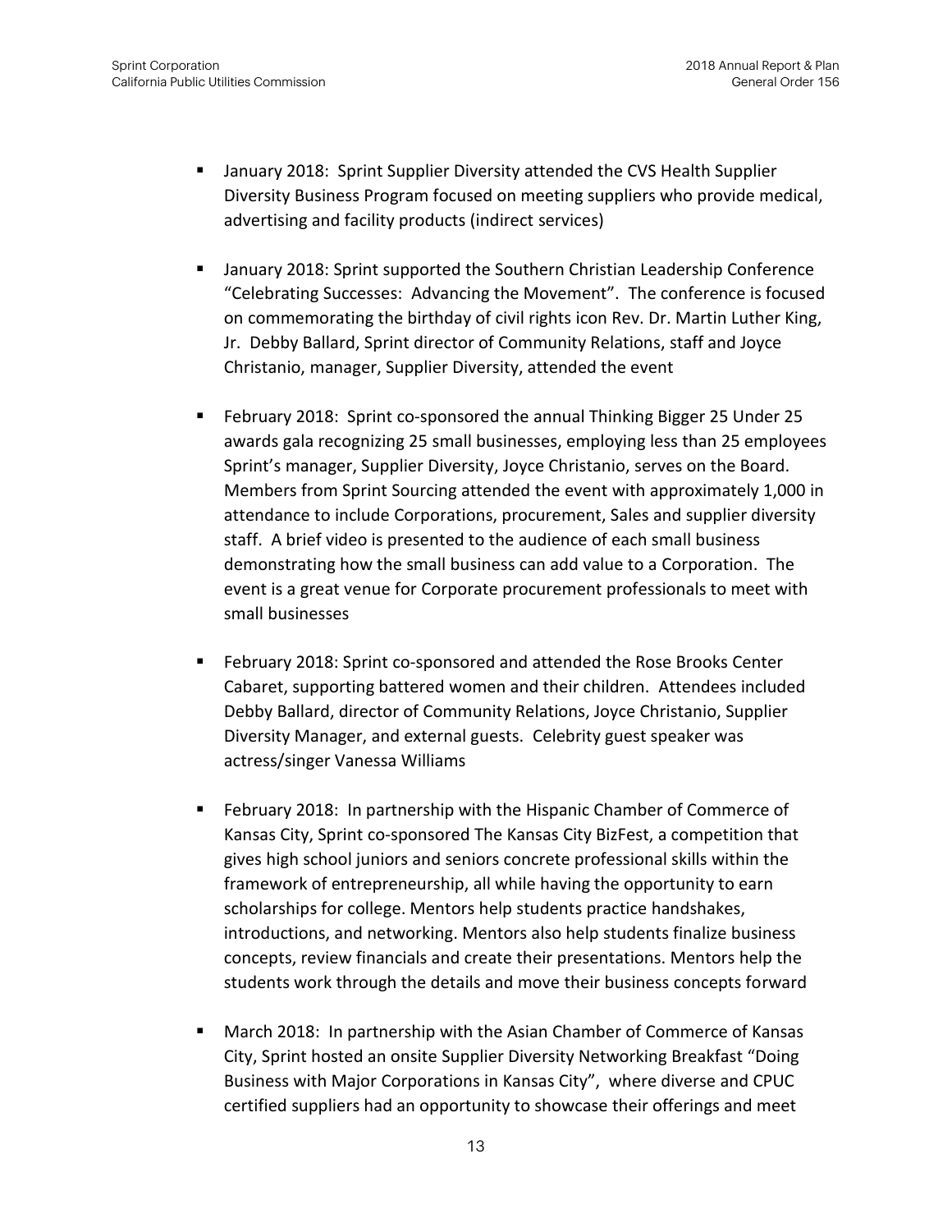- January 2018: Sprint Supplier Diversity attended the CVS Health Supplier Diversity Business Program focused on meeting suppliers who provide medical, advertising and facility products (indirect services)

- January 2018: Sprint supported the Southern Christian Leadership Conference "Celebrating Successes: Advancing the Movement". The conference is focused on commemorating the birthday of civil rights icon Rev. Dr. Martin Luther King, Jr. Debby Ballard, Sprint director of Community Relations, staff and Joyce Christanio, manager, Supplier Diversity, attended the event

- February 2018: Sprint co-sponsored the annual Thinking Bigger 25 Under 25 awards gala recognizing 25 small businesses, employing less than 25 employees Sprint's manager, Supplier Diversity, Joyce Christanio, serves on the Board. Members from Sprint Sourcing attended the event with approximately 1,000 in attendance to include Corporations, procurement, Sales and supplier diversity staff. A brief video is presented to the audience of each small business demonstrating how the small business can add value to a Corporation. The event is a great venue for Corporate procurement professionals to meet with small businesses

- February 2018: Sprint co-sponsored and attended the Rose Brooks Center Cabaret, supporting battered women and their children. Attendees included Debby Ballard, director of Community Relations, Joyce Christanio, Supplier Diversity Manager, and external guests. Celebrity guest speaker was actress/singer Vanessa Williams

- February 2018: In partnership with the Hispanic Chamber of Commerce of Kansas City, Sprint co-sponsored The Kansas City BizFest, a competition that gives high school juniors and seniors concrete professional skills within the framework of entrepreneurship, all while having the opportunity to earn scholarships for college. Mentors help students practice handshakes, introductions, and networking. Mentors also help students finalize business concepts, review financials and create their presentations. Mentors help the students work through the details and move their business concepts forward

- March 2018: In partnership with the Asian Chamber of Commerce of Kansas City, Sprint hosted an onsite Supplier Diversity Networking Breakfast "Doing Business with Major Corporations in Kansas City", where diverse and CPUC certified suppliers had an opportunity to showcase their offerings and meet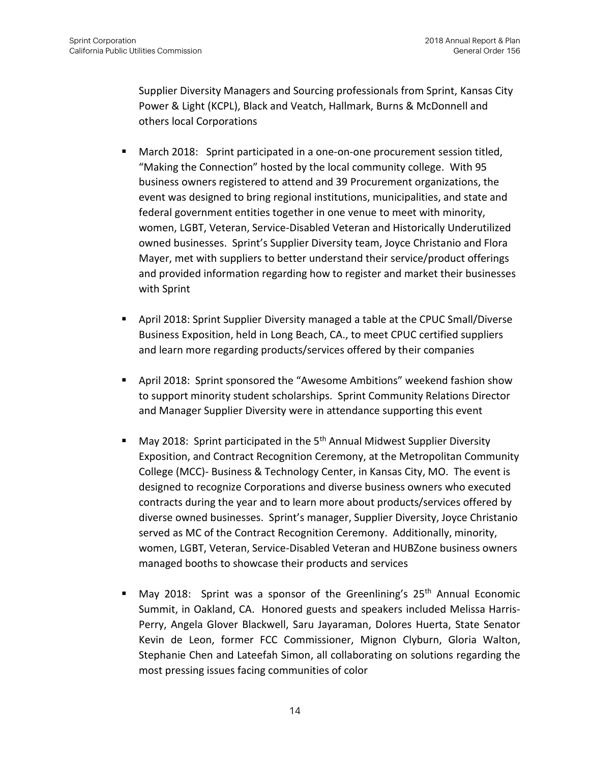Supplier Diversity Managers and Sourcing professionals from Sprint, Kansas City Power & Light (KCPL), Black and Veatch, Hallmark, Burns & McDonnell and others local Corporations

- March 2018: Sprint participated in a one-on-one procurement session titled, "Making the Connection" hosted by the local community college. With 95 business owners registered to attend and 39 Procurement organizations, the event was designed to bring regional institutions, municipalities, and state and federal government entities together in one venue to meet with minority, women, LGBT, Veteran, Service-Disabled Veteran and Historically Underutilized owned businesses. Sprint's Supplier Diversity team, Joyce Christanio and Flora Mayer, met with suppliers to better understand their service/product offerings and provided information regarding how to register and market their businesses with Sprint

- April 2018: Sprint Supplier Diversity managed a table at the CPUC Small/Diverse Business Exposition, held in Long Beach, CA., to meet CPUC certified suppliers and learn more regarding products/services offered by their companies

- April 2018: Sprint sponsored the "Awesome Ambitions" weekend fashion show to support minority student scholarships. Sprint Community Relations Director and Manager Supplier Diversity were in attendance supporting this event

- May 2018: Sprint participated in the 5th Annual Midwest Supplier Diversity Exposition, and Contract Recognition Ceremony, at the Metropolitan Community College (MCC)- Business & Technology Center, in Kansas City, MO. The event is designed to recognize Corporations and diverse business owners who executed contracts during the year and to learn more about products/services offered by diverse owned businesses. Sprint's manager, Supplier Diversity, Joyce Christanio served as MC of the Contract Recognition Ceremony. Additionally, minority, women, LGBT, Veteran, Service-Disabled Veteran and HUBZone business owners managed booths to showcase their products and services

- May 2018: Sprint was a sponsor of the Greenlining's 25th Annual Economic Summit, in Oakland, CA. Honored guests and speakers included Melissa Harris-Perry, Angela Glover Blackwell, Saru Jayaraman, Dolores Huerta, State Senator Kevin de Leon, former FCC Commissioner, Mignon Clyburn, Gloria Walton, Stephanie Chen and Lateefah Simon, all collaborating on solutions regarding the most pressing issues facing communities of color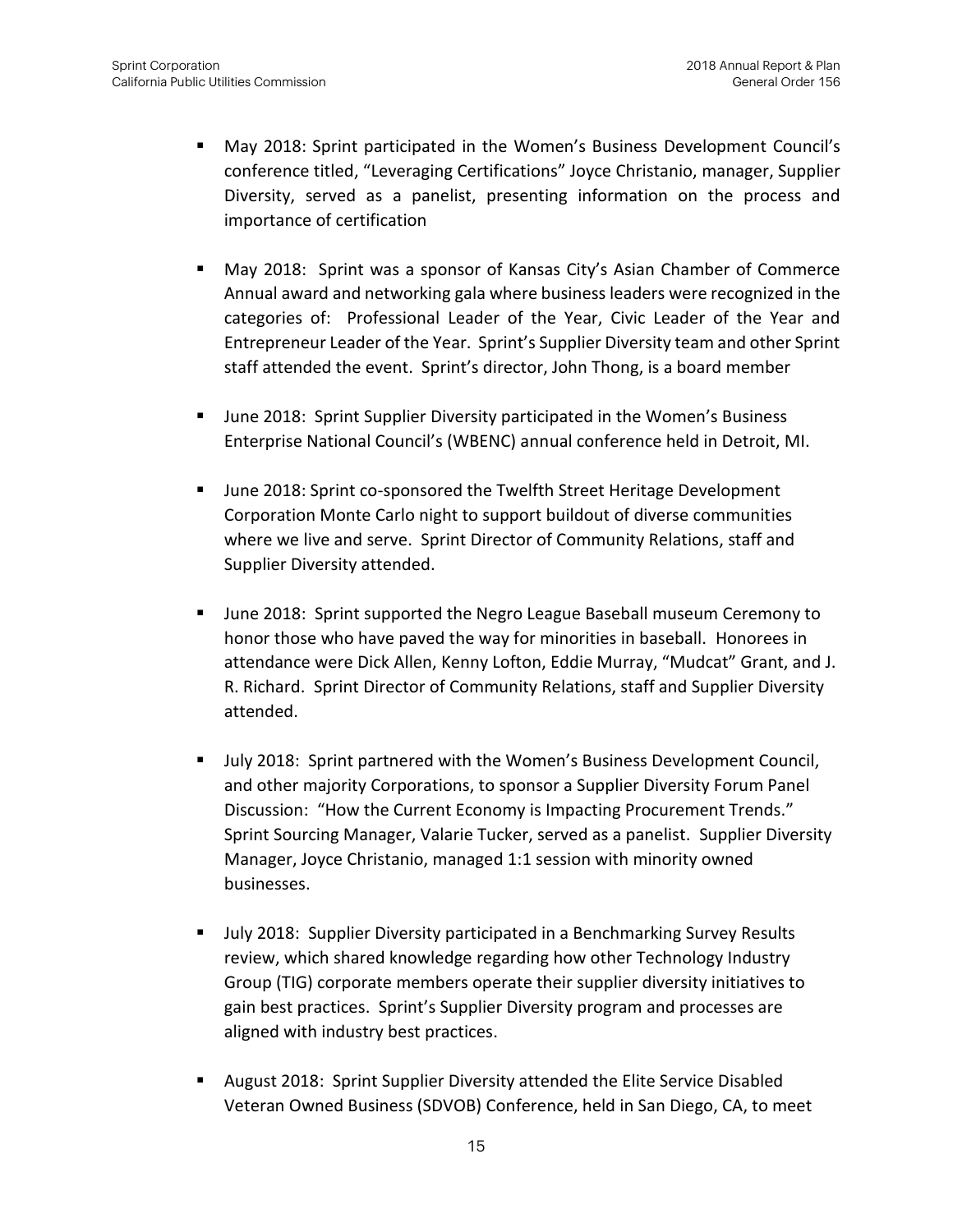- May 2018: Sprint participated in the Women's Business Development Council's conference titled, "Leveraging Certifications" Joyce Christanio, manager, Supplier Diversity, served as a panelist, presenting information on the process and importance of certification

- May 2018: Sprint was a sponsor of Kansas City's Asian Chamber of Commerce Annual award and networking gala where business leaders were recognized in the categories of: Professional Leader of the Year, Civic Leader of the Year and Entrepreneur Leader of the Year. Sprint's Supplier Diversity team and other Sprint staff attended the event. Sprint's director, John Thong, is a board member

- June 2018: Sprint Supplier Diversity participated in the Women's Business Enterprise National Council's (WBENC) annual conference held in Detroit, MI.

- June 2018: Sprint co-sponsored the Twelfth Street Heritage Development Corporation Monte Carlo night to support buildout of diverse communities where we live and serve. Sprint Director of Community Relations, staff and Supplier Diversity attended.

- June 2018: Sprint supported the Negro League Baseball museum Ceremony to honor those who have paved the way for minorities in baseball. Honorees in attendance were Dick Allen, Kenny Lofton, Eddie Murray, "Mudcat" Grant, and J. R. Richard. Sprint Director of Community Relations, staff and Supplier Diversity attended.

- July 2018: Sprint partnered with the Women's Business Development Council, and other majority Corporations, to sponsor a Supplier Diversity Forum Panel Discussion: "How the Current Economy is Impacting Procurement Trends." Sprint Sourcing Manager, Valarie Tucker, served as a panelist. Supplier Diversity Manager, Joyce Christanio, managed 1:1 session with minority owned businesses.

- July 2018: Supplier Diversity participated in a Benchmarking Survey Results review, which shared knowledge regarding how other Technology Industry Group (TIG) corporate members operate their supplier diversity initiatives to gain best practices. Sprint's Supplier Diversity program and processes are aligned with industry best practices.

- August 2018: Sprint Supplier Diversity attended the Elite Service Disabled Veteran Owned Business (SDVOB) Conference, held in San Diego, CA, to meet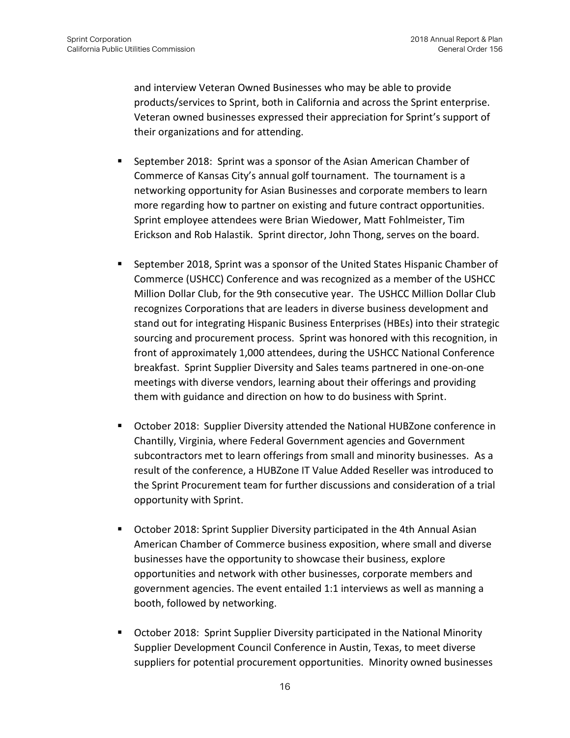and interview Veteran Owned Businesses who may be able to provide products/services to Sprint, both in California and across the Sprint enterprise. Veteran owned businesses expressed their appreciation for Sprint's support of their organizations and for attending.

- September 2018: Sprint was a sponsor of the Asian American Chamber of Commerce of Kansas City's annual golf tournament. The tournament is a networking opportunity for Asian Businesses and corporate members to learn more regarding how to partner on existing and future contract opportunities. Sprint employee attendees were Brian Wiedower, Matt Fohlmeister, Tim Erickson and Rob Halastik. Sprint director, John Thong, serves on the board.

- September 2018, Sprint was a sponsor of the United States Hispanic Chamber of Commerce (USHCC) Conference and was recognized as a member of the USHCC Million Dollar Club, for the 9th consecutive year. The USHCC Million Dollar Club recognizes Corporations that are leaders in diverse business development and stand out for integrating Hispanic Business Enterprises (HBEs) into their strategic sourcing and procurement process. Sprint was honored with this recognition, in front of approximately 1,000 attendees, during the USHCC National Conference breakfast. Sprint Supplier Diversity and Sales teams partnered in one-on-one meetings with diverse vendors, learning about their offerings and providing them with guidance and direction on how to do business with Sprint.

- October 2018: Supplier Diversity attended the National HUBZone conference in Chantilly, Virginia, where Federal Government agencies and Government subcontractors met to learn offerings from small and minority businesses. As a result of the conference, a HUBZone IT Value Added Reseller was introduced to the Sprint Procurement team for further discussions and consideration of a trial opportunity with Sprint.

- October 2018: Sprint Supplier Diversity participated in the 4th Annual Asian American Chamber of Commerce business exposition, where small and diverse businesses have the opportunity to showcase their business, explore opportunities and network with other businesses, corporate members and government agencies. The event entailed 1:1 interviews as well as manning a booth, followed by networking.

- October 2018: Sprint Supplier Diversity participated in the National Minority Supplier Development Council Conference in Austin, Texas, to meet diverse suppliers for potential procurement opportunities. Minority owned businesses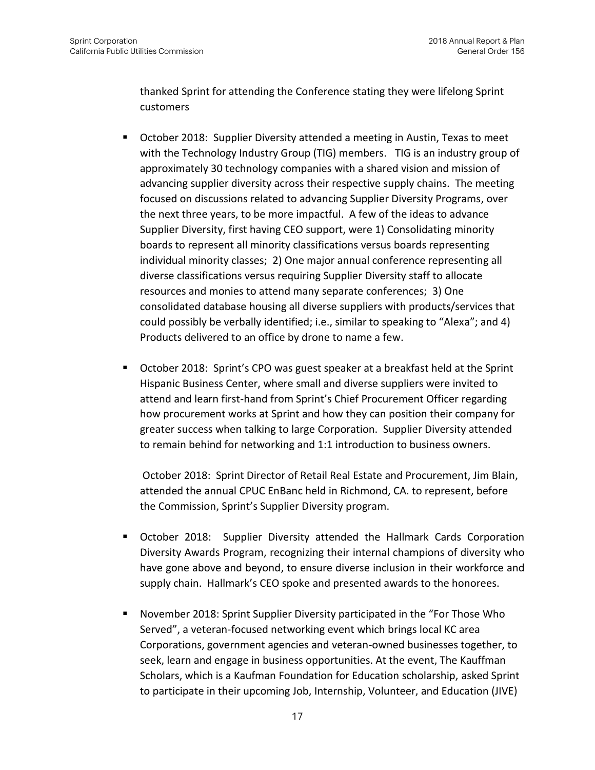thanked Sprint for attending the Conference stating they were lifelong Sprint customers

- October 2018: Supplier Diversity attended a meeting in Austin, Texas to meet with the Technology Industry Group (TIG) members. TIG is an industry group of approximately 30 technology companies with a shared vision and mission of advancing supplier diversity across their respective supply chains. The meeting focused on discussions related to advancing Supplier Diversity Programs, over the next three years, to be more impactful. A few of the ideas to advance Supplier Diversity, first having CEO support, were 1) Consolidating minority boards to represent all minority classifications versus boards representing individual minority classes; 2) One major annual conference representing all diverse classifications versus requiring Supplier Diversity staff to allocate resources and monies to attend many separate conferences; 3) One consolidated database housing all diverse suppliers with products/services that could possibly be verbally identified; i.e., similar to speaking to "Alexa"; and 4) Products delivered to an office by drone to name a few.

- October 2018: Sprint's CPO was guest speaker at a breakfast held at the Sprint Hispanic Business Center, where small and diverse suppliers were invited to attend and learn first-hand from Sprint's Chief Procurement Officer regarding how procurement works at Sprint and how they can position their company for greater success when talking to large Corporation. Supplier Diversity attended to remain behind for networking and 1:1 introduction to business owners.

  October 2018: Sprint Director of Retail Real Estate and Procurement, Jim Blain, attended the annual CPUC EnBanc held in Richmond, CA. to represent, before the Commission, Sprint's Supplier Diversity program.

- October 2018: Supplier Diversity attended the Hallmark Cards Corporation Diversity Awards Program, recognizing their internal champions of diversity who have gone above and beyond, to ensure diverse inclusion in their workforce and supply chain. Hallmark's CEO spoke and presented awards to the honorees.

- November 2018: Sprint Supplier Diversity participated in the "For Those Who Served", a veteran-focused networking event which brings local KC area Corporations, government agencies and veteran-owned businesses together, to seek, learn and engage in business opportunities. At the event, The Kauffman Scholars, which is a Kaufman Foundation for Education scholarship, asked Sprint to participate in their upcoming Job, Internship, Volunteer, and Education (JIVE)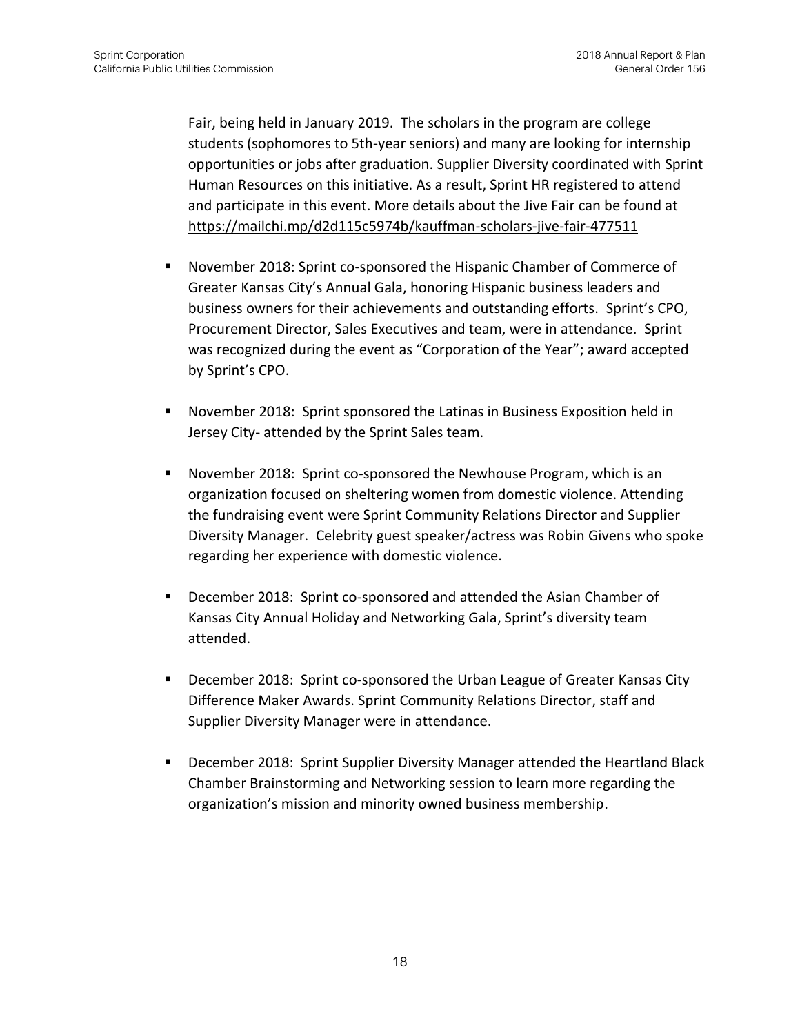Fair, being held in January 2019. The scholars in the program are college students (sophomores to 5th-year seniors) and many are looking for internship opportunities or jobs after graduation. Supplier Diversity coordinated with Sprint Human Resources on this initiative. As a result, Sprint HR registered to attend and participate in this event. More details about the Jive Fair can be found at https://mailchi.mp/d2d115c5974b/kauffman-scholars-jive-fair-477511

- November 2018: Sprint co-sponsored the Hispanic Chamber of Commerce of Greater Kansas City's Annual Gala, honoring Hispanic business leaders and business owners for their achievements and outstanding efforts. Sprint's CPO, Procurement Director, Sales Executives and team, were in attendance. Sprint was recognized during the event as "Corporation of the Year"; award accepted by Sprint's CPO.

- November 2018: Sprint sponsored the Latinas in Business Exposition held in Jersey City- attended by the Sprint Sales team.

- November 2018: Sprint co-sponsored the Newhouse Program, which is an organization focused on sheltering women from domestic violence. Attending the fundraising event were Sprint Community Relations Director and Supplier Diversity Manager. Celebrity guest speaker/actress was Robin Givens who spoke regarding her experience with domestic violence.

- December 2018: Sprint co-sponsored and attended the Asian Chamber of Kansas City Annual Holiday and Networking Gala, Sprint's diversity team attended.

- December 2018: Sprint co-sponsored the Urban League of Greater Kansas City Difference Maker Awards. Sprint Community Relations Director, staff and Supplier Diversity Manager were in attendance.

- December 2018: Sprint Supplier Diversity Manager attended the Heartland Black Chamber Brainstorming and Networking session to learn more regarding the organization's mission and minority owned business membership.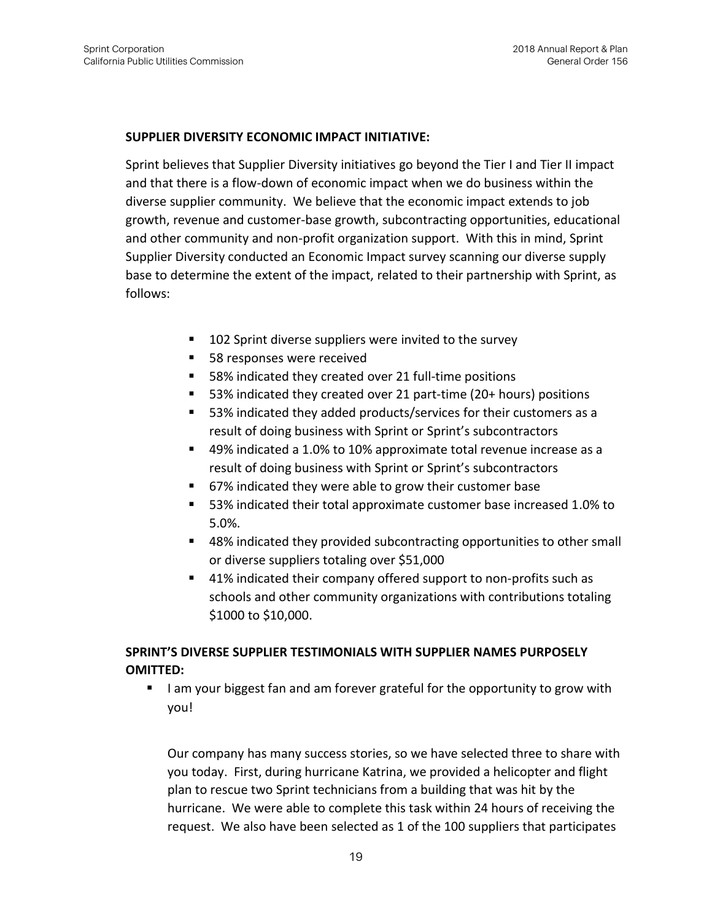**SUPPLIER DIVERSITY ECONOMIC IMPACT INITIATIVE:**

Sprint believes that Supplier Diversity initiatives go beyond the Tier I and Tier II impact and that there is a flow-down of economic impact when we do business within the diverse supplier community. We believe that the economic impact extends to job growth, revenue and customer-base growth, subcontracting opportunities, educational and other community and non-profit organization support. With this in mind, Sprint Supplier Diversity conducted an Economic Impact survey scanning our diverse supply base to determine the extent of the impact, related to their partnership with Sprint, as follows:

- 102 Sprint diverse suppliers were invited to the survey
- 58 responses were received
- 58% indicated they created over 21 full-time positions
- 53% indicated they created over 21 part-time (20+ hours) positions
- 53% indicated they added products/services for their customers as a result of doing business with Sprint or Sprint's subcontractors
- 49% indicated a 1.0% to 10% approximate total revenue increase as a result of doing business with Sprint or Sprint's subcontractors
- 67% indicated they were able to grow their customer base
- 53% indicated their total approximate customer base increased 1.0% to 5.0%.
- 48% indicated they provided subcontracting opportunities to other small or diverse suppliers totaling over $51,000
- 41% indicated their company offered support to non-profits such as schools and other community organizations with contributions totaling $1000 to $10,000.

**SPRINT'S DIVERSE SUPPLIER TESTIMONIALS WITH SUPPLIER NAMES PURPOSELY OMITTED:**

- I am your biggest fan and am forever grateful for the opportunity to grow with you!

  Our company has many success stories, so we have selected three to share with you today. First, during hurricane Katrina, we provided a helicopter and flight plan to rescue two Sprint technicians from a building that was hit by the hurricane. We were able to complete this task within 24 hours of receiving the request. We also have been selected as 1 of the 100 suppliers that participates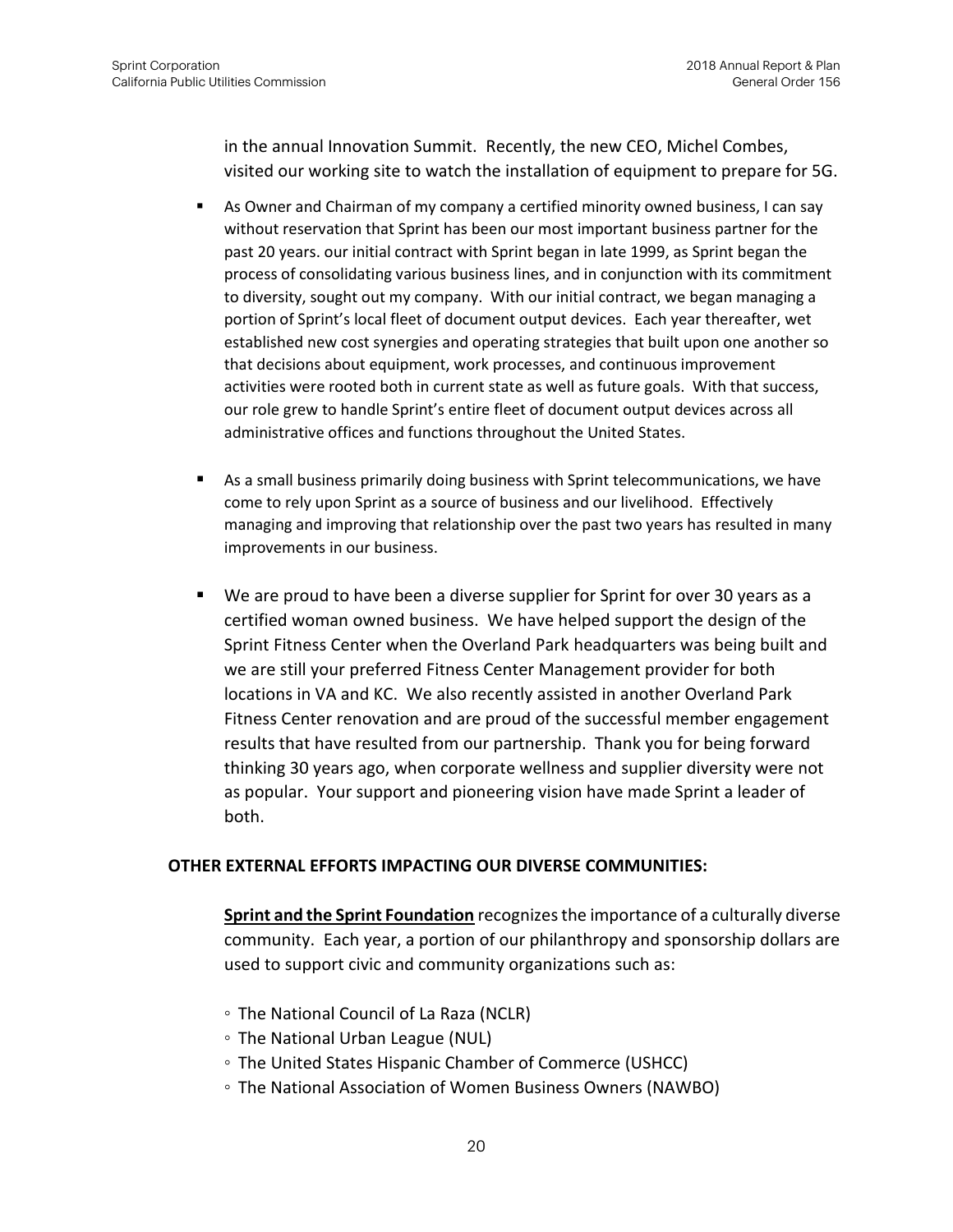in the annual Innovation Summit. Recently, the new CEO, Michel Combes, visited our working site to watch the installation of equipment to prepare for 5G.

- As Owner and Chairman of my company a certified minority owned business, I can say without reservation that Sprint has been our most important business partner for the past 20 years. our initial contract with Sprint began in late 1999, as Sprint began the process of consolidating various business lines, and in conjunction with its commitment to diversity, sought out my company. With our initial contract, we began managing a portion of Sprint's local fleet of document output devices. Each year thereafter, wet established new cost synergies and operating strategies that built upon one another so that decisions about equipment, work processes, and continuous improvement activities were rooted both in current state as well as future goals. With that success, our role grew to handle Sprint's entire fleet of document output devices across all administrative offices and functions throughout the United States.

- As a small business primarily doing business with Sprint telecommunications, we have come to rely upon Sprint as a source of business and our livelihood. Effectively managing and improving that relationship over the past two years has resulted in many improvements in our business.

- We are proud to have been a diverse supplier for Sprint for over 30 years as a certified woman owned business. We have helped support the design of the Sprint Fitness Center when the Overland Park headquarters was being built and we are still your preferred Fitness Center Management provider for both locations in VA and KC. We also recently assisted in another Overland Park Fitness Center renovation and are proud of the successful member engagement results that have resulted from our partnership. Thank you for being forward thinking 30 years ago, when corporate wellness and supplier diversity were not as popular. Your support and pioneering vision have made Sprint a leader of both.

**OTHER EXTERNAL EFFORTS IMPACTING OUR DIVERSE COMMUNITIES:**

**Sprint and the Sprint Foundation** recognizes the importance of a culturally diverse community. Each year, a portion of our philanthropy and sponsorship dollars are used to support civic and community organizations such as:

- The National Council of La Raza (NCLR)
- The National Urban League (NUL)
- The United States Hispanic Chamber of Commerce (USHCC)
- The National Association of Women Business Owners (NAWBO)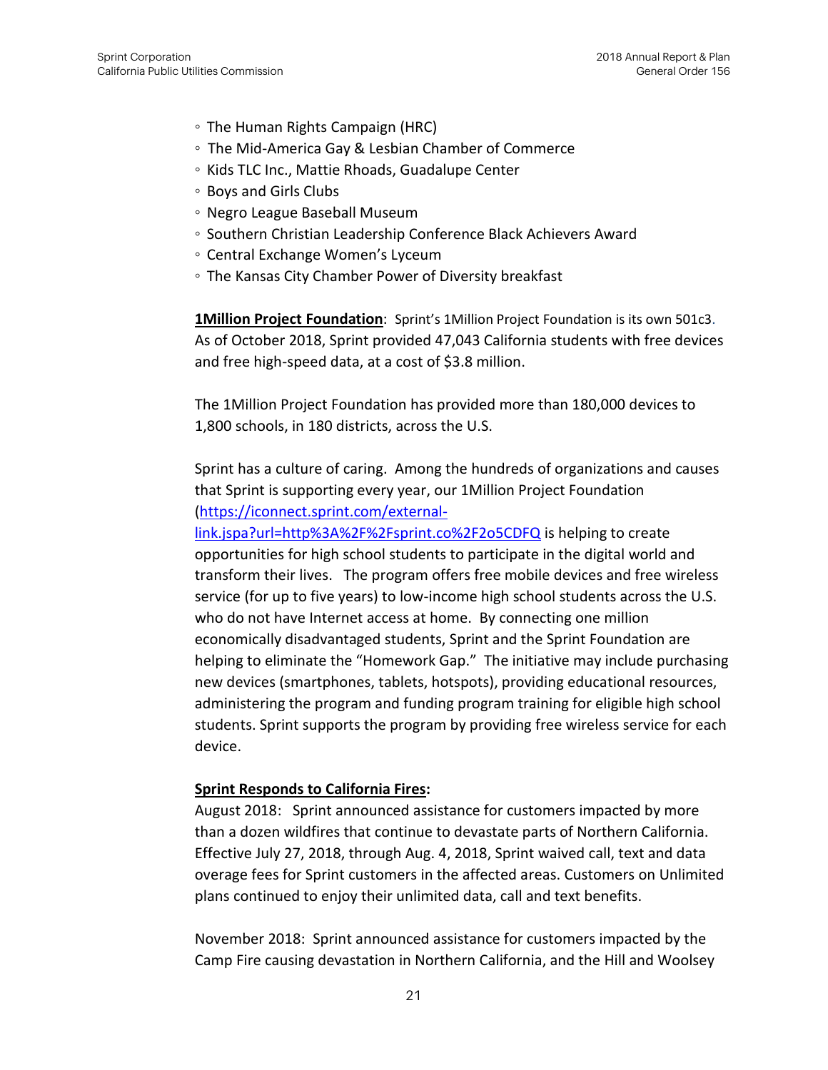- The Human Rights Campaign (HRC)
- The Mid-America Gay & Lesbian Chamber of Commerce
- Kids TLC Inc., Mattie Rhoads, Guadalupe Center
- Boys and Girls Clubs
- Negro League Baseball Museum
- Southern Christian Leadership Conference Black Achievers Award
- Central Exchange Women's Lyceum
- The Kansas City Chamber Power of Diversity breakfast

**1Million Project Foundation**: Sprint's 1Million Project Foundation is its own 501c3. As of October 2018, Sprint provided 47,043 California students with free devices and free high-speed data, at a cost of $3.8 million.

The 1Million Project Foundation has provided more than 180,000 devices to 1,800 schools, in 180 districts, across the U.S.

Sprint has a culture of caring. Among the hundreds of organizations and causes that Sprint is supporting every year, our 1Million Project Foundation (https://iconnect.sprint.com/external-link.jspa?url=http%3A%2F%2Fsprint.co%2F2o5CDFQ is helping to create opportunities for high school students to participate in the digital world and transform their lives. The program offers free mobile devices and free wireless service (for up to five years) to low-income high school students across the U.S. who do not have Internet access at home. By connecting one million economically disadvantaged students, Sprint and the Sprint Foundation are helping to eliminate the "Homework Gap." The initiative may include purchasing new devices (smartphones, tablets, hotspots), providing educational resources, administering the program and funding program training for eligible high school students. Sprint supports the program by providing free wireless service for each device.

**Sprint Responds to California Fires:**

August 2018: Sprint announced assistance for customers impacted by more than a dozen wildfires that continue to devastate parts of Northern California. Effective July 27, 2018, through Aug. 4, 2018, Sprint waived call, text and data overage fees for Sprint customers in the affected areas. Customers on Unlimited plans continued to enjoy their unlimited data, call and text benefits.

November 2018: Sprint announced assistance for customers impacted by the Camp Fire causing devastation in Northern California, and the Hill and Woolsey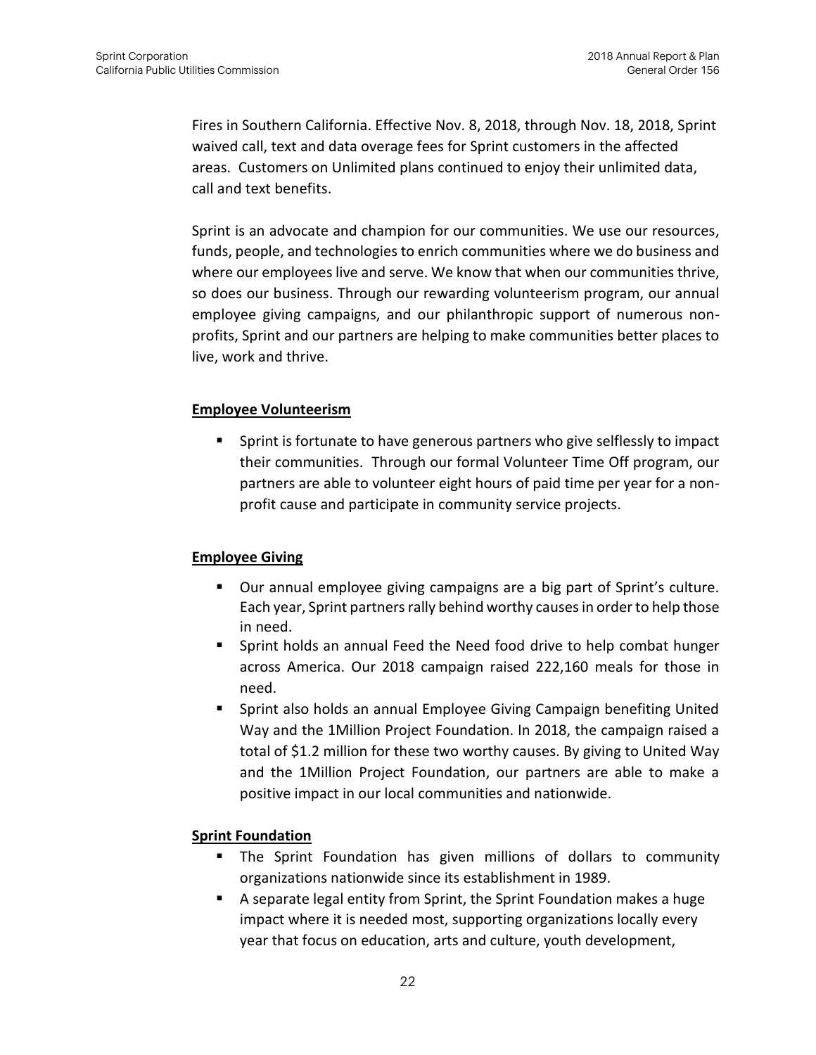Fires in Southern California. Effective Nov. 8, 2018, through Nov. 18, 2018, Sprint waived call, text and data overage fees for Sprint customers in the affected areas. Customers on Unlimited plans continued to enjoy their unlimited data, call and text benefits.

Sprint is an advocate and champion for our communities. We use our resources, funds, people, and technologies to enrich communities where we do business and where our employees live and serve. We know that when our communities thrive, so does our business. Through our rewarding volunteerism program, our annual employee giving campaigns, and our philanthropic support of numerous non-profits, Sprint and our partners are helping to make communities better places to live, work and thrive.

**Employee Volunteerism**

- Sprint is fortunate to have generous partners who give selflessly to impact their communities. Through our formal Volunteer Time Off program, our partners are able to volunteer eight hours of paid time per year for a non-profit cause and participate in community service projects.

**Employee Giving**

- Our annual employee giving campaigns are a big part of Sprint's culture. Each year, Sprint partners rally behind worthy causes in order to help those in need.
- Sprint holds an annual Feed the Need food drive to help combat hunger across America. Our 2018 campaign raised 222,160 meals for those in need.
- Sprint also holds an annual Employee Giving Campaign benefiting United Way and the 1Million Project Foundation. In 2018, the campaign raised a total of $1.2 million for these two worthy causes. By giving to United Way and the 1Million Project Foundation, our partners are able to make a positive impact in our local communities and nationwide.

**Sprint Foundation**

- The Sprint Foundation has given millions of dollars to community organizations nationwide since its establishment in 1989.
- A separate legal entity from Sprint, the Sprint Foundation makes a huge impact where it is needed most, supporting organizations locally every year that focus on education, arts and culture, youth development,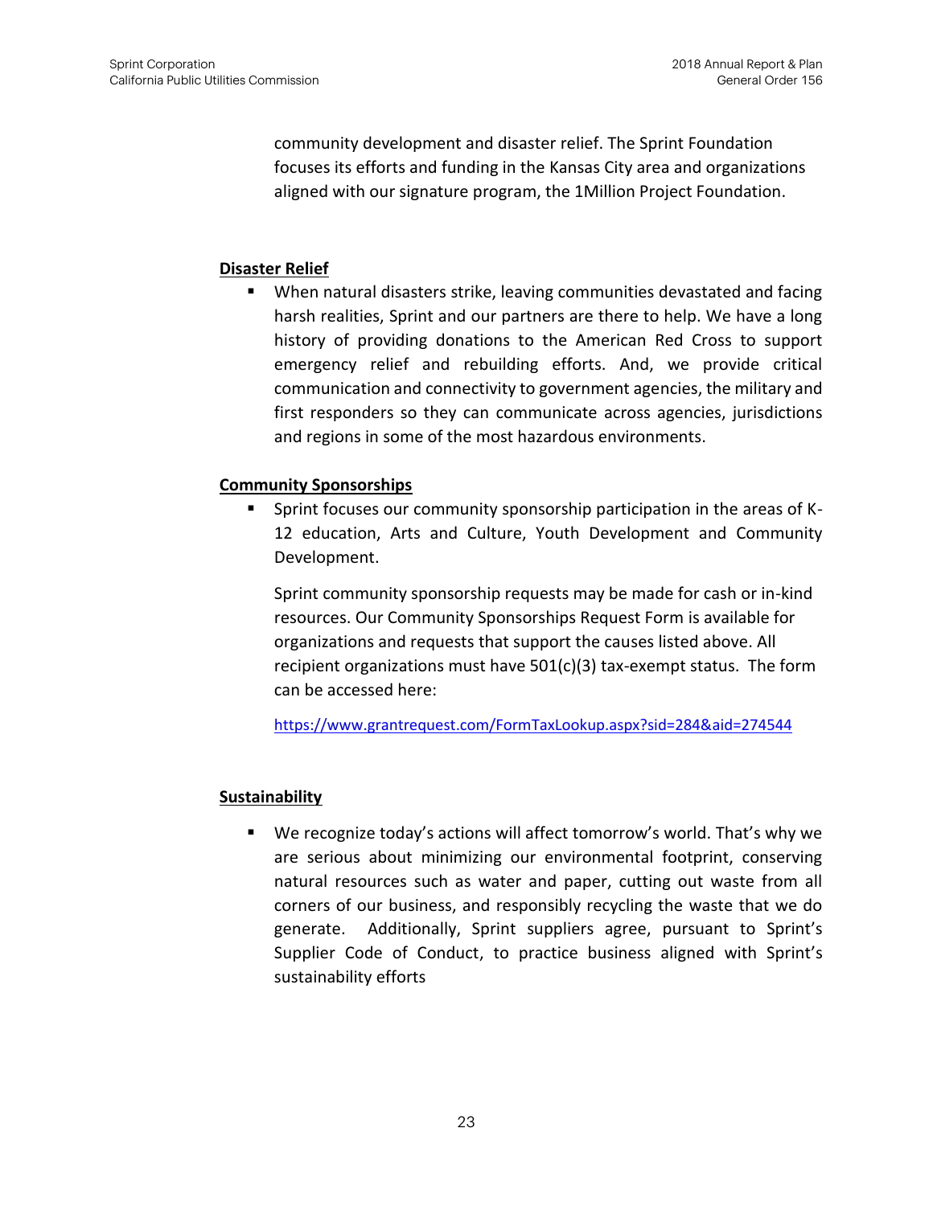community development and disaster relief. The Sprint Foundation focuses its efforts and funding in the Kansas City area and organizations aligned with our signature program, the 1Million Project Foundation.

**Disaster Relief**

- When natural disasters strike, leaving communities devastated and facing harsh realities, Sprint and our partners are there to help. We have a long history of providing donations to the American Red Cross to support emergency relief and rebuilding efforts. And, we provide critical communication and connectivity to government agencies, the military and first responders so they can communicate across agencies, jurisdictions and regions in some of the most hazardous environments.

**Community Sponsorships**

- Sprint focuses our community sponsorship participation in the areas of K-12 education, Arts and Culture, Youth Development and Community Development.

  Sprint community sponsorship requests may be made for cash or in-kind resources. Our Community Sponsorships Request Form is available for organizations and requests that support the causes listed above. All recipient organizations must have 501(c)(3) tax-exempt status. The form can be accessed here:

  https://www.grantrequest.com/FormTaxLookup.aspx?sid=284&aid=274544

**Sustainability**

- We recognize today's actions will affect tomorrow's world. That's why we are serious about minimizing our environmental footprint, conserving natural resources such as water and paper, cutting out waste from all corners of our business, and responsibly recycling the waste that we do generate. Additionally, Sprint suppliers agree, pursuant to Sprint's Supplier Code of Conduct, to practice business aligned with Sprint's sustainability efforts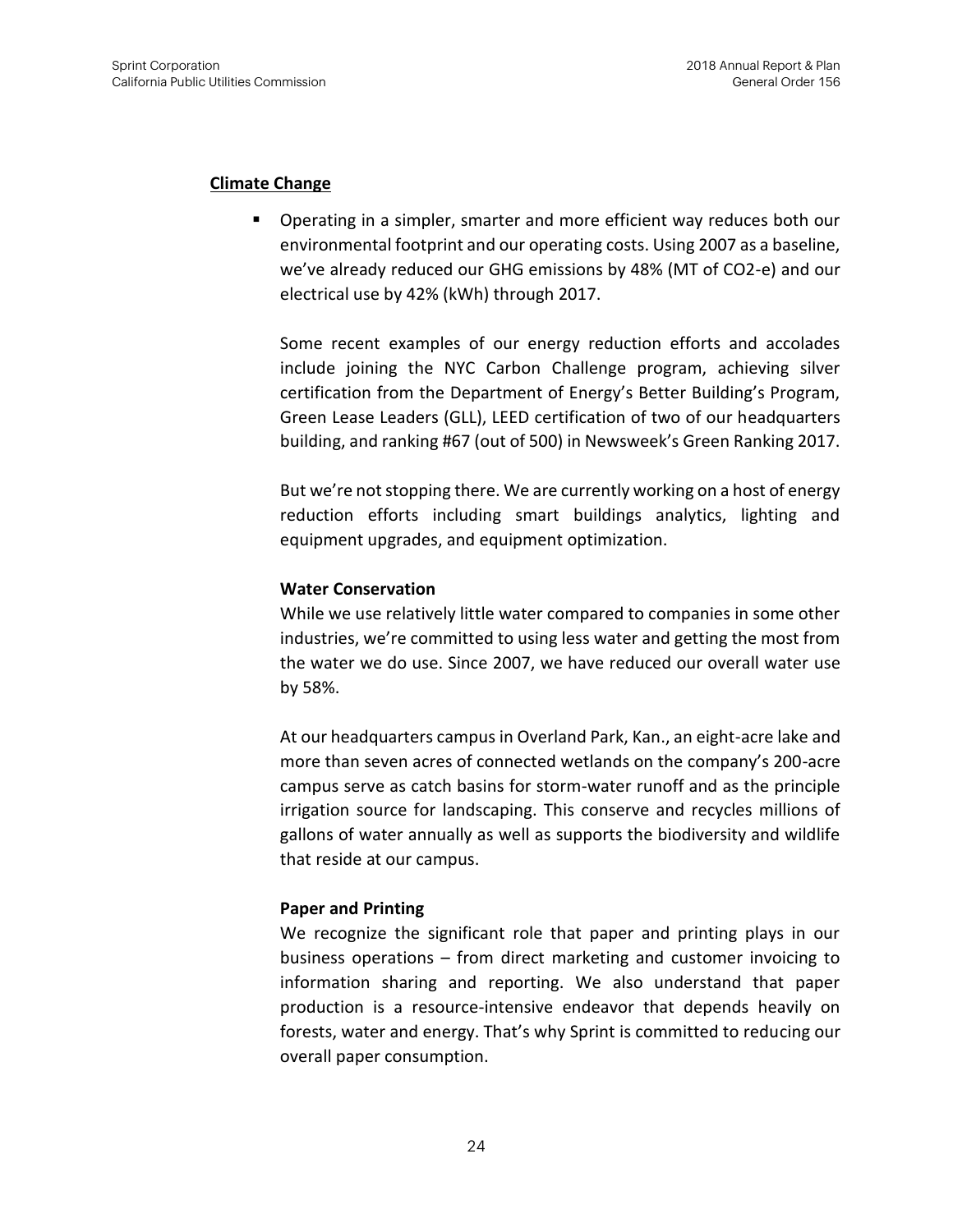**Climate Change**

- Operating in a simpler, smarter and more efficient way reduces both our environmental footprint and our operating costs. Using 2007 as a baseline, we've already reduced our GHG emissions by 48% (MT of CO2-e) and our electrical use by 42% (kWh) through 2017.

  Some recent examples of our energy reduction efforts and accolades include joining the NYC Carbon Challenge program, achieving silver certification from the Department of Energy's Better Building's Program, Green Lease Leaders (GLL), LEED certification of two of our headquarters building, and ranking #67 (out of 500) in Newsweek's Green Ranking 2017.

  But we're not stopping there. We are currently working on a host of energy reduction efforts including smart buildings analytics, lighting and equipment upgrades, and equipment optimization.

  **Water Conservation**

  While we use relatively little water compared to companies in some other industries, we're committed to using less water and getting the most from the water we do use. Since 2007, we have reduced our overall water use by 58%.

  At our headquarters campus in Overland Park, Kan., an eight-acre lake and more than seven acres of connected wetlands on the company's 200-acre campus serve as catch basins for storm-water runoff and as the principle irrigation source for landscaping. This conserve and recycles millions of gallons of water annually as well as supports the biodiversity and wildlife that reside at our campus.

  **Paper and Printing**

  We recognize the significant role that paper and printing plays in our business operations – from direct marketing and customer invoicing to information sharing and reporting. We also understand that paper production is a resource-intensive endeavor that depends heavily on forests, water and energy. That's why Sprint is committed to reducing our overall paper consumption.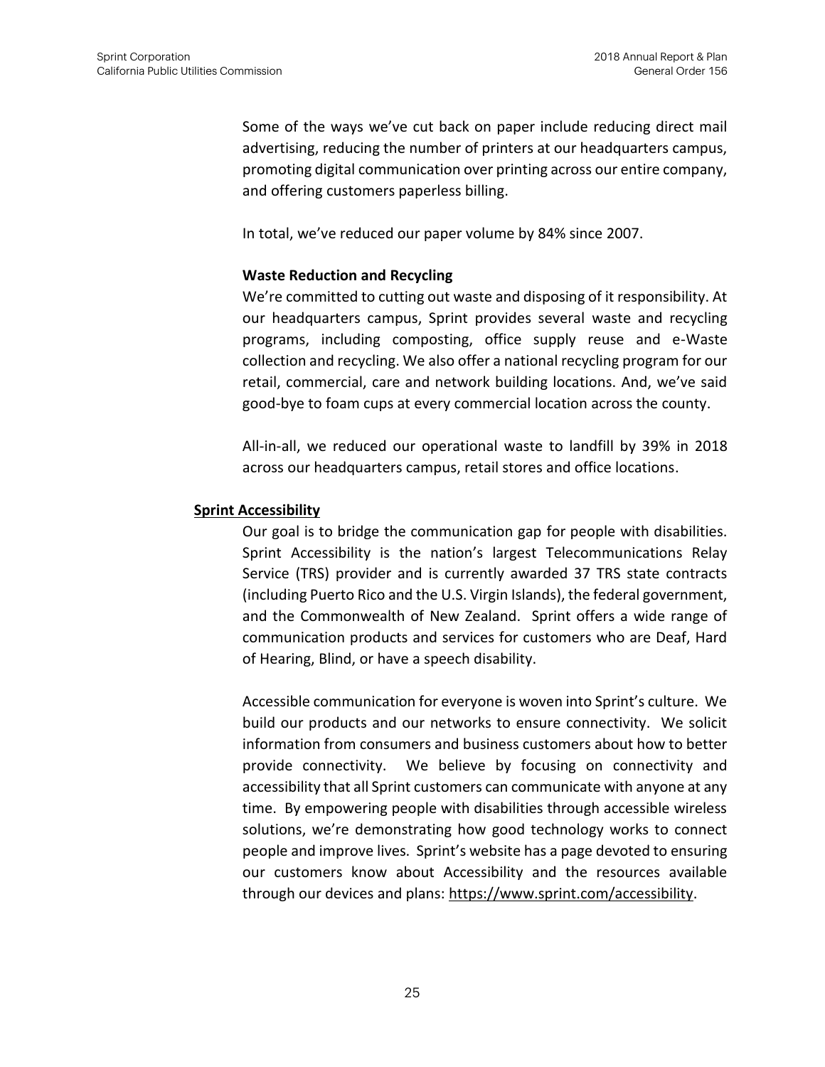Some of the ways we've cut back on paper include reducing direct mail advertising, reducing the number of printers at our headquarters campus, promoting digital communication over printing across our entire company, and offering customers paperless billing.

In total, we've reduced our paper volume by 84% since 2007.

**Waste Reduction and Recycling**

We're committed to cutting out waste and disposing of it responsibility. At our headquarters campus, Sprint provides several waste and recycling programs, including composting, office supply reuse and e-Waste collection and recycling. We also offer a national recycling program for our retail, commercial, care and network building locations. And, we've said good-bye to foam cups at every commercial location across the county.

All-in-all, we reduced our operational waste to landfill by 39% in 2018 across our headquarters campus, retail stores and office locations.

## Sprint Accessibility

Our goal is to bridge the communication gap for people with disabilities. Sprint Accessibility is the nation's largest Telecommunications Relay Service (TRS) provider and is currently awarded 37 TRS state contracts (including Puerto Rico and the U.S. Virgin Islands), the federal government, and the Commonwealth of New Zealand. Sprint offers a wide range of communication products and services for customers who are Deaf, Hard of Hearing, Blind, or have a speech disability.

Accessible communication for everyone is woven into Sprint's culture. We build our products and our networks to ensure connectivity. We solicit information from consumers and business customers about how to better provide connectivity. We believe by focusing on connectivity and accessibility that all Sprint customers can communicate with anyone at any time. By empowering people with disabilities through accessible wireless solutions, we're demonstrating how good technology works to connect people and improve lives. Sprint's website has a page devoted to ensuring our customers know about Accessibility and the resources available through our devices and plans: https://www.sprint.com/accessibility.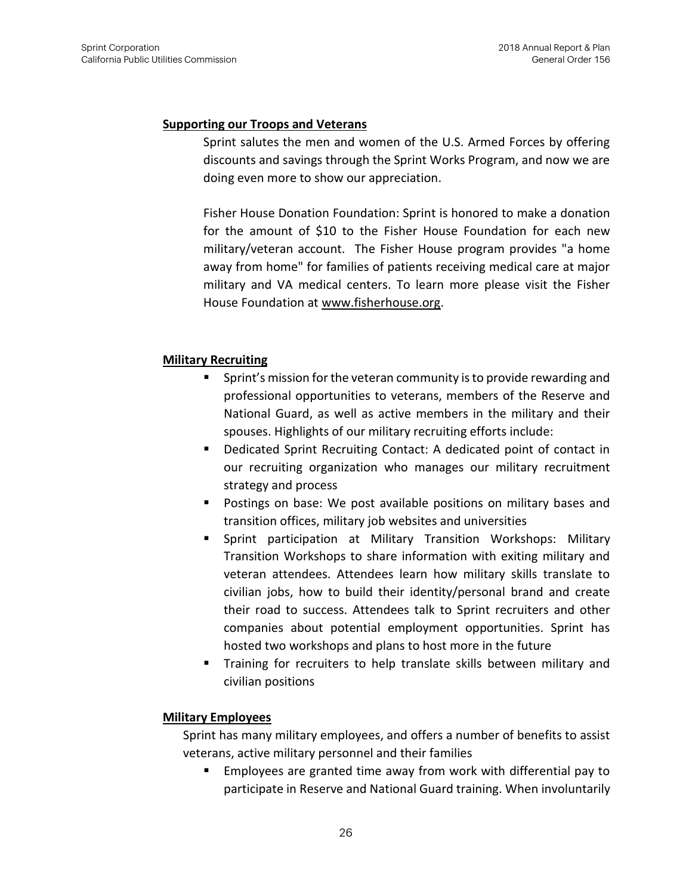**Supporting our Troops and Veterans**

Sprint salutes the men and women of the U.S. Armed Forces by offering discounts and savings through the Sprint Works Program, and now we are doing even more to show our appreciation.

Fisher House Donation Foundation: Sprint is honored to make a donation for the amount of $10 to the Fisher House Foundation for each new military/veteran account. The Fisher House program provides "a home away from home" for families of patients receiving medical care at major military and VA medical centers. To learn more please visit the Fisher House Foundation at www.fisherhouse.org.

**Military Recruiting**

- Sprint's mission for the veteran community is to provide rewarding and professional opportunities to veterans, members of the Reserve and National Guard, as well as active members in the military and their spouses. Highlights of our military recruiting efforts include:
- Dedicated Sprint Recruiting Contact: A dedicated point of contact in our recruiting organization who manages our military recruitment strategy and process
- Postings on base: We post available positions on military bases and transition offices, military job websites and universities
- Sprint participation at Military Transition Workshops: Military Transition Workshops to share information with exiting military and veteran attendees. Attendees learn how military skills translate to civilian jobs, how to build their identity/personal brand and create their road to success. Attendees talk to Sprint recruiters and other companies about potential employment opportunities. Sprint has hosted two workshops and plans to host more in the future
- Training for recruiters to help translate skills between military and civilian positions

**Military Employees**

Sprint has many military employees, and offers a number of benefits to assist veterans, active military personnel and their families

- Employees are granted time away from work with differential pay to participate in Reserve and National Guard training. When involuntarily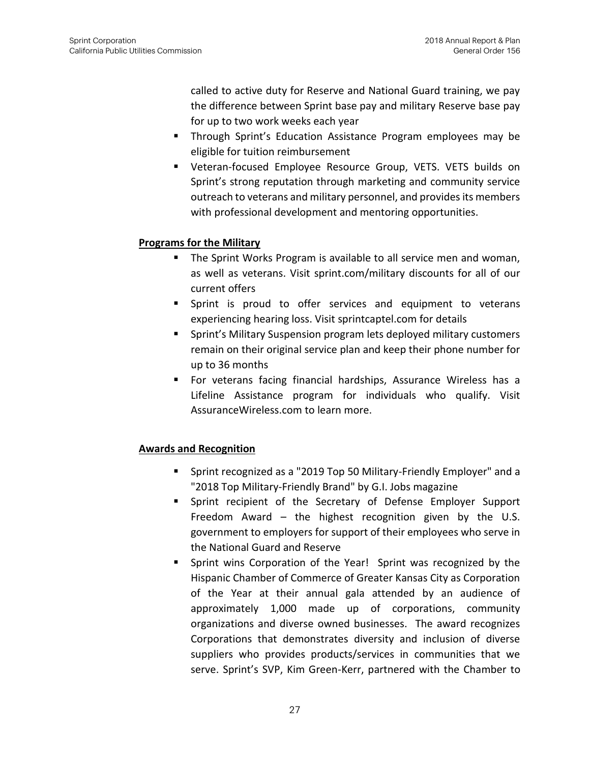called to active duty for Reserve and National Guard training, we pay the difference between Sprint base pay and military Reserve base pay for up to two work weeks each year

- Through Sprint's Education Assistance Program employees may be eligible for tuition reimbursement
- Veteran-focused Employee Resource Group, VETS. VETS builds on Sprint's strong reputation through marketing and community service outreach to veterans and military personnel, and provides its members with professional development and mentoring opportunities.

**Programs for the Military**

- The Sprint Works Program is available to all service men and woman, as well as veterans. Visit sprint.com/military discounts for all of our current offers
- Sprint is proud to offer services and equipment to veterans experiencing hearing loss. Visit sprintcaptel.com for details
- Sprint's Military Suspension program lets deployed military customers remain on their original service plan and keep their phone number for up to 36 months
- For veterans facing financial hardships, Assurance Wireless has a Lifeline Assistance program for individuals who qualify. Visit AssuranceWireless.com to learn more.

**Awards and Recognition**

- Sprint recognized as a "2019 Top 50 Military-Friendly Employer" and a "2018 Top Military-Friendly Brand" by G.I. Jobs magazine
- Sprint recipient of the Secretary of Defense Employer Support Freedom Award – the highest recognition given by the U.S. government to employers for support of their employees who serve in the National Guard and Reserve
- Sprint wins Corporation of the Year! Sprint was recognized by the Hispanic Chamber of Commerce of Greater Kansas City as Corporation of the Year at their annual gala attended by an audience of approximately 1,000 made up of corporations, community organizations and diverse owned businesses. The award recognizes Corporations that demonstrates diversity and inclusion of diverse suppliers who provides products/services in communities that we serve. Sprint's SVP, Kim Green-Kerr, partnered with the Chamber to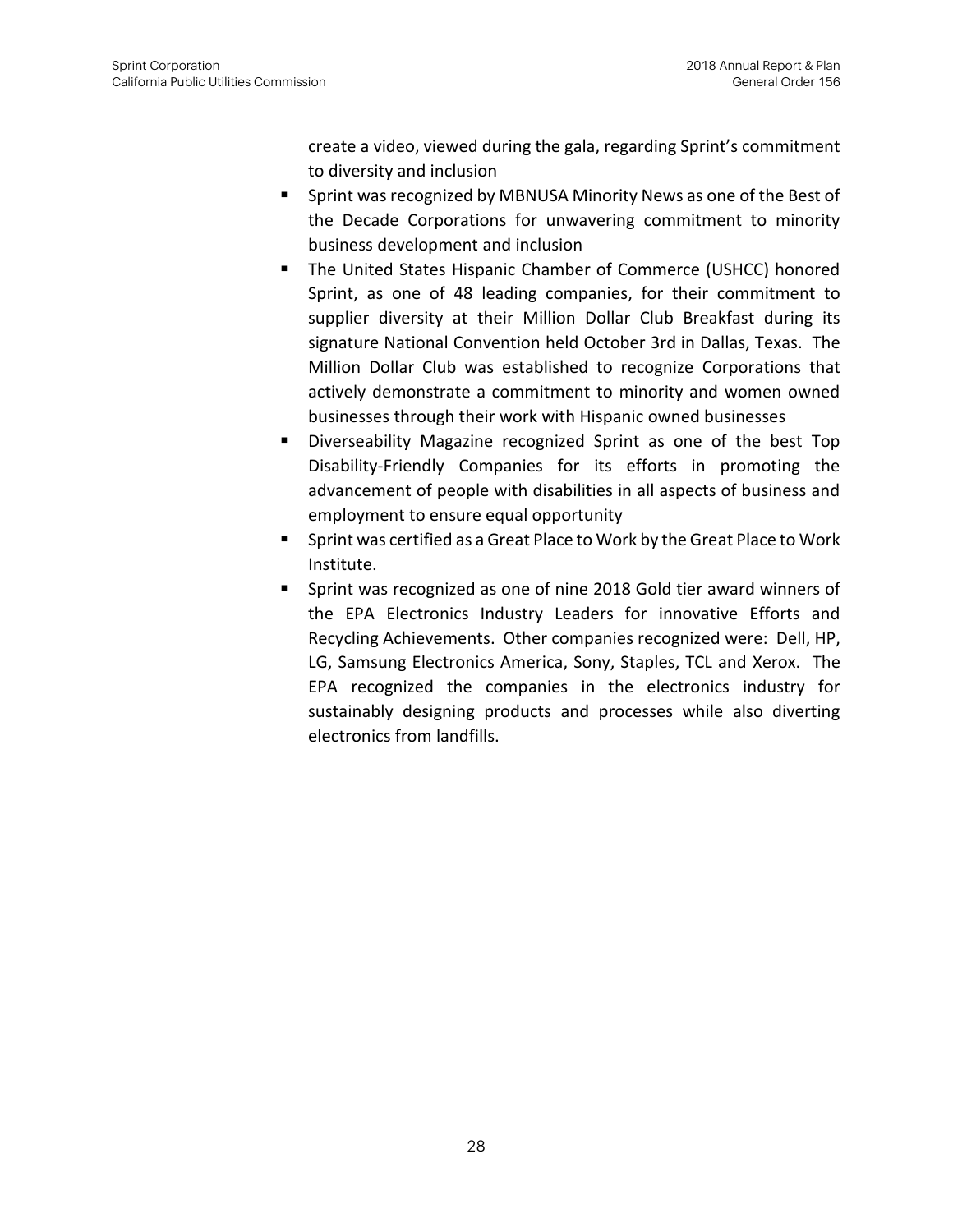create a video, viewed during the gala, regarding Sprint's commitment to diversity and inclusion

- Sprint was recognized by MBNUSA Minority News as one of the Best of the Decade Corporations for unwavering commitment to minority business development and inclusion
- The United States Hispanic Chamber of Commerce (USHCC) honored Sprint, as one of 48 leading companies, for their commitment to supplier diversity at their Million Dollar Club Breakfast during its signature National Convention held October 3rd in Dallas, Texas. The Million Dollar Club was established to recognize Corporations that actively demonstrate a commitment to minority and women owned businesses through their work with Hispanic owned businesses
- Diverseability Magazine recognized Sprint as one of the best Top Disability-Friendly Companies for its efforts in promoting the advancement of people with disabilities in all aspects of business and employment to ensure equal opportunity
- Sprint was certified as a Great Place to Work by the Great Place to Work Institute.
- Sprint was recognized as one of nine 2018 Gold tier award winners of the EPA Electronics Industry Leaders for innovative Efforts and Recycling Achievements. Other companies recognized were: Dell, HP, LG, Samsung Electronics America, Sony, Staples, TCL and Xerox. The EPA recognized the companies in the electronics industry for sustainably designing products and processes while also diverting electronics from landfills.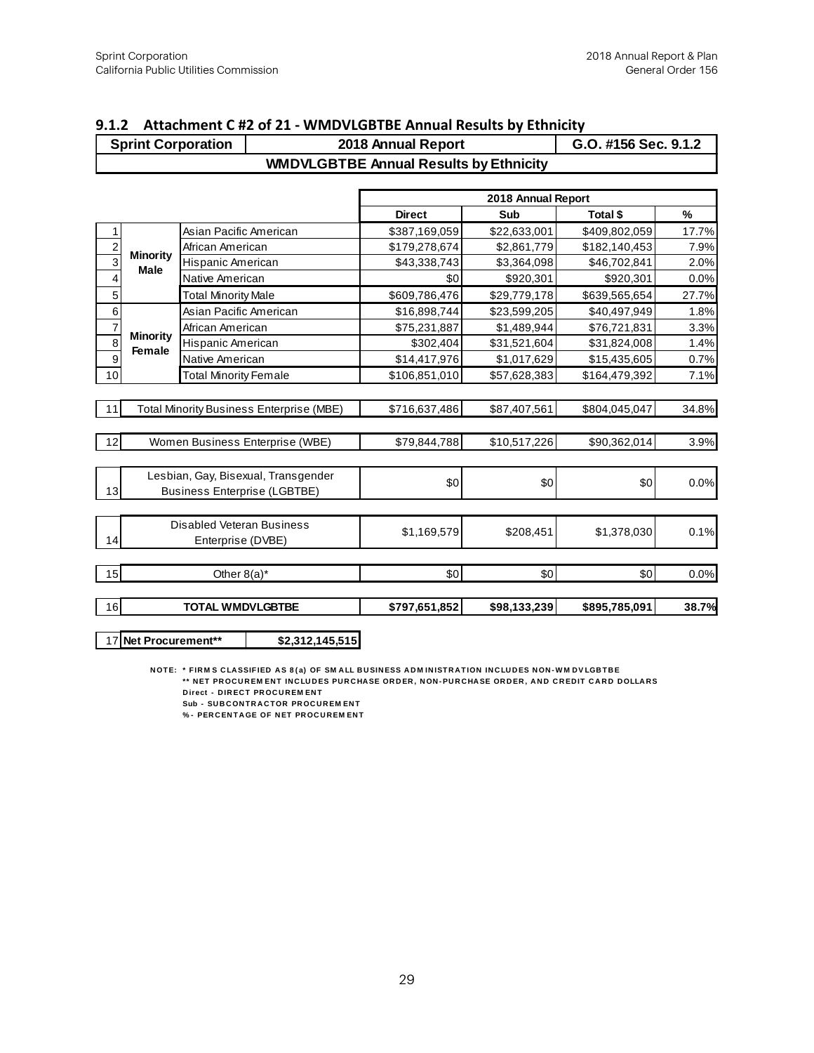### 9.1.2 Attachment C #2 of 21 - WMDVLGBTBE Annual Results by Ethnicity

| Sprint Corporation | 2018 Annual Report | G.O. #156 Sec. 9.1.2 |
|---|---|---|
| WMDVLGBTBE Annual Results by Ethnicity | | |

| # | | | 2018 Annual Report | | | |
|---|---|---|---|---|---|---|
| | | | **Direct** | **Sub** | **Total $** | **%** |
| 1 | **Minority Male** | Asian Pacific American | $387,169,059 | $22,633,001 | $409,802,059 | 17.7% |
| 2 | | African American | $179,278,674 | $2,861,779 | $182,140,453 | 7.9% |
| 3 | | Hispanic American | $43,338,743 | $3,364,098 | $46,702,841 | 2.0% |
| 4 | | Native American | $0 | $920,301 | $920,301 | 0.0% |
| 5 | | Total Minority Male | $609,786,476 | $29,779,178 | $639,565,654 | 27.7% |
| 6 | **Minority Female** | Asian Pacific American | $16,898,744 | $23,599,205 | $40,497,949 | 1.8% |
| 7 | | African American | $75,231,887 | $1,489,944 | $76,721,831 | 3.3% |
| 8 | | Hispanic American | $302,404 | $31,521,604 | $31,824,008 | 1.4% |
| 9 | | Native American | $14,417,976 | $1,017,629 | $15,435,605 | 0.7% |
| 10 | | Total Minority Female | $106,851,010 | $57,628,383 | $164,479,392 | 7.1% |
| 11 | Total Minority Business Enterprise (MBE) | | $716,637,486 | $87,407,561 | $804,045,047 | 34.8% |
| 12 | Women Business Enterprise (WBE) | | $79,844,788 | $10,517,226 | $90,362,014 | 3.9% |
| 13 | Lesbian, Gay, Bisexual, Transgender Business Enterprise (LGBTBE) | | $0 | $0 | $0 | 0.0% |
| 14 | Disabled Veteran Business Enterprise (DVBE) | | $1,169,579 | $208,451 | $1,378,030 | 0.1% |
| 15 | Other 8(a)* | | $0 | $0 | $0 | 0.0% |
| 16 | **TOTAL WMDVLGBTBE** | | **$797,651,852** | **$98,133,239** | **$895,785,091** | **38.7%** |
| 17 | **Net Procurement**** | **$2,312,145,515** | | | | |

NOTE: * FIRMS CLASSIFIED AS 8(a) OF SMALL BUSINESS ADMINISTRATION INCLUDES NON-WMDVLGBTBE
** NET PROCUREMENT INCLUDES PURCHASE ORDER, NON-PURCHASE ORDER, AND CREDIT CARD DOLLARS
Direct - DIRECT PROCUREMENT
Sub - SUBCONTRACTOR PROCUREMENT
% - PERCENTAGE OF NET PROCUREMENT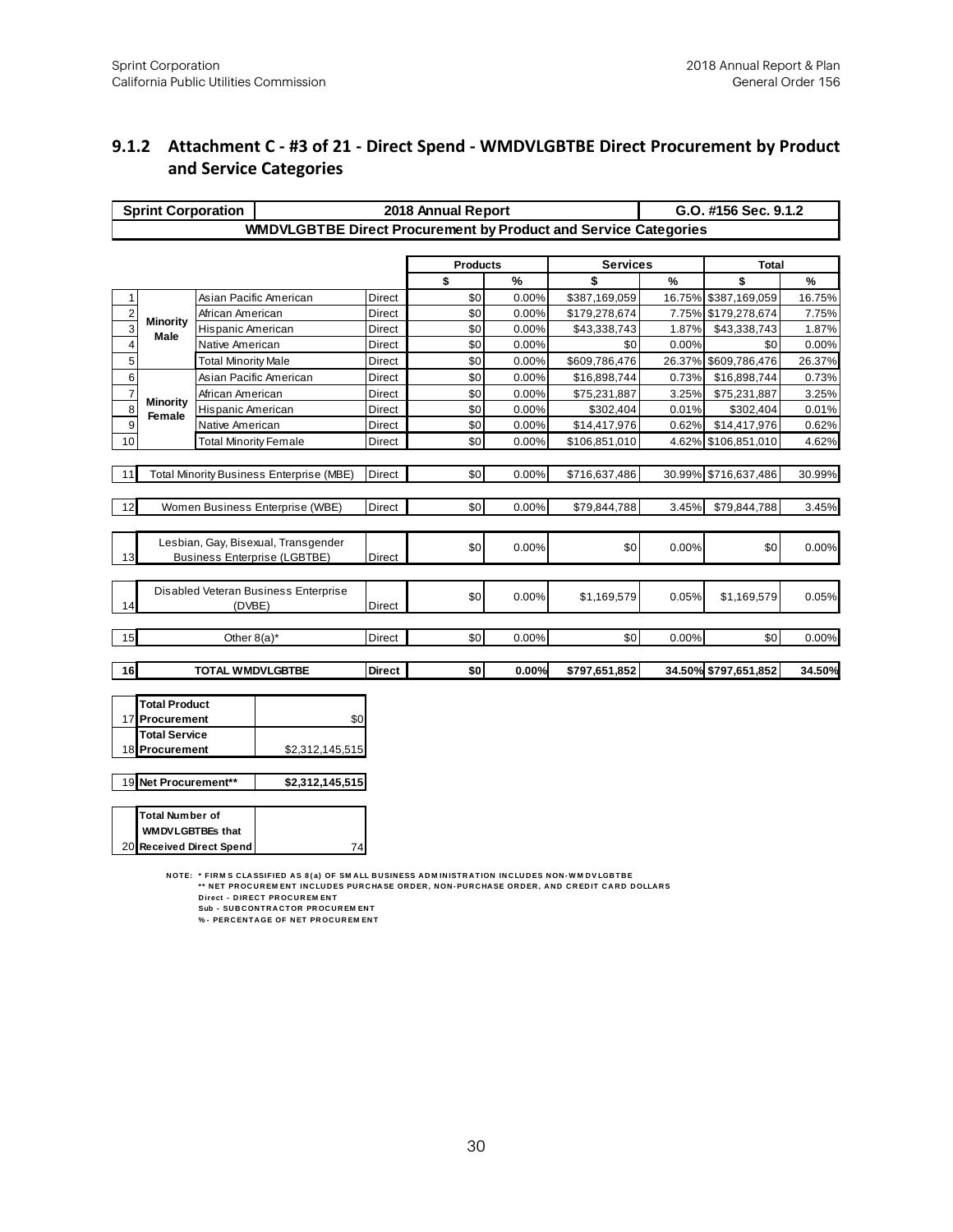### 9.1.2 Attachment C - #3 of 21 - Direct Spend - WMDVLGBTBE Direct Procurement by Product and Service Categories

| Sprint Corporation | | | 2018 Annual Report | | | | | G.O. #156 Sec. 9.1.2 | |
|---|---|---|---|---|---|---|---|---|---|
| **WMDVLGBTBE Direct Procurement by Product and Service Categories** | | | | | | | | | |
| | | | | Products | | Services | | Total | |
| | | | | $ | % | $ | % | $ | % |
| 1 | Minority Male | Asian Pacific American | Direct | $0 | 0.00% | $387,169,059 | 16.75% | $387,169,059 | 16.75% |
| 2 | | African American | Direct | $0 | 0.00% | $179,278,674 | 7.75% | $179,278,674 | 7.75% |
| 3 | | Hispanic American | Direct | $0 | 0.00% | $43,338,743 | 1.87% | $43,338,743 | 1.87% |
| 4 | | Native American | Direct | $0 | 0.00% | $0 | 0.00% | $0 | 0.00% |
| 5 | | Total Minority Male | Direct | $0 | 0.00% | $609,786,476 | 26.37% | $609,786,476 | 26.37% |
| 6 | Minority Female | Asian Pacific American | Direct | $0 | 0.00% | $16,898,744 | 0.73% | $16,898,744 | 0.73% |
| 7 | | African American | Direct | $0 | 0.00% | $75,231,887 | 3.25% | $75,231,887 | 3.25% |
| 8 | | Hispanic American | Direct | $0 | 0.00% | $302,404 | 0.01% | $302,404 | 0.01% |
| 9 | | Native American | Direct | $0 | 0.00% | $14,417,976 | 0.62% | $14,417,976 | 0.62% |
| 10 | | Total Minority Female | Direct | $0 | 0.00% | $106,851,010 | 4.62% | $106,851,010 | 4.62% |
| 11 | Total Minority Business Enterprise (MBE) | | Direct | $0 | 0.00% | $716,637,486 | 30.99% | $716,637,486 | 30.99% |
| 12 | Women Business Enterprise (WBE) | | Direct | $0 | 0.00% | $79,844,788 | 3.45% | $79,844,788 | 3.45% |
| 13 | Lesbian, Gay, Bisexual, Transgender Business Enterprise (LGBTBE) | | Direct | $0 | 0.00% | $0 | 0.00% | $0 | 0.00% |
| 14 | Disabled Veteran Business Enterprise (DVBE) | | Direct | $0 | 0.00% | $1,169,579 | 0.05% | $1,169,579 | 0.05% |
| 15 | Other 8(a)* | | Direct | $0 | 0.00% | $0 | 0.00% | $0 | 0.00% |
| **16** | **TOTAL WMDVLGBTBE** | | **Direct** | **$0** | **0.00%** | **$797,651,852** | **34.50%** | **$797,651,852** | **34.50%** |

| | | |
|---|---|---|
| 17 | **Total Product Procurement** | $0 |
| 18 | **Total Service Procurement** | $2,312,145,515 |
| 19 | **Net Procurement\*\*** | **$2,312,145,515** |
| 20 | **Total Number of WMDVLGBTBEs that Received Direct Spend** | 74 |

NOTE: * FIRMS CLASSIFIED AS 8(a) OF SMALL BUSINESS ADMINISTRATION INCLUDES NON-WMDVLGBTBE
** NET PROCUREMENT INCLUDES PURCHASE ORDER, NON-PURCHASE ORDER, AND CREDIT CARD DOLLARS
Direct - DIRECT PROCUREMENT
Sub - SUBCONTRACTOR PROCUREMENT
% - PERCENTAGE OF NET PROCUREMENT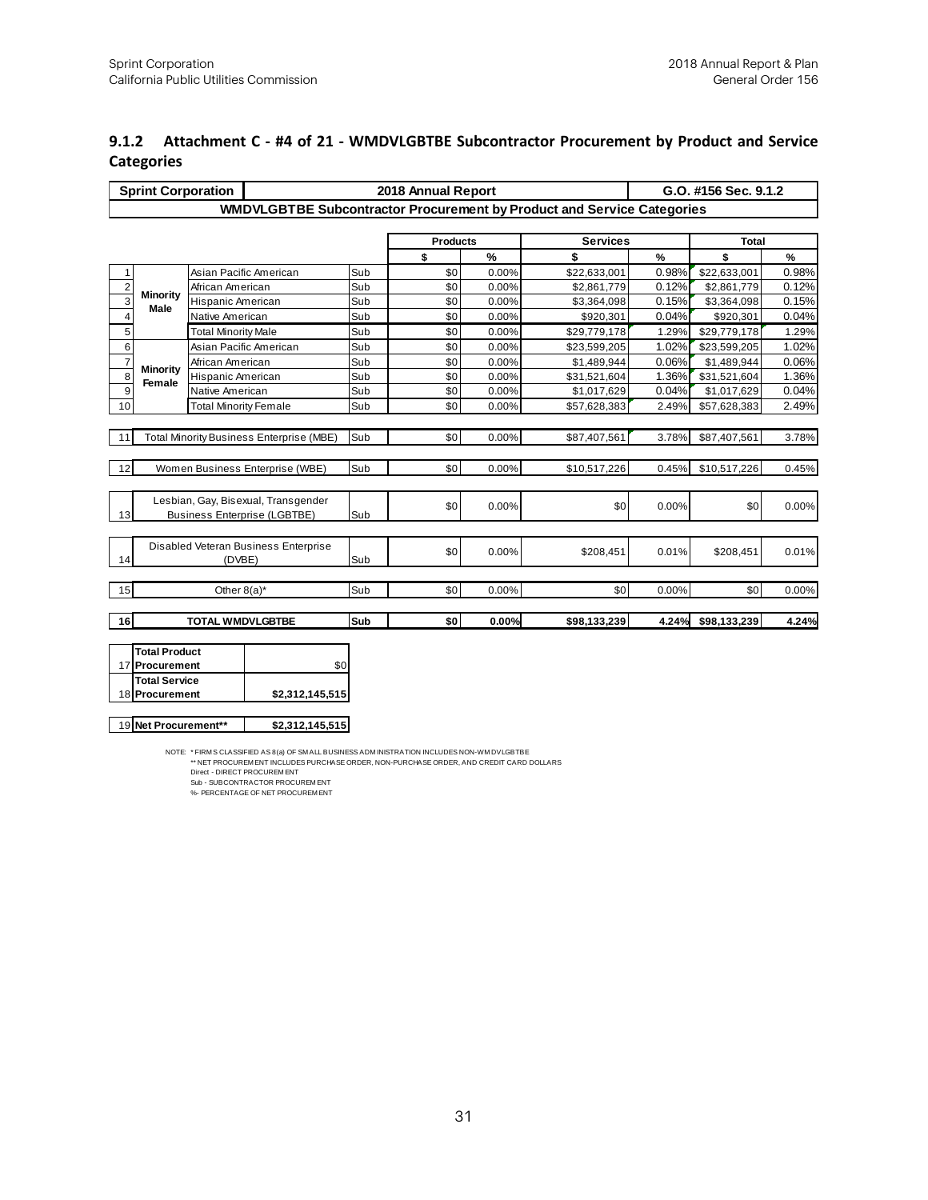### 9.1.2 Attachment C - #4 of 21 - WMDVLGBTBE Subcontractor Procurement by Product and Service Categories

| Sprint Corporation | | 2018 Annual Report | | | | | G.O. #156 Sec. 9.1.2 | |
|---|---|---|---|---|---|---|---|---|
| WMDVLGBTBE Subcontractor Procurement by Product and Service Categories | | | | | | | | |

| # | | | | Products | | Services | | Total | |
|---|---|---|---|---|---|---|---|---|---|
| | | | | $ | % | $ | % | $ | % |
| 1 | Minority Male | Asian Pacific American | Sub | $0 | 0.00% | $22,633,001 | 0.98% | $22,633,001 | 0.98% |
| 2 | | African American | Sub | $0 | 0.00% | $2,861,779 | 0.12% | $2,861,779 | 0.12% |
| 3 | | Hispanic American | Sub | $0 | 0.00% | $3,364,098 | 0.15% | $3,364,098 | 0.15% |
| 4 | | Native American | Sub | $0 | 0.00% | $920,301 | 0.04% | $920,301 | 0.04% |
| 5 | | Total Minority Male | Sub | $0 | 0.00% | $29,779,178 | 1.29% | $29,779,178 | 1.29% |
| 6 | Minority Female | Asian Pacific American | Sub | $0 | 0.00% | $23,599,205 | 1.02% | $23,599,205 | 1.02% |
| 7 | | African American | Sub | $0 | 0.00% | $1,489,944 | 0.06% | $1,489,944 | 0.06% |
| 8 | | Hispanic American | Sub | $0 | 0.00% | $31,521,604 | 1.36% | $31,521,604 | 1.36% |
| 9 | | Native American | Sub | $0 | 0.00% | $1,017,629 | 0.04% | $1,017,629 | 0.04% |
| 10 | | Total Minority Female | Sub | $0 | 0.00% | $57,628,383 | 2.49% | $57,628,383 | 2.49% |
| 11 | Total Minority Business Enterprise (MBE) | | Sub | $0 | 0.00% | $87,407,561 | 3.78% | $87,407,561 | 3.78% |
| 12 | Women Business Enterprise (WBE) | | Sub | $0 | 0.00% | $10,517,226 | 0.45% | $10,517,226 | 0.45% |
| 13 | Lesbian, Gay, Bisexual, Transgender Business Enterprise (LGBTBE) | | Sub | $0 | 0.00% | $0 | 0.00% | $0 | 0.00% |
| 14 | Disabled Veteran Business Enterprise (DVBE) | | Sub | $0 | 0.00% | $208,451 | 0.01% | $208,451 | 0.01% |
| 15 | Other 8(a)* | | Sub | $0 | 0.00% | $0 | 0.00% | $0 | 0.00% |
| **16** | **TOTAL WMDVLGBTBE** | | **Sub** | **$0** | **0.00%** | **$98,133,239** | **4.24%** | **$98,133,239** | **4.24%** |

| # | | |
|---|---|---|
| 17 | **Total Product Procurement** | $0 |
| 18 | **Total Service Procurement** | **$2,312,145,515** |
| 19 | **Net Procurement\*\*** | **$2,312,145,515** |

NOTE: * FIRMS CLASSIFIED AS 8(a) OF SMALL BUSINESS ADMINISTRATION INCLUDES NON-WMDVLGBTBE
** NET PROCUREMENT INCLUDES PURCHASE ORDER, NON-PURCHASE ORDER, AND CREDIT CARD DOLLARS
Direct - DIRECT PROCUREMENT
Sub - SUBCONTRACTOR PROCUREMENT
%- PERCENTAGE OF NET PROCUREMENT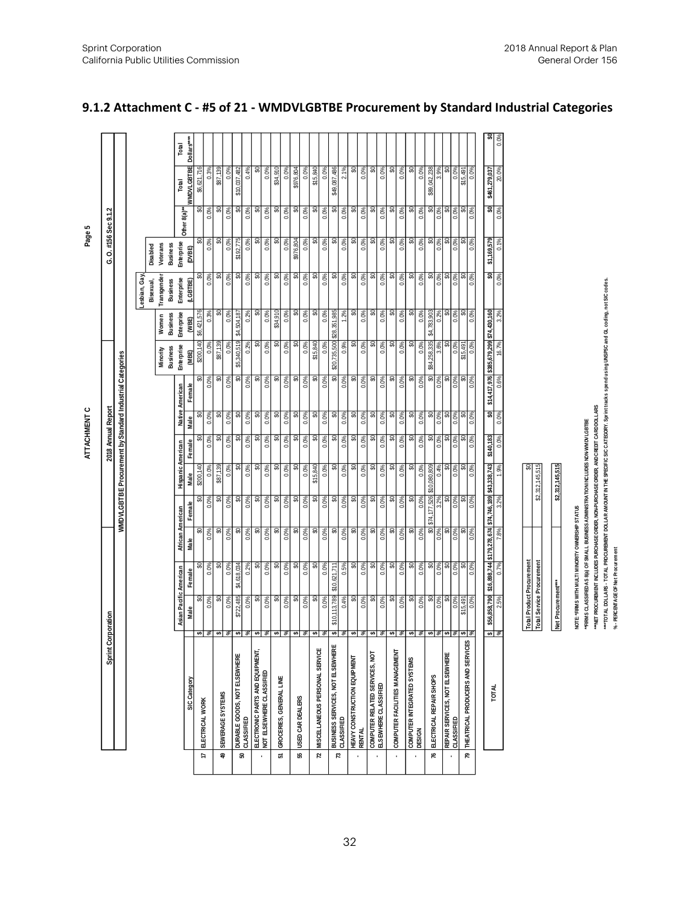## 9.1.2 Attachment C - #5 of 21 - WMDVLGBTBE Procurement by Standard Industrial Categories

Sprint Corporation | ATTACHMENT C | 2018 Annual Report | Page 5 | G.O. #156 Sec 9.1.2

**WMDVLGBTBE Procurement by Standard Industrial Categories**

| | SIC Category | | Asian Pacific American | | African American | | Hispanic American | | Native American | | Minority Business Enterprise (MBE) | Women Business Enterprise (WBE) | Lesbian, Gay, Bisexual, Transgender Business Enterprise (LGBTBE) | Disabled Veterans Business Enterprise (DVBE) | Other 8(a)** | Total WMDVLGBTBE | Total Dollars**** |
|---|---|---|---|---|---|---|---|---|---|---|---|---|---|---|---|---|---|
| | | | Male | Female | Male | Female | Male | Female | Male | Female | | | | | | | |
| 17 | ELECTRICAL WORK | $ | $0 | $0 | $0 | $0 | $200,140 | $0 | $0 | $0 | $200,140 | $6,421,576 | $0 | $0 | $0 | $6,621,716 | |
| | | % | 0.0% | 0.0% | 0.0% | 0.0% | 0.0% | 0.0% | 0.0% | 0.0% | 0.0% | 0.3% | 0.0% | 0.0% | 0.0% | 0.3% | |
| 49 | SEWERAGE SYSTEMS | $ | $0 | $0 | $0 | $0 | $87,139 | $0 | $0 | $0 | $87,139 | $0 | $0 | $0 | $0 | $87,139 | |
| | | % | 0.0% | 0.0% | 0.0% | 0.0% | 0.0% | 0.0% | 0.0% | 0.0% | 0.0% | 0.0% | 0.0% | 0.0% | 0.0% | 0.0% | |
| 50 | DURABLE GOODS, NOT ELSEWHERE CLASSIFIED | $ | $722,485 | $4,618,034 | $0 | $0 | $0 | $0 | $0 | $0 | $5,340,519 | $4,504,187 | $0 | $192,775 | $0 | $10,037,482 | |
| | | % | 0.0% | 0.2% | 0.0% | 0.0% | 0.0% | 0.0% | 0.0% | 0.0% | 0.2% | 0.2% | 0.0% | 0.0% | 0.0% | 0.4% | |
| - | ELECTRONIC PARTS AND EQUIPMENT, NOT ELSEWHERE CLASSIFIED | $ | $0 | $0 | $0 | $0 | $0 | $0 | $0 | $0 | $0 | $0 | $0 | $0 | $0 | $0 | |
| | | % | 0.0% | 0.0% | 0.0% | 0.0% | 0.0% | 0.0% | 0.0% | 0.0% | 0.0% | 0.0% | 0.0% | 0.0% | 0.0% | 0.0% | |
| 51 | GROCERIES, GENERAL LINE | $ | $0 | $0 | $0 | $0 | $0 | $0 | $0 | $0 | $0 | $34,910 | $0 | $0 | $0 | $34,910 | |
| | | % | 0.0% | 0.0% | 0.0% | 0.0% | 0.0% | 0.0% | 0.0% | 0.0% | 0.0% | 0.0% | 0.0% | 0.0% | 0.0% | 0.0% | |
| 55 | USED CAR DEALERS | $ | $0 | $0 | $0 | $0 | $0 | $0 | $0 | $0 | $0 | $0 | $0 | $976,804 | $0 | $976,804 | |
| | | % | 0.0% | 0.0% | 0.0% | 0.0% | 0.0% | 0.0% | 0.0% | 0.0% | 0.0% | 0.0% | 0.0% | 0.0% | 0.0% | 0.0% | |
| 72 | MISCELLANEOUS PERSONAL SERVICE | $ | $0 | $0 | $0 | $0 | $15,840 | $0 | $0 | $0 | $15,840 | $0 | $0 | $0 | $0 | $15,840 | |
| | | % | 0.0% | 0.0% | 0.0% | 0.0% | 0.0% | 0.0% | 0.0% | 0.0% | 0.0% | 0.0% | 0.0% | 0.0% | 0.0% | 0.0% | |
| 73 | BUSINESS SERVICES, NOT ELSEWHERE CLASSIFIED | $ | $10,113,789 | $10,621,711 | $0 | $0 | $0 | $0 | $0 | $0 | $20,735,500 | $28,351,985 | $0 | $0 | $0 | $49,087,486 | |
| | | % | 0.4% | 0.5% | 0.0% | 0.0% | 0.0% | 0.0% | 0.0% | 0.0% | 0.9% | 1.2% | 0.0% | 0.0% | 0.0% | 2.1% | |
| - | HEAVY CONSTRUCTION EQUIPMENT RENTAL | $ | $0 | $0 | $0 | $0 | $0 | $0 | $0 | $0 | $0 | $0 | $0 | $0 | $0 | $0 | |
| | | % | 0.0% | 0.0% | 0.0% | 0.0% | 0.0% | 0.0% | 0.0% | 0.0% | 0.0% | 0.0% | 0.0% | 0.0% | 0.0% | 0.0% | |
| - | COMPUTER RELATED SERVICES, NOT ELSEWHERE CLASSIFIED | $ | $0 | $0 | $0 | $0 | $0 | $0 | $0 | $0 | $0 | $0 | $0 | $0 | $0 | $0 | |
| | | % | 0.0% | 0.0% | 0.0% | 0.0% | 0.0% | 0.0% | 0.0% | 0.0% | 0.0% | 0.0% | 0.0% | 0.0% | 0.0% | 0.0% | |
| - | COMPUTER FACILITIES MANAGEMENT | $ | $0 | $0 | $0 | $0 | $0 | $0 | $0 | $0 | $0 | $0 | $0 | $0 | $0 | $0 | |
| | | % | 0.0% | 0.0% | 0.0% | 0.0% | 0.0% | 0.0% | 0.0% | 0.0% | 0.0% | 0.0% | 0.0% | 0.0% | 0.0% | 0.0% | |
| - | COMPUTER INTEGRATED SYSTEMS DESIGN | $ | $0 | $0 | $0 | $0 | $0 | $0 | $0 | $0 | $0 | $0 | $0 | $0 | $0 | $0 | |
| | | % | 0.0% | 0.0% | 0.0% | 0.0% | 0.0% | 0.0% | 0.0% | 0.0% | 0.0% | 0.0% | 0.0% | 0.0% | 0.0% | 0.0% | |
| 76 | ELECTRICAL REPAIR SHOPS | $ | $0 | $0 | $0 | $74,177,526 | $10,080,809 | $0 | $0 | $0 | $84,258,335 | $4,783,903 | $0 | $0 | $0 | $89,042,238 | |
| | | % | 0.0% | 0.0% | 0.0% | 3.2% | 0.4% | 0.0% | 0.0% | 0.0% | 3.6% | 0.2% | 0.0% | 0.0% | 0.0% | 3.9% | |
| - | REPAIR SERVICES, NOT ELSEWHERE CLASSIFIED | $ | $0 | $0 | $0 | $0 | $0 | $0 | $0 | $0 | $0 | $0 | $0 | $0 | $0 | $0 | |
| | | % | 0.0% | 0.0% | 0.0% | 0.0% | 0.0% | 0.0% | 0.0% | 0.0% | 0.0% | 0.0% | 0.0% | 0.0% | 0.0% | 0.0% | |
| 79 | THEATRICAL PRODUCERS AND SERVICES | $ | $15,491 | $0 | $0 | $0 | $0 | $0 | $0 | $0 | $15,491 | $0 | $0 | $0 | $0 | $15,491 | |
| | | % | 0.0% | 0.0% | 0.0% | 0.0% | 0.0% | 0.0% | 0.0% | 0.0% | 0.0% | 0.0% | 0.0% | 0.0% | 0.0% | 0.0% | |
| | TOTAL | $ | $56,858,790 | $16,898,744 | $179,278,674 | $74,746,189 | $43,338,743 | $140,183 | $0 | $14,417,976 | $385,679,299 | $74,430,160 | $0 | $1,169,579 | $0 | $461,279,037 | $0 |
| | | % | 2.5% | 0.7% | 7.8% | 3.2% | 1.9% | 0.0% | 0.0% | 0.6% | 16.7% | 3.2% | 0.0% | 0.1% | 0.0% | 20.0% | 0.0% |

| | |
|---|---|
| Total Product Procurement | $0 |
| Total Service Procurement | $2,312,145,515 |
| Net Procurement*** | $2,312,145,515 |

NOTE: *FIRMS WITH MULTI MINORITY OWNERSHIP STATUS

**FIRMS CLASSIFIED AS 8(a) OF SMALL BUSINESS ADMINISTRATION INCLUDES NON-WMDVLGBTBE

***NET PROCUREMENT INCLUDES PURCHASE ORDER, NON-PURCHASE ORDER, AND CREDIT CARD DOLLARS

****TOTAL DOLLARS - TOTAL PROCUREMENT DOLLAR AMOUNT IN THE SPECIFIC SIC CATEGORY. Sprint tracks spend using UNSPSC and GL coding, not SIC codes.

% - PERCENTAGE OF Net Procurement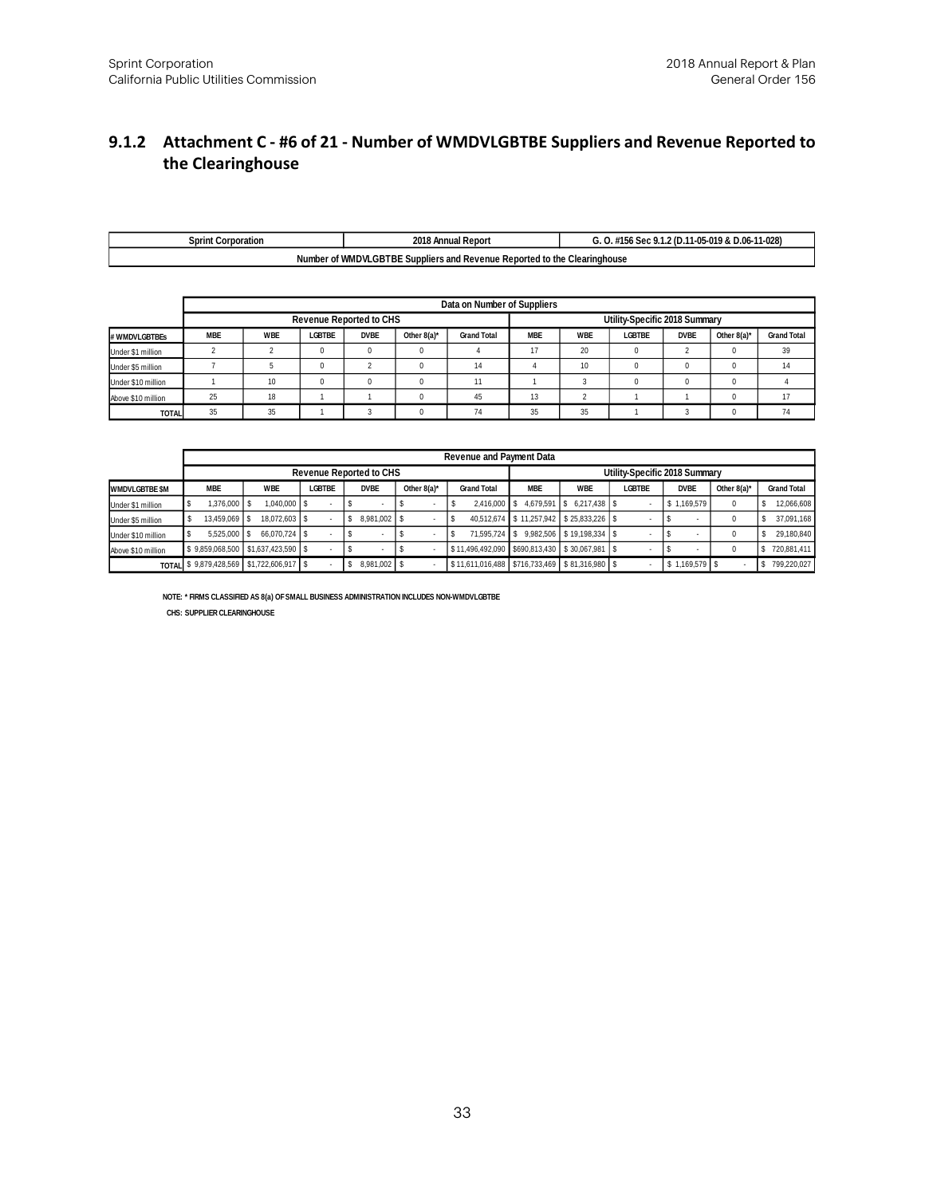## 9.1.2 Attachment C - #6 of 21 - Number of WMDVLGBTBE Suppliers and Revenue Reported to the Clearinghouse

| Sprint Corporation | 2018 Annual Report | G. O. #156 Sec 9.1.2 (D.11-05-019 & D.06-11-028) |
|---|---|---|
| Number of WMDVLGBTBE Suppliers and Revenue Reported to the Clearinghouse | | |

| | Data on Number of Suppliers | | | | | | | | | | | |
|---|---|---|---|---|---|---|---|---|---|---|---|---|
| | Revenue Reported to CHS | | | | | | Utility-Specific 2018 Summary | | | | | |
| # WMDVLGBTBEs | MBE | WBE | LGBTBE | DVBE | Other 8(a)* | Grand Total | MBE | WBE | LGBTBE | DVBE | Other 8(a)* | Grand Total |
| Under $1 million | 2 | 2 | 0 | 0 | 0 | 4 | 17 | 20 | 0 | 2 | 0 | 39 |
| Under $5 million | 7 | 5 | 0 | 2 | 0 | 14 | 4 | 10 | 0 | 0 | 0 | 14 |
| Under $10 million | 1 | 10 | 0 | 0 | 0 | 11 | 1 | 3 | 0 | 0 | 0 | 4 |
| Above $10 million | 25 | 18 | 1 | 1 | 0 | 45 | 13 | 2 | 1 | 1 | 0 | 17 |
| TOTAL | 35 | 35 | 1 | 3 | 0 | 74 | 35 | 35 | 1 | 3 | 0 | 74 |

| | Revenue and Payment Data | | | | | | | | | | | |
|---|---|---|---|---|---|---|---|---|---|---|---|---|
| | Revenue Reported to CHS | | | | | | Utility-Specific 2018 Summary | | | | | |
| WMDVLGBTBE $M | MBE | WBE | LGBTBE | DVBE | Other 8(a)* | Grand Total | MBE | WBE | LGBTBE | DVBE | Other 8(a)* | Grand Total |
| Under $1 million | $ 1,376,000 | $ 1,040,000 | $ - | $ - | $ - | $ 2,416,000 | $ 4,679,591 | $ 6,217,438 | $ - | $ 1,169,579 | 0 | $ 12,066,608 |
| Under $5 million | $ 13,459,069 | $ 18,072,603 | $ - | $ 8,981,002 | $ - | $ 40,512,674 | $ 11,257,942 | $ 25,833,226 | $ - | $ - | 0 | $ 37,091,168 |
| Under $10 million | $ 5,525,000 | $ 66,070,724 | $ - | $ - | $ - | $ 71,595,724 | $ 9,982,506 | $ 19,198,334 | $ - | $ - | 0 | $ 29,180,840 |
| Above $10 million | $ 9,859,068,500 | $1,637,423,590 | $ - | $ - | $ - | $ 11,496,492,090 | $690,813,430 | $ 30,067,981 | $ - | $ - | 0 | $ 720,881,411 |
| TOTAL | $ 9,879,428,569 | $1,722,606,917 | $ - | $ 8,981,002 | $ - | $ 11,611,016,488 | $716,733,469 | $ 81,316,980 | $ - | $ 1,169,579 | $ - | $ 799,220,027 |

NOTE: * FIRMS CLASSIFIED AS 8(a) OF SMALL BUSINESS ADMINISTRATION INCLUDES NON-WMDVLGBTBE

CHS: SUPPLIER CLEARINGHOUSE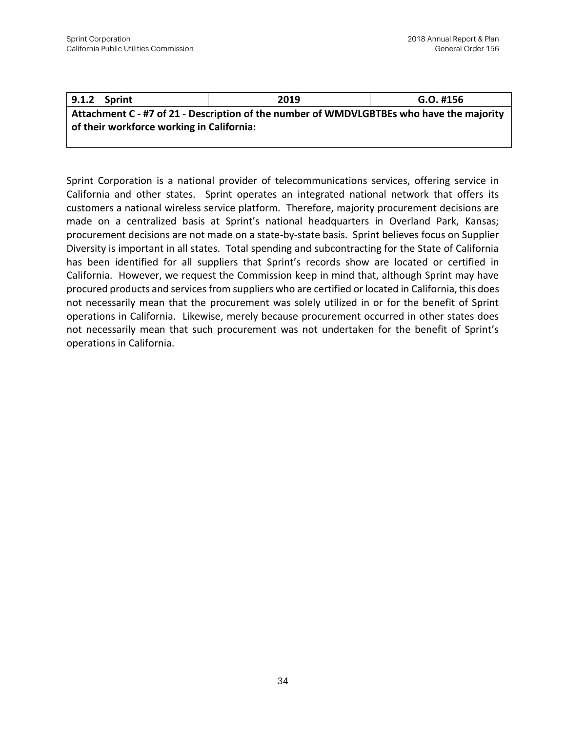| 9.1.2 Sprint | 2019 | G.O. #156 |
|---|---|---|
| **Attachment C - #7 of 21 - Description of the number of WMDVLGBTBEs who have the majority of their workforce working in California:** | | |

Sprint Corporation is a national provider of telecommunications services, offering service in California and other states. Sprint operates an integrated national network that offers its customers a national wireless service platform. Therefore, majority procurement decisions are made on a centralized basis at Sprint's national headquarters in Overland Park, Kansas; procurement decisions are not made on a state-by-state basis. Sprint believes focus on Supplier Diversity is important in all states. Total spending and subcontracting for the State of California has been identified for all suppliers that Sprint's records show are located or certified in California. However, we request the Commission keep in mind that, although Sprint may have procured products and services from suppliers who are certified or located in California, this does not necessarily mean that the procurement was solely utilized in or for the benefit of Sprint operations in California. Likewise, merely because procurement occurred in other states does not necessarily mean that such procurement was not undertaken for the benefit of Sprint's operations in California.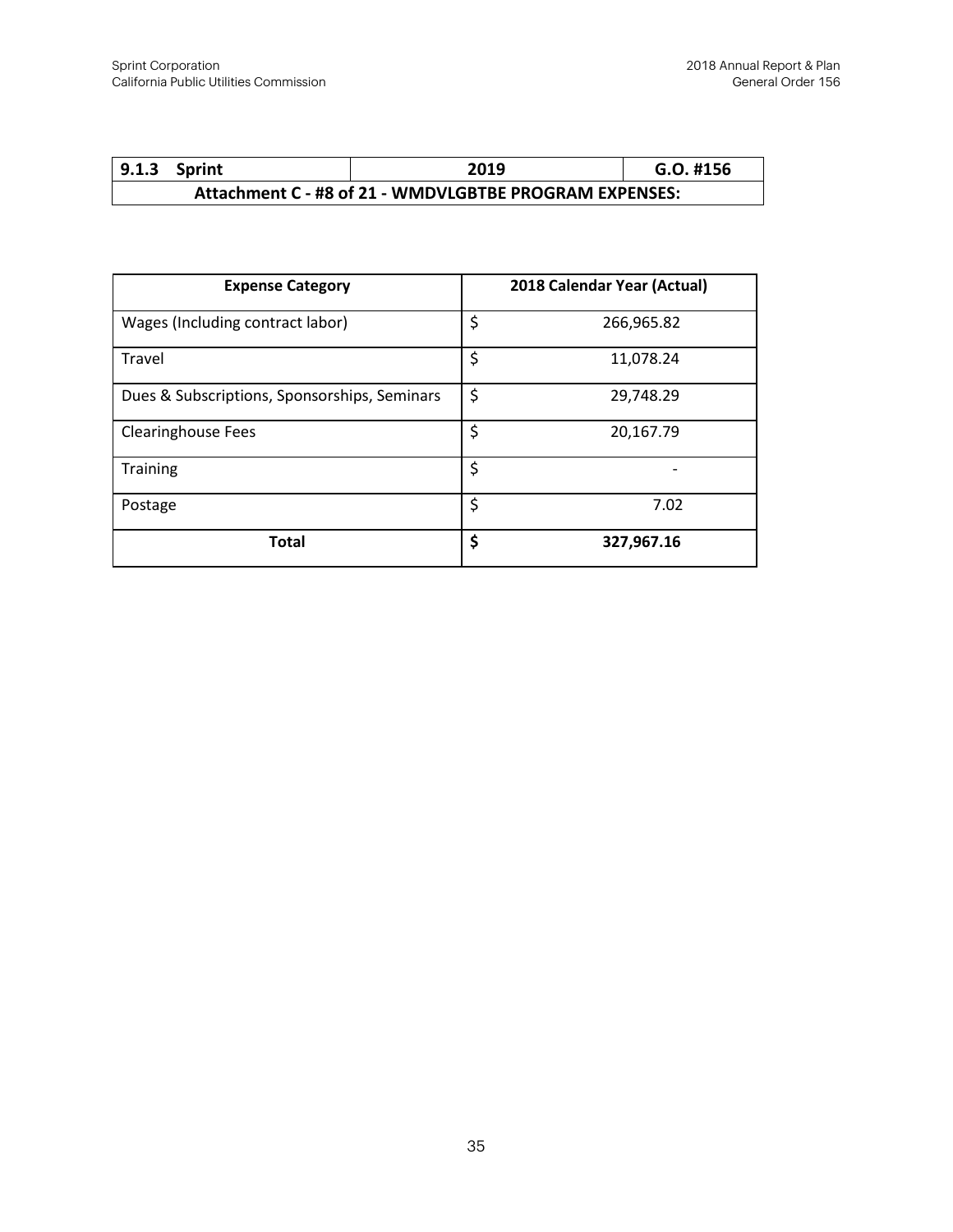| 9.1.3 Sprint | 2019 | G.O. #156 |
|---|---|---|
| **Attachment C - #8 of 21 - WMDVLGBTBE PROGRAM EXPENSES:** | | |

| Expense Category | 2018 Calendar Year (Actual) |
|---|---|
| Wages (Including contract labor) | $ 266,965.82 |
| Travel | $ 11,078.24 |
| Dues & Subscriptions, Sponsorships, Seminars | $ 29,748.29 |
| Clearinghouse Fees | $ 20,167.79 |
| Training | $ - |
| Postage | $ 7.02 |
| **Total** | **$ 327,967.16** |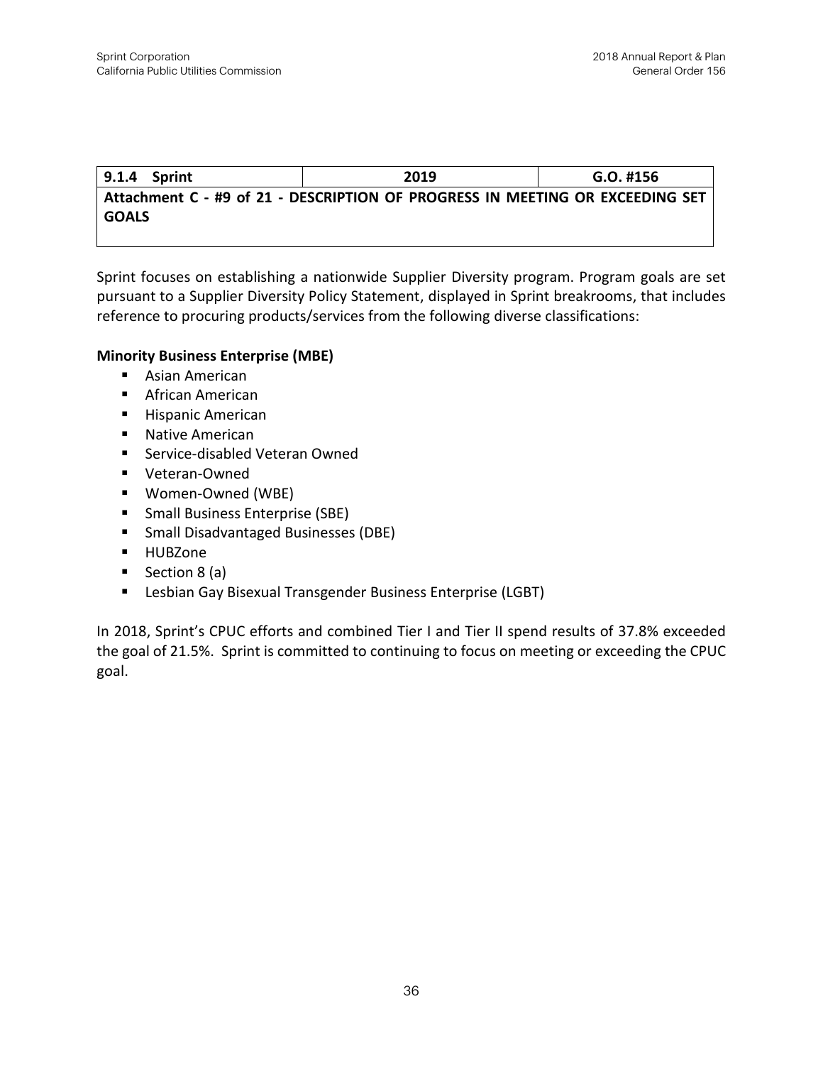| 9.1.4 Sprint | 2019 | G.O. #156 |
| --- | --- | --- |
| **Attachment C - #9 of 21 - DESCRIPTION OF PROGRESS IN MEETING OR EXCEEDING SET GOALS** | | |

Sprint focuses on establishing a nationwide Supplier Diversity program. Program goals are set pursuant to a Supplier Diversity Policy Statement, displayed in Sprint breakrooms, that includes reference to procuring products/services from the following diverse classifications:

**Minority Business Enterprise (MBE)**

- Asian American
- African American
- Hispanic American
- Native American
- Service-disabled Veteran Owned
- Veteran-Owned
- Women-Owned (WBE)
- Small Business Enterprise (SBE)
- Small Disadvantaged Businesses (DBE)
- HUBZone
- Section 8 (a)
- Lesbian Gay Bisexual Transgender Business Enterprise (LGBT)

In 2018, Sprint's CPUC efforts and combined Tier I and Tier II spend results of 37.8% exceeded the goal of 21.5%. Sprint is committed to continuing to focus on meeting or exceeding the CPUC goal.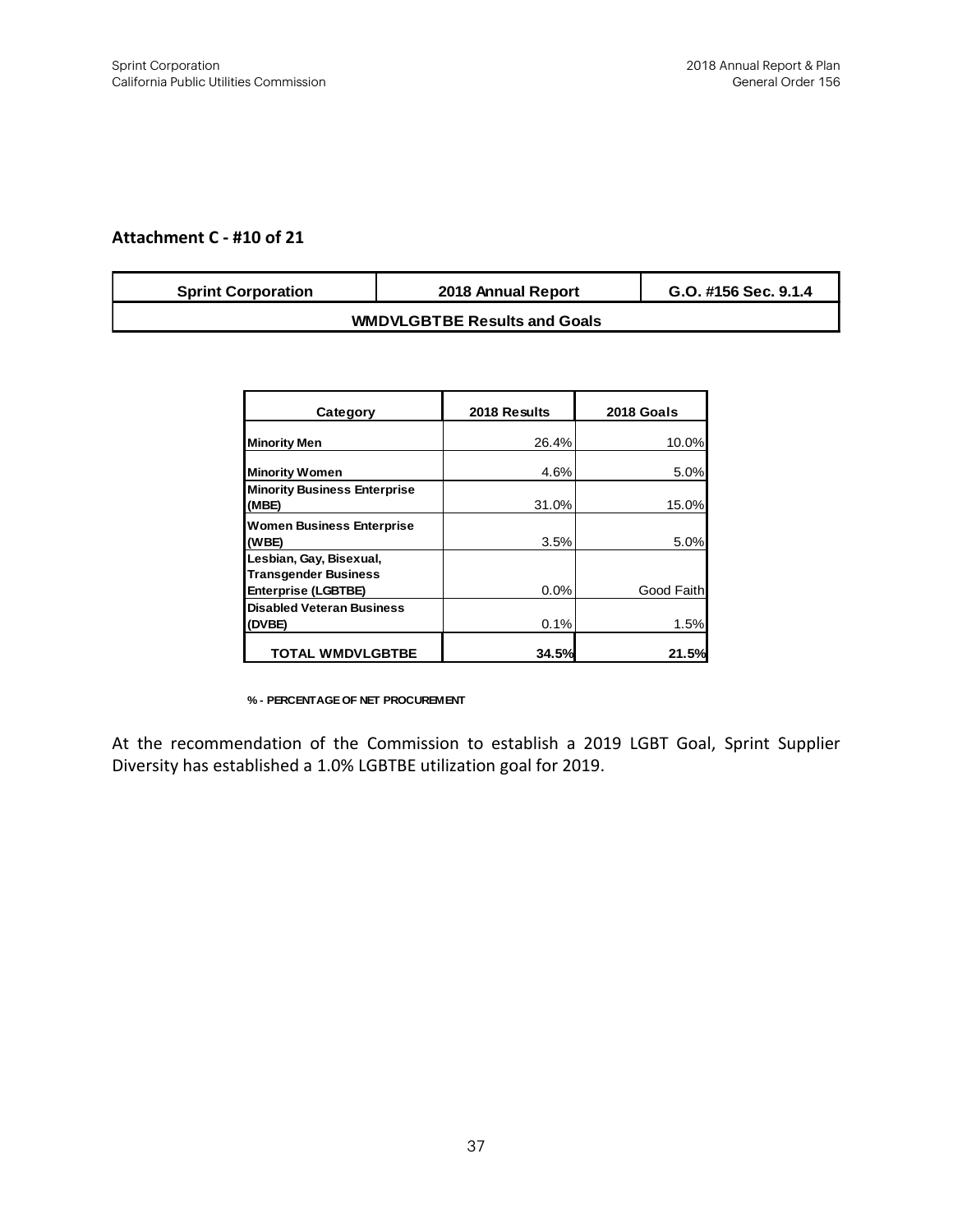**Attachment C - #10 of 21**

| Sprint Corporation | 2018 Annual Report | G.O. #156 Sec. 9.1.4 |
|---|---|---|
| WMDVLGBTBE Results and Goals | | |

| Category | 2018 Results | 2018 Goals |
|---|---|---|
| Minority Men | 26.4% | 10.0% |
| Minority Women | 4.6% | 5.0% |
| Minority Business Enterprise (MBE) | 31.0% | 15.0% |
| Women Business Enterprise (WBE) | 3.5% | 5.0% |
| Lesbian, Gay, Bisexual, Transgender Business Enterprise (LGBTBE) | 0.0% | Good Faith |
| Disabled Veteran Business (DVBE) | 0.1% | 1.5% |
| TOTAL WMDVLGBTBE | 34.5% | 21.5% |

% - PERCENTAGE OF NET PROCUREMENT

At the recommendation of the Commission to establish a 2019 LGBT Goal, Sprint Supplier Diversity has established a 1.0% LGBTBE utilization goal for 2019.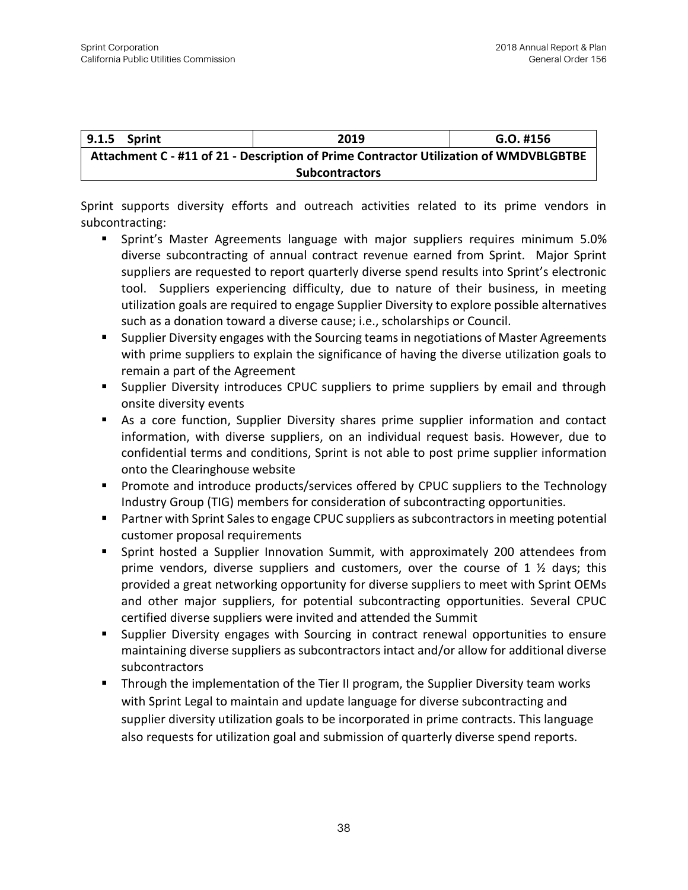| 9.1.5 Sprint | 2019 | G.O. #156 |
|---|---|---|
| Attachment C - #11 of 21 - Description of Prime Contractor Utilization of WMDVBLGBTBE Subcontractors | | |

Sprint supports diversity efforts and outreach activities related to its prime vendors in subcontracting:

- Sprint's Master Agreements language with major suppliers requires minimum 5.0% diverse subcontracting of annual contract revenue earned from Sprint. Major Sprint suppliers are requested to report quarterly diverse spend results into Sprint's electronic tool. Suppliers experiencing difficulty, due to nature of their business, in meeting utilization goals are required to engage Supplier Diversity to explore possible alternatives such as a donation toward a diverse cause; i.e., scholarships or Council.
- Supplier Diversity engages with the Sourcing teams in negotiations of Master Agreements with prime suppliers to explain the significance of having the diverse utilization goals to remain a part of the Agreement
- Supplier Diversity introduces CPUC suppliers to prime suppliers by email and through onsite diversity events
- As a core function, Supplier Diversity shares prime supplier information and contact information, with diverse suppliers, on an individual request basis. However, due to confidential terms and conditions, Sprint is not able to post prime supplier information onto the Clearinghouse website
- Promote and introduce products/services offered by CPUC suppliers to the Technology Industry Group (TIG) members for consideration of subcontracting opportunities.
- Partner with Sprint Sales to engage CPUC suppliers as subcontractors in meeting potential customer proposal requirements
- Sprint hosted a Supplier Innovation Summit, with approximately 200 attendees from prime vendors, diverse suppliers and customers, over the course of 1 ½ days; this provided a great networking opportunity for diverse suppliers to meet with Sprint OEMs and other major suppliers, for potential subcontracting opportunities. Several CPUC certified diverse suppliers were invited and attended the Summit
- Supplier Diversity engages with Sourcing in contract renewal opportunities to ensure maintaining diverse suppliers as subcontractors intact and/or allow for additional diverse subcontractors
- Through the implementation of the Tier II program, the Supplier Diversity team works with Sprint Legal to maintain and update language for diverse subcontracting and supplier diversity utilization goals to be incorporated in prime contracts. This language also requests for utilization goal and submission of quarterly diverse spend reports.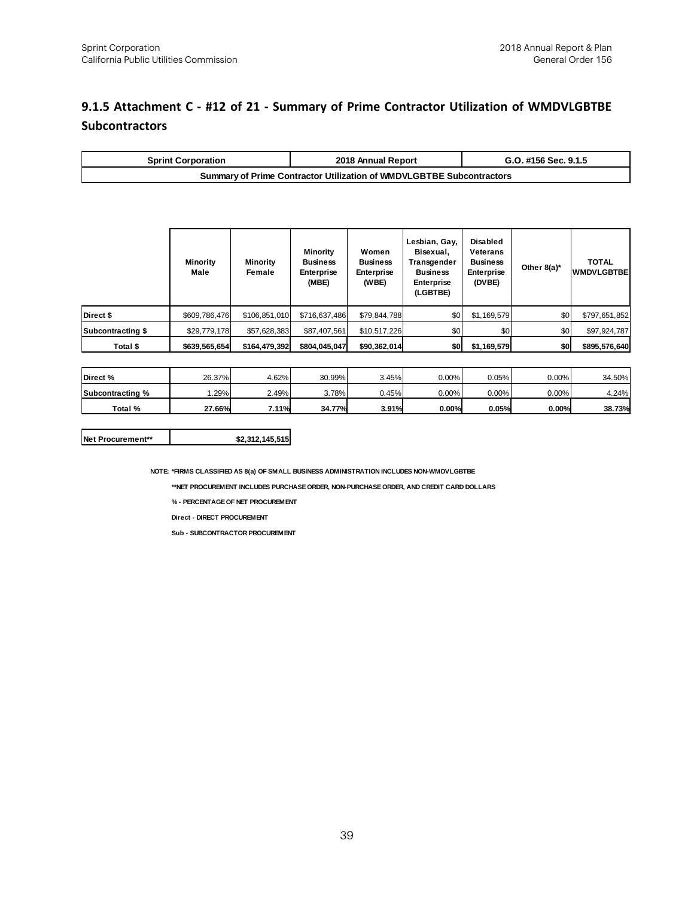## 9.1.5 Attachment C - #12 of 21 - Summary of Prime Contractor Utilization of WMDVLGBTBE Subcontractors

| Sprint Corporation | 2018 Annual Report | G.O. #156 Sec. 9.1.5 |
|---|---|---|
| Summary of Prime Contractor Utilization of WMDVLGBTBE Subcontractors | | |

| | Minority Male | Minority Female | Minority Business Enterprise (MBE) | Women Business Enterprise (WBE) | Lesbian, Gay, Bisexual, Transgender Business Enterprise (LGBTBE) | Disabled Veterans Business Enterprise (DVBE) | Other 8(a)* | TOTAL WMDVLGBTBE |
|---|---|---|---|---|---|---|---|---|
| Direct $ | $609,786,476 | $106,851,010 | $716,637,486 | $79,844,788 | $0 | $1,169,579 | $0 | $797,651,852 |
| Subcontracting $ | $29,779,178 | $57,628,383 | $87,407,561 | $10,517,226 | $0 | $0 | $0 | $97,924,787 |
| **Total $** | **$639,565,654** | **$164,479,392** | **$804,045,047** | **$90,362,014** | **$0** | **$1,169,579** | **$0** | **$895,576,640** |
| | | | | | | | | |
| Direct % | 26.37% | 4.62% | 30.99% | 3.45% | 0.00% | 0.05% | 0.00% | 34.50% |
| Subcontracting % | 1.29% | 2.49% | 3.78% | 0.45% | 0.00% | 0.00% | 0.00% | 4.24% |
| **Total %** | **27.66%** | **7.11%** | **34.77%** | **3.91%** | **0.00%** | **0.05%** | **0.00%** | **38.73%** |

| Net Procurement** | $2,312,145,515 |
|---|---|

NOTE: *FIRMS CLASSIFIED AS 8(a) OF SMALL BUSINESS ADMINISTRATION INCLUDES NON-WMDVLGBTBE

**NET PROCUREMENT INCLUDES PURCHASE ORDER, NON-PURCHASE ORDER, AND CREDIT CARD DOLLARS

% - PERCENTAGE OF NET PROCUREMENT

Direct - DIRECT PROCUREMENT

Sub - SUBCONTRACTOR PROCUREMENT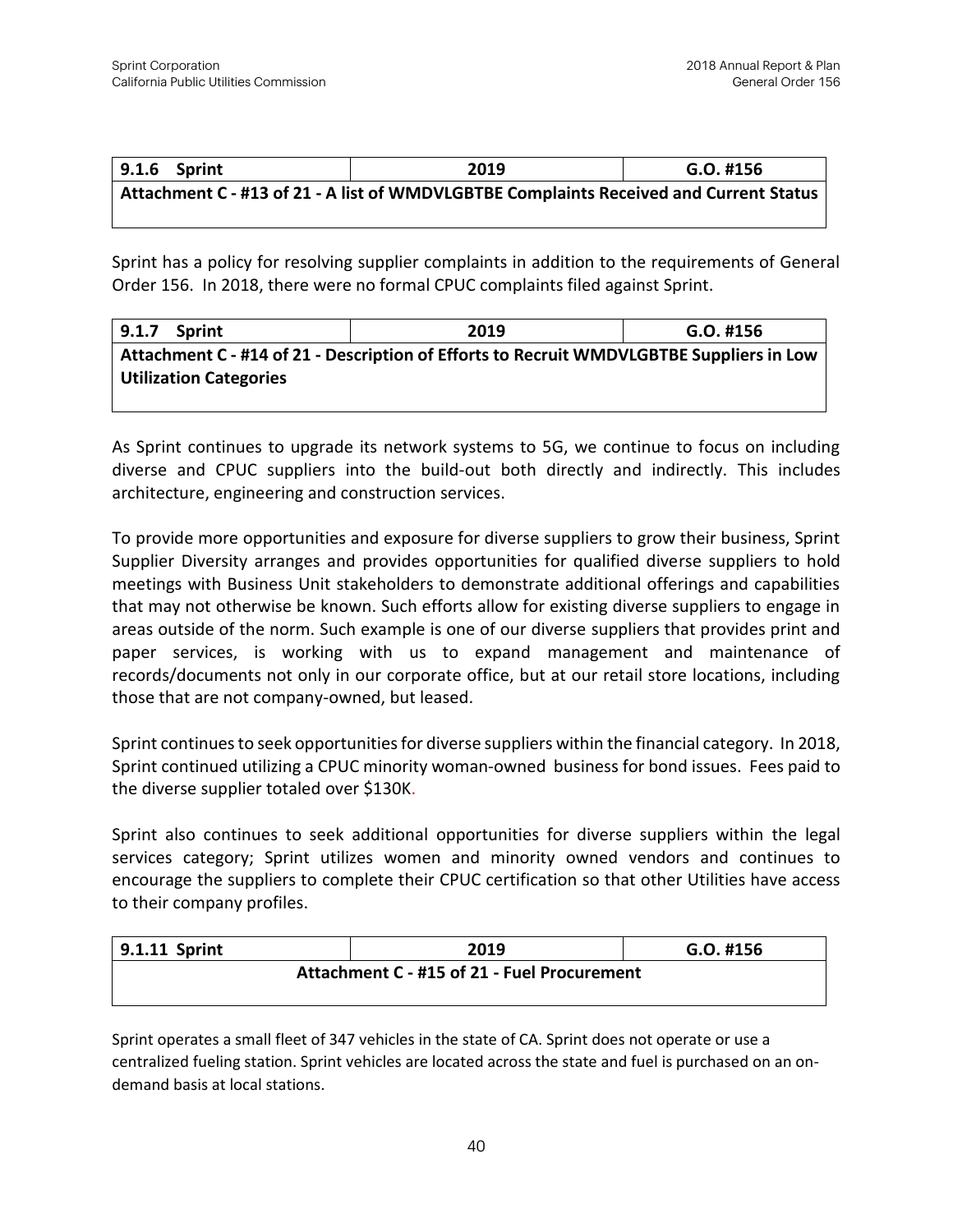| 9.1.6 Sprint | 2019 | G.O. #156 |
|---|---|---|
| **Attachment C - #13 of 21 - A list of WMDVLGBTBE Complaints Received and Current Status** | | |

Sprint has a policy for resolving supplier complaints in addition to the requirements of General Order 156. In 2018, there were no formal CPUC complaints filed against Sprint.

| 9.1.7 Sprint | 2019 | G.O. #156 |
|---|---|---|
| **Attachment C - #14 of 21 - Description of Efforts to Recruit WMDVLGBTBE Suppliers in Low Utilization Categories** | | |

As Sprint continues to upgrade its network systems to 5G, we continue to focus on including diverse and CPUC suppliers into the build-out both directly and indirectly. This includes architecture, engineering and construction services.

To provide more opportunities and exposure for diverse suppliers to grow their business, Sprint Supplier Diversity arranges and provides opportunities for qualified diverse suppliers to hold meetings with Business Unit stakeholders to demonstrate additional offerings and capabilities that may not otherwise be known. Such efforts allow for existing diverse suppliers to engage in areas outside of the norm. Such example is one of our diverse suppliers that provides print and paper services, is working with us to expand management and maintenance of records/documents not only in our corporate office, but at our retail store locations, including those that are not company-owned, but leased.

Sprint continues to seek opportunities for diverse suppliers within the financial category. In 2018, Sprint continued utilizing a CPUC minority woman-owned business for bond issues. Fees paid to the diverse supplier totaled over $130K.

Sprint also continues to seek additional opportunities for diverse suppliers within the legal services category; Sprint utilizes women and minority owned vendors and continues to encourage the suppliers to complete their CPUC certification so that other Utilities have access to their company profiles.

| 9.1.11 Sprint | 2019 | G.O. #156 |
|---|---|---|
| **Attachment C - #15 of 21 - Fuel Procurement** | | |

Sprint operates a small fleet of 347 vehicles in the state of CA. Sprint does not operate or use a centralized fueling station. Sprint vehicles are located across the state and fuel is purchased on an on-demand basis at local stations.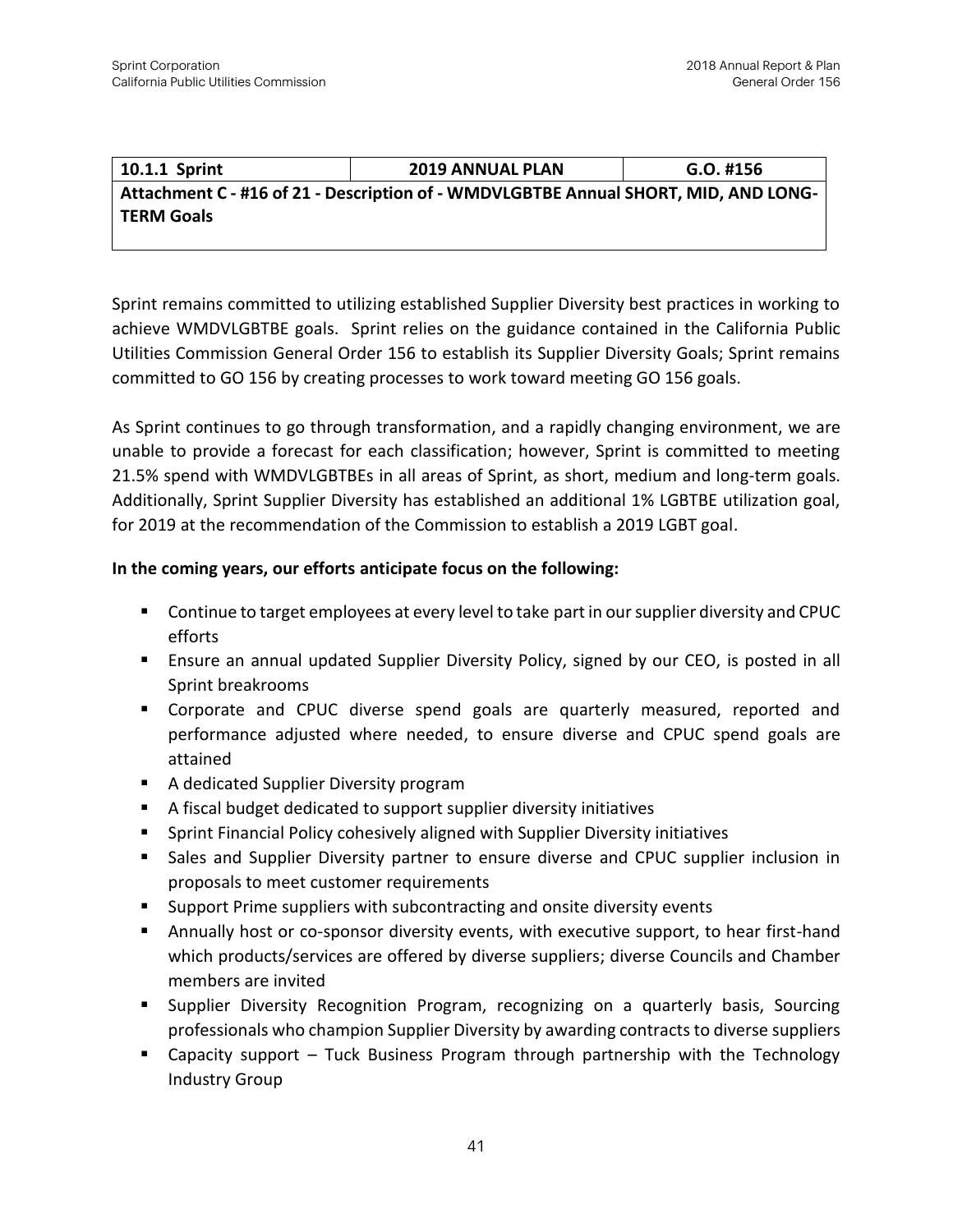| 10.1.1 Sprint | 2019 ANNUAL PLAN | G.O. #156 |
|---|---|---|
| **Attachment C - #16 of 21 - Description of - WMDVLGBTBE Annual SHORT, MID, AND LONG-TERM Goals** | | |

Sprint remains committed to utilizing established Supplier Diversity best practices in working to achieve WMDVLGBTBE goals. Sprint relies on the guidance contained in the California Public Utilities Commission General Order 156 to establish its Supplier Diversity Goals; Sprint remains committed to GO 156 by creating processes to work toward meeting GO 156 goals.

As Sprint continues to go through transformation, and a rapidly changing environment, we are unable to provide a forecast for each classification; however, Sprint is committed to meeting 21.5% spend with WMDVLGBTBEs in all areas of Sprint, as short, medium and long-term goals. Additionally, Sprint Supplier Diversity has established an additional 1% LGBTBE utilization goal, for 2019 at the recommendation of the Commission to establish a 2019 LGBT goal.

**In the coming years, our efforts anticipate focus on the following:**

- Continue to target employees at every level to take part in our supplier diversity and CPUC efforts
- Ensure an annual updated Supplier Diversity Policy, signed by our CEO, is posted in all Sprint breakrooms
- Corporate and CPUC diverse spend goals are quarterly measured, reported and performance adjusted where needed, to ensure diverse and CPUC spend goals are attained
- A dedicated Supplier Diversity program
- A fiscal budget dedicated to support supplier diversity initiatives
- Sprint Financial Policy cohesively aligned with Supplier Diversity initiatives
- Sales and Supplier Diversity partner to ensure diverse and CPUC supplier inclusion in proposals to meet customer requirements
- Support Prime suppliers with subcontracting and onsite diversity events
- Annually host or co-sponsor diversity events, with executive support, to hear first-hand which products/services are offered by diverse suppliers; diverse Councils and Chamber members are invited
- Supplier Diversity Recognition Program, recognizing on a quarterly basis, Sourcing professionals who champion Supplier Diversity by awarding contracts to diverse suppliers
- Capacity support – Tuck Business Program through partnership with the Technology Industry Group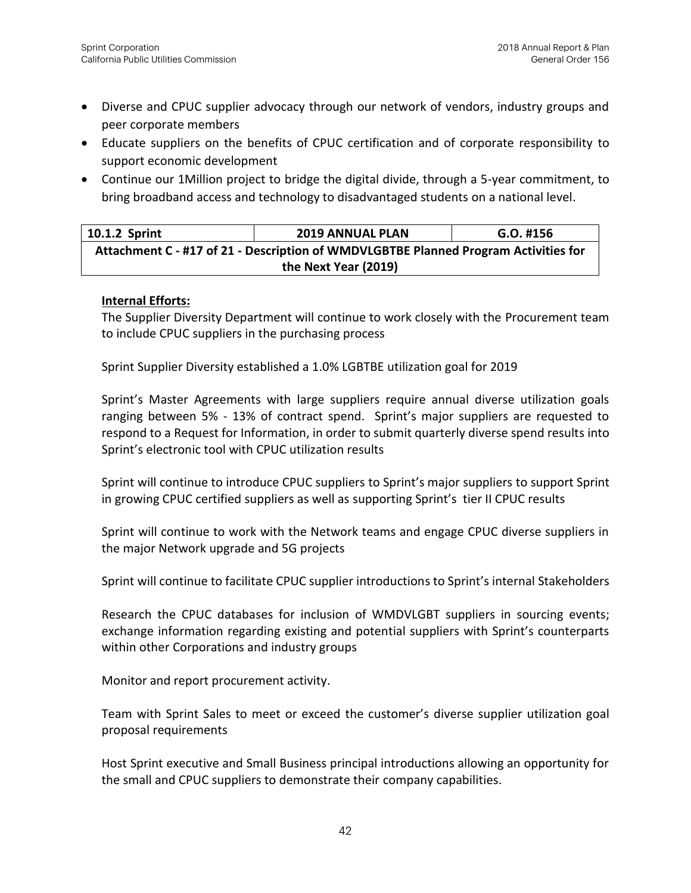- Diverse and CPUC supplier advocacy through our network of vendors, industry groups and peer corporate members
- Educate suppliers on the benefits of CPUC certification and of corporate responsibility to support economic development
- Continue our 1Million project to bridge the digital divide, through a 5-year commitment, to bring broadband access and technology to disadvantaged students on a national level.

| 10.1.2 Sprint | 2019 ANNUAL PLAN | G.O. #156 |
|---|---|---|
| **Attachment C - #17 of 21 - Description of WMDVLGBTBE Planned Program Activities for the Next Year (2019)** | | |

**Internal Efforts:**

The Supplier Diversity Department will continue to work closely with the Procurement team to include CPUC suppliers in the purchasing process

Sprint Supplier Diversity established a 1.0% LGBTBE utilization goal for 2019

Sprint's Master Agreements with large suppliers require annual diverse utilization goals ranging between 5% - 13% of contract spend. Sprint's major suppliers are requested to respond to a Request for Information, in order to submit quarterly diverse spend results into Sprint's electronic tool with CPUC utilization results

Sprint will continue to introduce CPUC suppliers to Sprint's major suppliers to support Sprint in growing CPUC certified suppliers as well as supporting Sprint's tier II CPUC results

Sprint will continue to work with the Network teams and engage CPUC diverse suppliers in the major Network upgrade and 5G projects

Sprint will continue to facilitate CPUC supplier introductions to Sprint's internal Stakeholders

Research the CPUC databases for inclusion of WMDVLGBT suppliers in sourcing events; exchange information regarding existing and potential suppliers with Sprint's counterparts within other Corporations and industry groups

Monitor and report procurement activity.

Team with Sprint Sales to meet or exceed the customer's diverse supplier utilization goal proposal requirements

Host Sprint executive and Small Business principal introductions allowing an opportunity for the small and CPUC suppliers to demonstrate their company capabilities.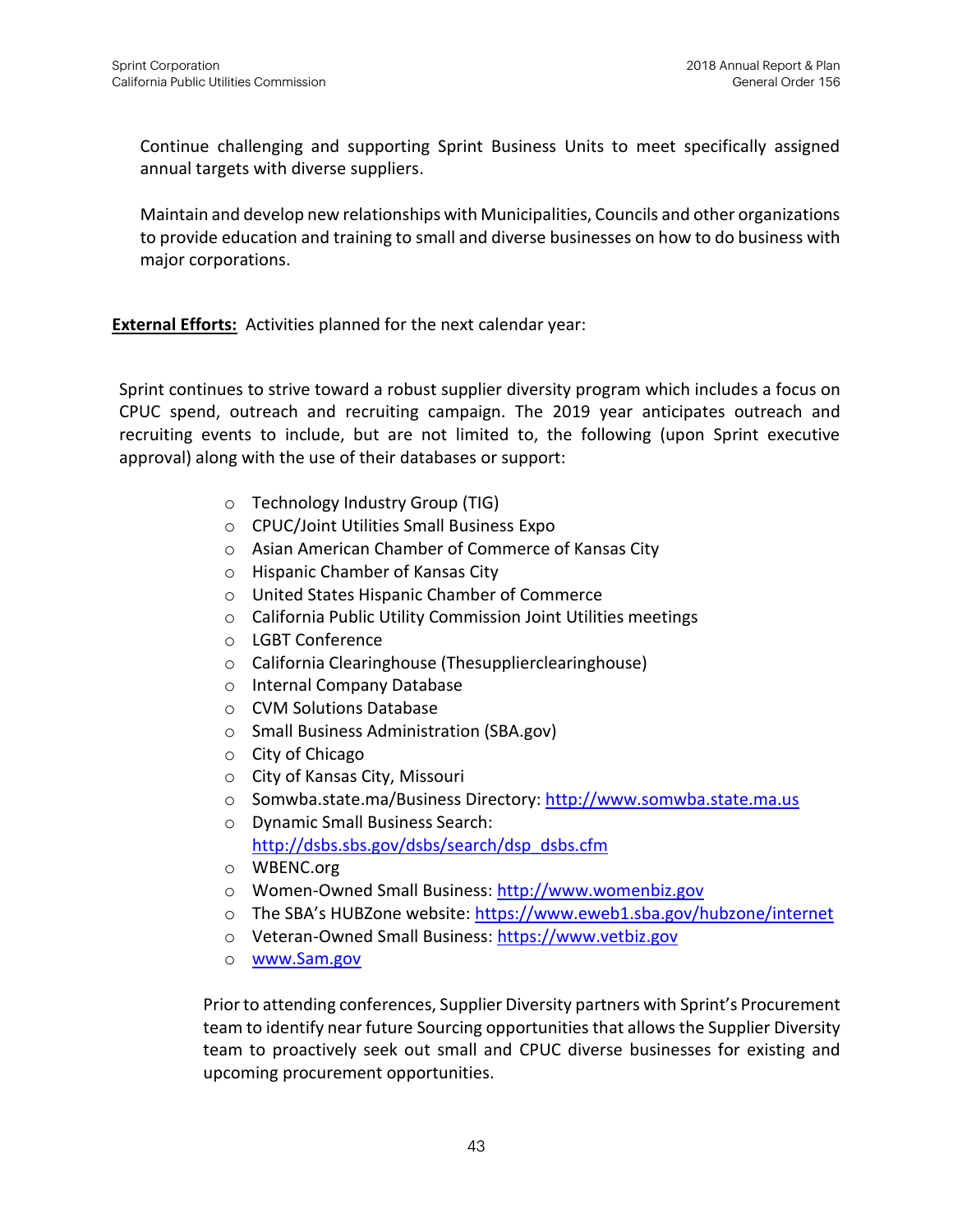Continue challenging and supporting Sprint Business Units to meet specifically assigned annual targets with diverse suppliers.

Maintain and develop new relationships with Municipalities, Councils and other organizations to provide education and training to small and diverse businesses on how to do business with major corporations.

**External Efforts:** Activities planned for the next calendar year:

Sprint continues to strive toward a robust supplier diversity program which includes a focus on CPUC spend, outreach and recruiting campaign. The 2019 year anticipates outreach and recruiting events to include, but are not limited to, the following (upon Sprint executive approval) along with the use of their databases or support:

- Technology Industry Group (TIG)
- CPUC/Joint Utilities Small Business Expo
- Asian American Chamber of Commerce of Kansas City
- Hispanic Chamber of Kansas City
- United States Hispanic Chamber of Commerce
- California Public Utility Commission Joint Utilities meetings
- LGBT Conference
- California Clearinghouse (Thesupplierclearinghouse)
- Internal Company Database
- CVM Solutions Database
- Small Business Administration (SBA.gov)
- City of Chicago
- City of Kansas City, Missouri
- Somwba.state.ma/Business Directory: http://www.somwba.state.ma.us
- Dynamic Small Business Search: http://dsbs.sbs.gov/dsbs/search/dsp_dsbs.cfm
- WBENC.org
- Women-Owned Small Business: http://www.womenbiz.gov
- The SBA's HUBZone website: https://www.eweb1.sba.gov/hubzone/internet
- Veteran-Owned Small Business: https://www.vetbiz.gov
- www.Sam.gov

Prior to attending conferences, Supplier Diversity partners with Sprint's Procurement team to identify near future Sourcing opportunities that allows the Supplier Diversity team to proactively seek out small and CPUC diverse businesses for existing and upcoming procurement opportunities.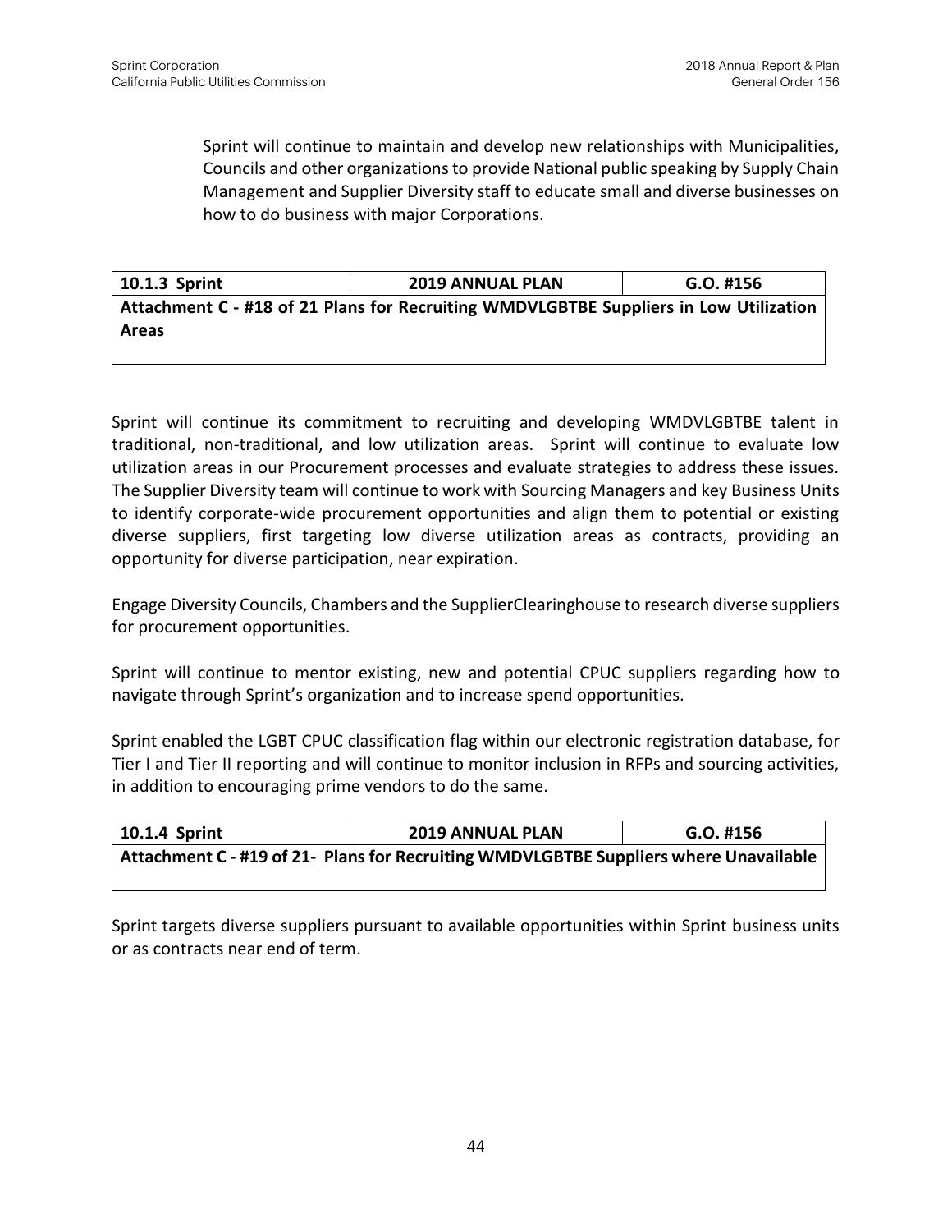Sprint will continue to maintain and develop new relationships with Municipalities, Councils and other organizations to provide National public speaking by Supply Chain Management and Supplier Diversity staff to educate small and diverse businesses on how to do business with major Corporations.

| 10.1.3 Sprint | 2019 ANNUAL PLAN | G.O. #156 |
|---|---|---|
| **Attachment C - #18 of 21 Plans for Recruiting WMDVLGBTBE Suppliers in Low Utilization Areas** | | |

Sprint will continue its commitment to recruiting and developing WMDVLGBTBE talent in traditional, non-traditional, and low utilization areas. Sprint will continue to evaluate low utilization areas in our Procurement processes and evaluate strategies to address these issues. The Supplier Diversity team will continue to work with Sourcing Managers and key Business Units to identify corporate-wide procurement opportunities and align them to potential or existing diverse suppliers, first targeting low diverse utilization areas as contracts, providing an opportunity for diverse participation, near expiration.

Engage Diversity Councils, Chambers and the SupplierClearinghouse to research diverse suppliers for procurement opportunities.

Sprint will continue to mentor existing, new and potential CPUC suppliers regarding how to navigate through Sprint's organization and to increase spend opportunities.

Sprint enabled the LGBT CPUC classification flag within our electronic registration database, for Tier I and Tier II reporting and will continue to monitor inclusion in RFPs and sourcing activities, in addition to encouraging prime vendors to do the same.

| 10.1.4 Sprint | 2019 ANNUAL PLAN | G.O. #156 |
|---|---|---|
| **Attachment C - #19 of 21- Plans for Recruiting WMDVLGBTBE Suppliers where Unavailable** | | |

Sprint targets diverse suppliers pursuant to available opportunities within Sprint business units or as contracts near end of term.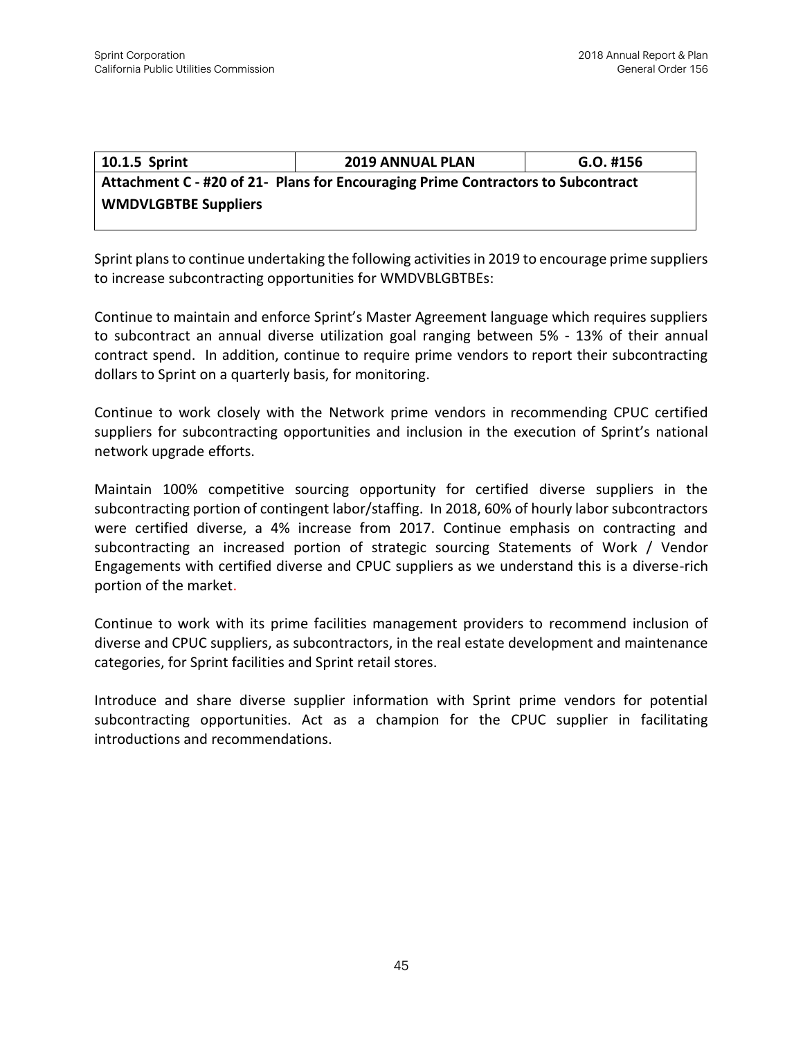| 10.1.5 Sprint | 2019 ANNUAL PLAN | G.O. #156 |
| --- | --- | --- |
| **Attachment C - #20 of 21- Plans for Encouraging Prime Contractors to Subcontract WMDVLGBTBE Suppliers** | | |

Sprint plans to continue undertaking the following activities in 2019 to encourage prime suppliers to increase subcontracting opportunities for WMDVBLGBTBEs:

Continue to maintain and enforce Sprint's Master Agreement language which requires suppliers to subcontract an annual diverse utilization goal ranging between 5% - 13% of their annual contract spend. In addition, continue to require prime vendors to report their subcontracting dollars to Sprint on a quarterly basis, for monitoring.

Continue to work closely with the Network prime vendors in recommending CPUC certified suppliers for subcontracting opportunities and inclusion in the execution of Sprint's national network upgrade efforts.

Maintain 100% competitive sourcing opportunity for certified diverse suppliers in the subcontracting portion of contingent labor/staffing. In 2018, 60% of hourly labor subcontractors were certified diverse, a 4% increase from 2017. Continue emphasis on contracting and subcontracting an increased portion of strategic sourcing Statements of Work / Vendor Engagements with certified diverse and CPUC suppliers as we understand this is a diverse-rich portion of the market.

Continue to work with its prime facilities management providers to recommend inclusion of diverse and CPUC suppliers, as subcontractors, in the real estate development and maintenance categories, for Sprint facilities and Sprint retail stores.

Introduce and share diverse supplier information with Sprint prime vendors for potential subcontracting opportunities. Act as a champion for the CPUC supplier in facilitating introductions and recommendations.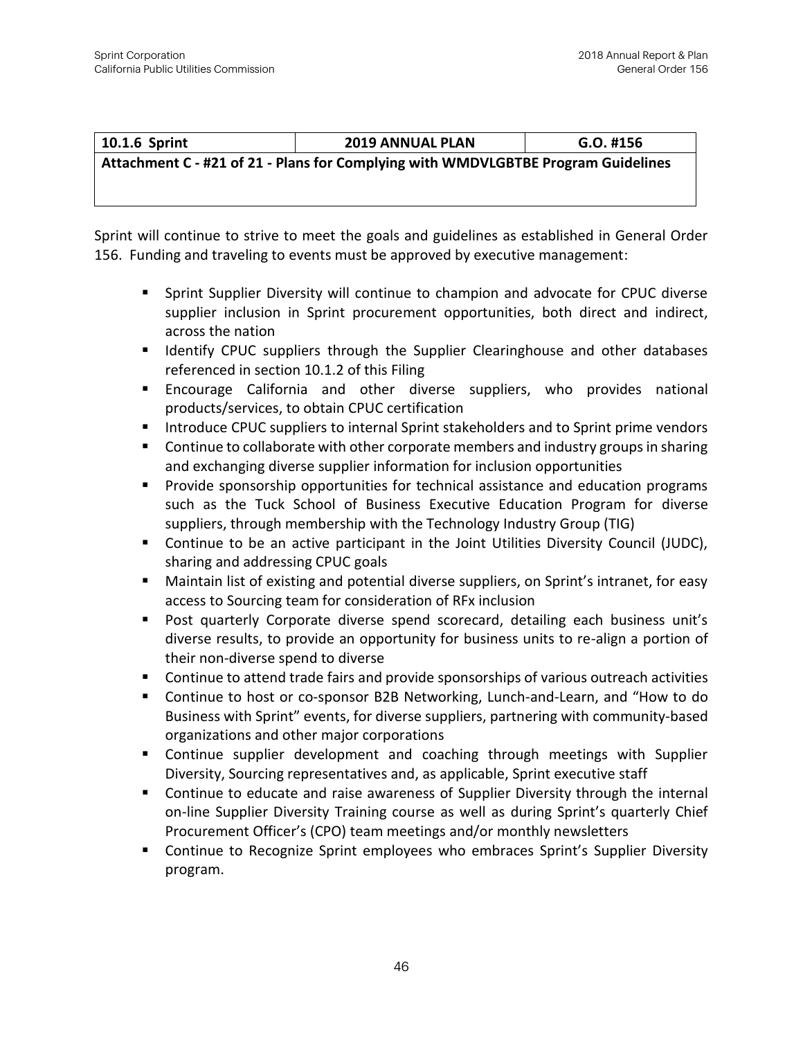| 10.1.6 Sprint | 2019 ANNUAL PLAN | G.O. #156 |
| --- | --- | --- |
| **Attachment C - #21 of 21 - Plans for Complying with WMDVLGBTBE Program Guidelines** | | |

Sprint will continue to strive to meet the goals and guidelines as established in General Order 156. Funding and traveling to events must be approved by executive management:

- Sprint Supplier Diversity will continue to champion and advocate for CPUC diverse supplier inclusion in Sprint procurement opportunities, both direct and indirect, across the nation
- Identify CPUC suppliers through the Supplier Clearinghouse and other databases referenced in section 10.1.2 of this Filing
- Encourage California and other diverse suppliers, who provides national products/services, to obtain CPUC certification
- Introduce CPUC suppliers to internal Sprint stakeholders and to Sprint prime vendors
- Continue to collaborate with other corporate members and industry groups in sharing and exchanging diverse supplier information for inclusion opportunities
- Provide sponsorship opportunities for technical assistance and education programs such as the Tuck School of Business Executive Education Program for diverse suppliers, through membership with the Technology Industry Group (TIG)
- Continue to be an active participant in the Joint Utilities Diversity Council (JUDC), sharing and addressing CPUC goals
- Maintain list of existing and potential diverse suppliers, on Sprint's intranet, for easy access to Sourcing team for consideration of RFx inclusion
- Post quarterly Corporate diverse spend scorecard, detailing each business unit's diverse results, to provide an opportunity for business units to re-align a portion of their non-diverse spend to diverse
- Continue to attend trade fairs and provide sponsorships of various outreach activities
- Continue to host or co-sponsor B2B Networking, Lunch-and-Learn, and "How to do Business with Sprint" events, for diverse suppliers, partnering with community-based organizations and other major corporations
- Continue supplier development and coaching through meetings with Supplier Diversity, Sourcing representatives and, as applicable, Sprint executive staff
- Continue to educate and raise awareness of Supplier Diversity through the internal on-line Supplier Diversity Training course as well as during Sprint's quarterly Chief Procurement Officer's (CPO) team meetings and/or monthly newsletters
- Continue to Recognize Sprint employees who embraces Sprint's Supplier Diversity program.